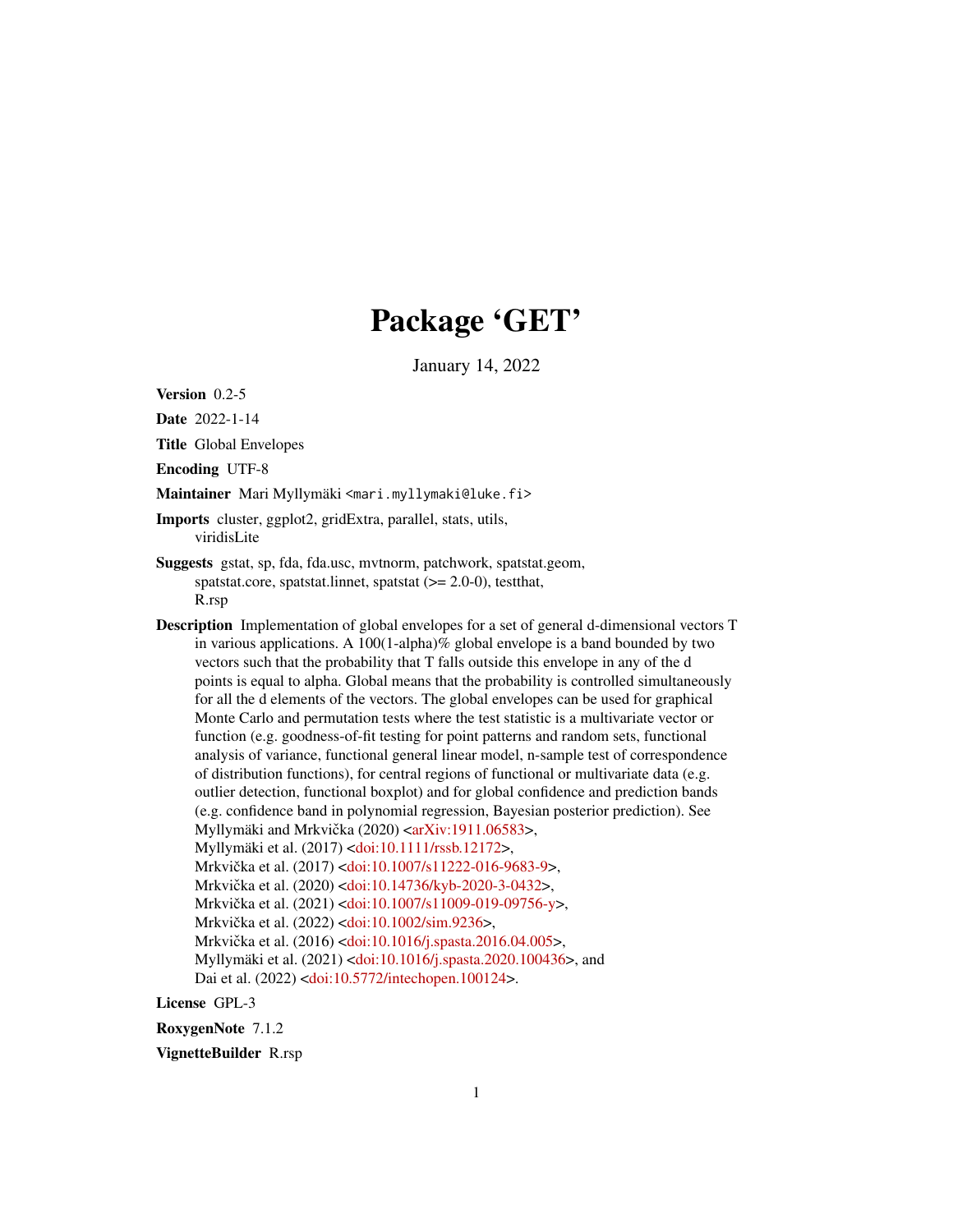# Package 'GET'

January 14, 2022

**Version** 0.2-5

**Date** 2022-1-14

**Title** Global Envelopes

**Encoding** UTF-8

**Maintainer** Mari Myllymäki <mari.myllymaki@luke.fi>

**Imports** cluster, ggplot2, gridExtra, parallel, stats, utils, viridisLite

**Suggests** gstat, sp, fda, fda.usc, mvtnorm, patchwork, spatstat.geom, spatstat.core, spatstat.linnet, spatstat (>= 2.0-0), testthat, R.rsp

**Description** Implementation of global envelopes for a set of general d-dimensional vectors T in various applications. A 100(1-alpha)% global envelope is a band bounded by two vectors such that the probability that T falls outside this envelope in any of the d points is equal to alpha. Global means that the probability is controlled simultaneously for all the d elements of the vectors. The global envelopes can be used for graphical Monte Carlo and permutation tests where the test statistic is a multivariate vector or function (e.g. goodness-of-fit testing for point patterns and random sets, functional analysis of variance, functional general linear model, n-sample test of correspondence of distribution functions), for central regions of functional or multivariate data (e.g. outlier detection, functional boxplot) and for global confidence and prediction bands (e.g. confidence band in polynomial regression, Bayesian posterior prediction). See Myllymäki and Mrkvička (2020) <arXiv:1911.06583>, Myllymäki et al. (2017) <doi:10.1111/rssb.12172>, Mrkvička et al. (2017) <doi:10.1007/s11222-016-9683-9>, Mrkvička et al. (2020) <doi:10.14736/kyb-2020-3-0432>, Mrkvička et al. (2021) <doi:10.1007/s11009-019-09756-y>, Mrkvička et al. (2022) <doi:10.1002/sim.9236>, Mrkvička et al. (2016) <doi:10.1016/j.spasta.2016.04.005>, Myllymäki et al. (2021) <doi:10.1016/j.spasta.2020.100436>, and Dai et al. (2022) <doi:10.5772/intechopen.100124>.

**License** GPL-3

**RoxygenNote** 7.1.2

**VignetteBuilder** R.rsp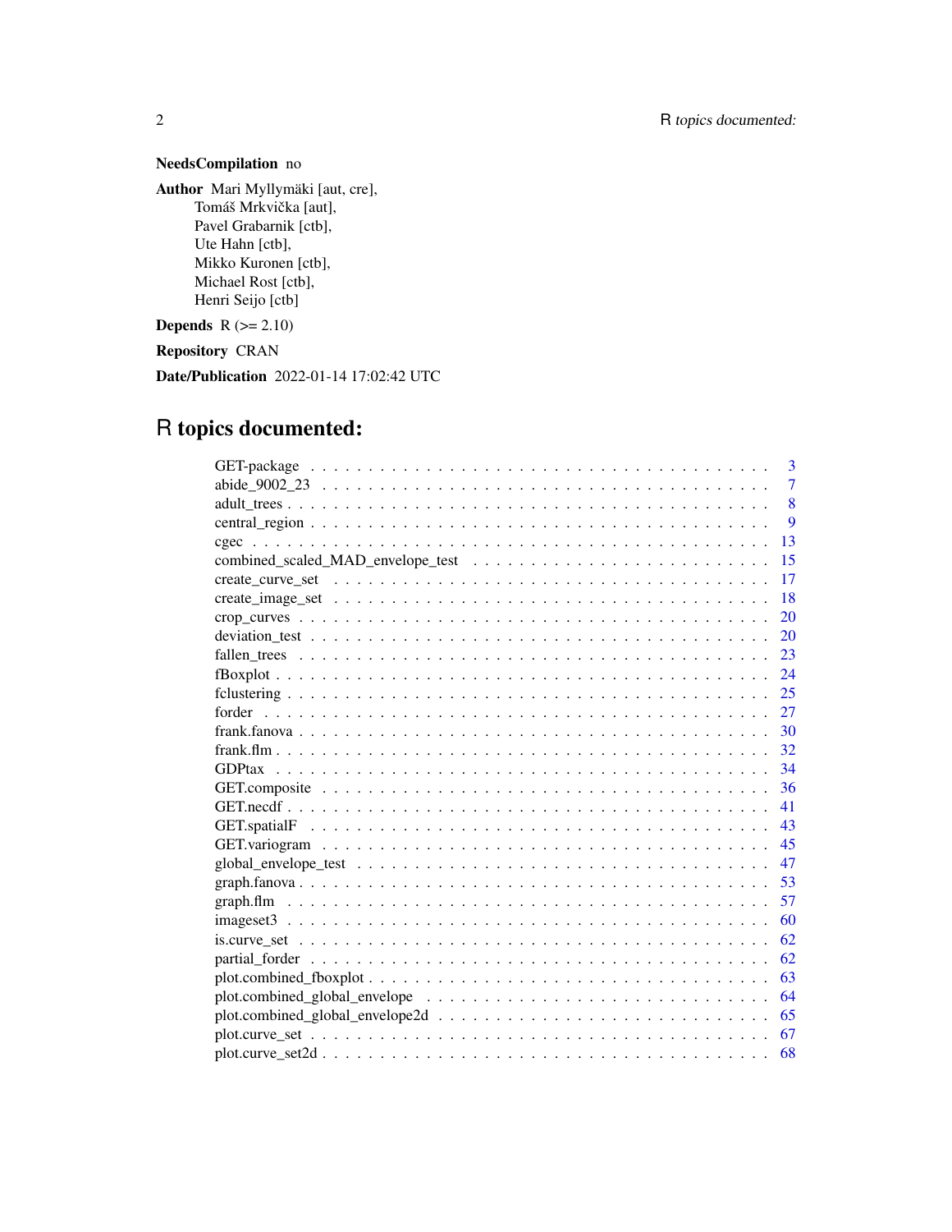**NeedsCompilation** no

**Author** Mari Myllymäki [aut, cre],
Tomáš Mrkvička [aut],
Pavel Grabarnik [ctb],
Ute Hahn [ctb],
Mikko Kuronen [ctb],
Michael Rost [ctb],
Henri Seijo [ctb]

**Depends** R (>= 2.10)

**Repository** CRAN

**Date/Publication** 2022-01-14 17:02:42 UTC

# R topics documented:

| | |
|---|---|
| GET-package | 3 |
| abide_9002_23 | 7 |
| adult_trees | 8 |
| central_region | 9 |
| cgec | 13 |
| combined_scaled_MAD_envelope_test | 15 |
| create_curve_set | 17 |
| create_image_set | 18 |
| crop_curves | 20 |
| deviation_test | 20 |
| fallen_trees | 23 |
| fBoxplot | 24 |
| fclustering | 25 |
| forder | 27 |
| frank.fanova | 30 |
| frank.flm | 32 |
| GDPtax | 34 |
| GET.composite | 36 |
| GET.necdf | 41 |
| GET.spatialF | 43 |
| GET.variogram | 45 |
| global_envelope_test | 47 |
| graph.fanova | 53 |
| graph.flm | 57 |
| imageset3 | 60 |
| is.curve_set | 62 |
| partial_forder | 62 |
| plot.combined_fboxplot | 63 |
| plot.combined_global_envelope | 64 |
| plot.combined_global_envelope2d | 65 |
| plot.curve_set | 67 |
| plot.curve_set2d | 68 |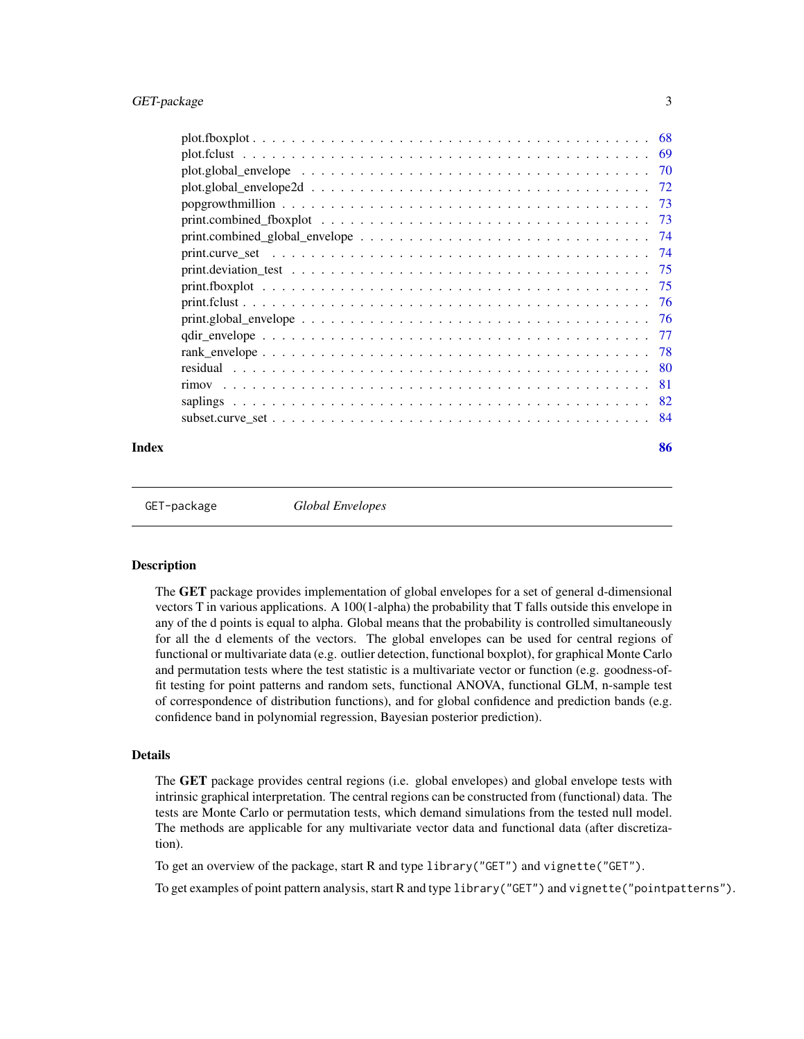plot.fboxplot . . . . . . . . . . . . . . . . . . . . . . . . . . . . . . . . . . . . . . 68
plot.fclust . . . . . . . . . . . . . . . . . . . . . . . . . . . . . . . . . . . . . . . 69
plot.global_envelope . . . . . . . . . . . . . . . . . . . . . . . . . . . . . . . . . . 70
plot.global_envelope2d . . . . . . . . . . . . . . . . . . . . . . . . . . . . . . . . . 72
popgrowthmillion . . . . . . . . . . . . . . . . . . . . . . . . . . . . . . . . . . . . 73
print.combined_fboxplot . . . . . . . . . . . . . . . . . . . . . . . . . . . . . . . . 73
print.combined_global_envelope . . . . . . . . . . . . . . . . . . . . . . . . . . . . 74
print.curve_set . . . . . . . . . . . . . . . . . . . . . . . . . . . . . . . . . . . . . 74
print.deviation_test . . . . . . . . . . . . . . . . . . . . . . . . . . . . . . . . . . 75
print.fboxplot . . . . . . . . . . . . . . . . . . . . . . . . . . . . . . . . . . . . . 75
print.fclust . . . . . . . . . . . . . . . . . . . . . . . . . . . . . . . . . . . . . . 76
print.global_envelope . . . . . . . . . . . . . . . . . . . . . . . . . . . . . . . . . 76
qdir_envelope . . . . . . . . . . . . . . . . . . . . . . . . . . . . . . . . . . . . . 77
rank_envelope . . . . . . . . . . . . . . . . . . . . . . . . . . . . . . . . . . . . . 78
residual . . . . . . . . . . . . . . . . . . . . . . . . . . . . . . . . . . . . . . . . 80
rimov . . . . . . . . . . . . . . . . . . . . . . . . . . . . . . . . . . . . . . . . . . 81
saplings . . . . . . . . . . . . . . . . . . . . . . . . . . . . . . . . . . . . . . . . 82
subset.curve_set . . . . . . . . . . . . . . . . . . . . . . . . . . . . . . . . . . . . 84

**Index** **86**

---

`GET-package` *Global Envelopes*

---

## Description

The **GET** package provides implementation of global envelopes for a set of general d-dimensional vectors T in various applications. A 100(1-alpha) the probability that T falls outside this envelope in any of the d points is equal to alpha. Global means that the probability is controlled simultaneously for all the d elements of the vectors. The global envelopes can be used for central regions of functional or multivariate data (e.g. outlier detection, functional boxplot), for graphical Monte Carlo and permutation tests where the test statistic is a multivariate vector or function (e.g. goodness-of-fit testing for point patterns and random sets, functional ANOVA, functional GLM, n-sample test of correspondence of distribution functions), and for global confidence and prediction bands (e.g. confidence band in polynomial regression, Bayesian posterior prediction).

## Details

The **GET** package provides central regions (i.e. global envelopes) and global envelope tests with intrinsic graphical interpretation. The central regions can be constructed from (functional) data. The tests are Monte Carlo or permutation tests, which demand simulations from the tested null model. The methods are applicable for any multivariate vector data and functional data (after discretization).

To get an overview of the package, start R and type `library("GET")` and `vignette("GET")`.

To get examples of point pattern analysis, start R and type `library("GET")` and `vignette("pointpatterns")`.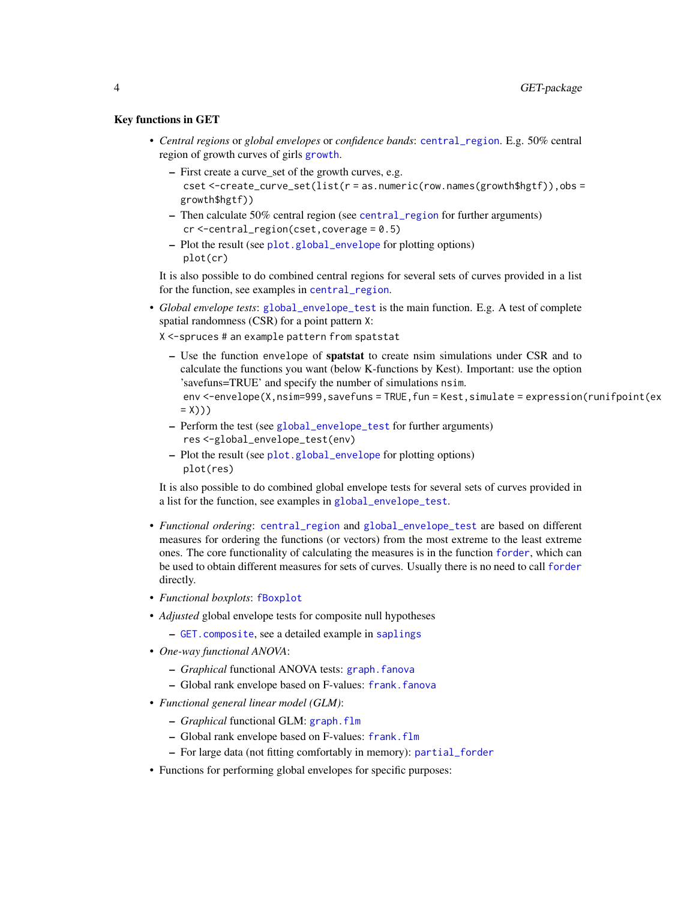### Key functions in GET

- *Central regions* or *global envelopes* or *confidence bands*: `central_region`. E.g. 50% central region of growth curves of girls `growth`.
  - First create a curve_set of the growth curves, e.g.
    `cset <-create_curve_set(list(r = as.numeric(row.names(growth$hgtf)),obs = growth$hgtf))`
  - Then calculate 50% central region (see `central_region` for further arguments)
    `cr <-central_region(cset,coverage = 0.5)`
  - Plot the result (see `plot.global_envelope` for plotting options)
    `plot(cr)`

  It is also possible to do combined central regions for several sets of curves provided in a list for the function, see examples in `central_region`.

- *Global envelope tests*: `global_envelope_test` is the main function. E.g. A test of complete spatial randomness (CSR) for a point pattern `X`:
  `X <-spruces # an example pattern from spatstat`
  - Use the function envelope of **spatstat** to create nsim simulations under CSR and to calculate the functions you want (below K-functions by Kest). Important: use the option 'savefuns=TRUE' and specify the number of simulations `nsim`.
    `env <-envelope(X,nsim=999,savefuns = TRUE,fun = Kest,simulate = expression(runifpoint(ex = X)))`
  - Perform the test (see `global_envelope_test` for further arguments)
    `res <-global_envelope_test(env)`
  - Plot the result (see `plot.global_envelope` for plotting options)
    `plot(res)`

  It is also possible to do combined global envelope tests for several sets of curves provided in a list for the function, see examples in `global_envelope_test`.

- *Functional ordering*: `central_region` and `global_envelope_test` are based on different measures for ordering the functions (or vectors) from the most extreme to the least extreme ones. The core functionality of calculating the measures is in the function `forder`, which can be used to obtain different measures for sets of curves. Usually there is no need to call `forder` directly.
- *Functional boxplots*: `fBoxplot`
- *Adjusted* global envelope tests for composite null hypotheses
  - `GET.composite`, see a detailed example in `saplings`
- *One-way functional ANOVA*:
  - *Graphical* functional ANOVA tests: `graph.fanova`
  - Global rank envelope based on F-values: `frank.fanova`
- *Functional general linear model (GLM)*:
  - *Graphical* functional GLM: `graph.flm`
  - Global rank envelope based on F-values: `frank.flm`
  - For large data (not fitting comfortably in memory): `partial_forder`
- Functions for performing global envelopes for specific purposes: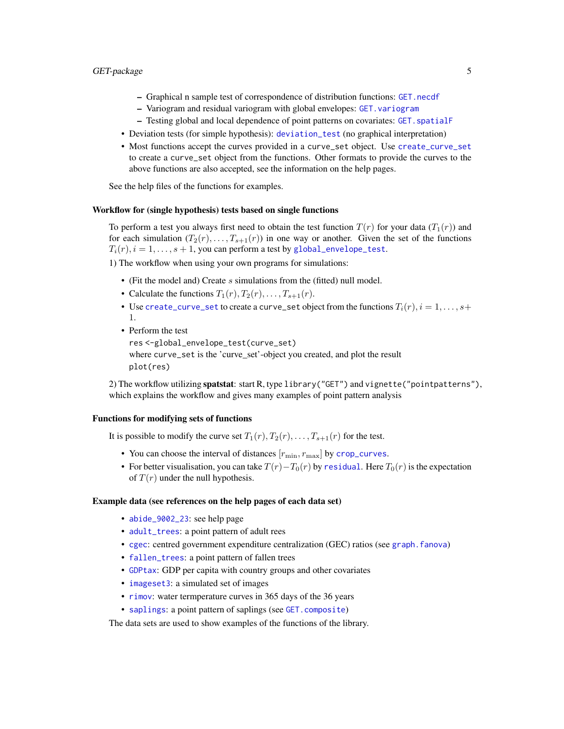- Graphical n sample test of correspondence of distribution functions: `GET.necdf`
  - Variogram and residual variogram with global envelopes: `GET.variogram`
  - Testing global and local dependence of point patterns on covariates: `GET.spatialF`
- Deviation tests (for simple hypothesis): `deviation_test` (no graphical interpretation)
- Most functions accept the curves provided in a `curve_set` object. Use `create_curve_set` to create a `curve_set` object from the functions. Other formats to provide the curves to the above functions are also accepted, see the information on the help pages.

See the help files of the functions for examples.

### Workflow for (single hypothesis) tests based on single functions

To perform a test you always first need to obtain the test function $T(r)$ for your data ($T_1(r)$) and for each simulation ($T_2(r), \dots, T_{s+1}(r)$) in one way or another. Given the set of the functions $T_i(r), i = 1, \dots, s+1$, you can perform a test by `global_envelope_test`.

1) The workflow when using your own programs for simulations:

- (Fit the model and) Create $s$ simulations from the (fitted) null model.
- Calculate the functions $T_1(r), T_2(r), \dots, T_{s+1}(r)$.
- Use `create_curve_set` to create a `curve_set` object from the functions $T_i(r), i = 1, \dots, s+1$.
- Perform the test
  `res <-global_envelope_test(curve_set)`
  where `curve_set` is the 'curve_set'-object you created, and plot the result
  `plot(res)`

2) The workflow utilizing **spatstat**: start R, type `library("GET")` and `vignette("pointpatterns")`, which explains the workflow and gives many examples of point pattern analysis

### Functions for modifying sets of functions

It is possible to modify the curve set $T_1(r), T_2(r), \dots, T_{s+1}(r)$ for the test.

- You can choose the interval of distances $[r_{\min}, r_{\max}]$ by `crop_curves`.
- For better visualisation, you can take $T(r) - T_0(r)$ by `residual`. Here $T_0(r)$ is the expectation of $T(r)$ under the null hypothesis.

### Example data (see references on the help pages of each data set)

- `abide_9002_23`: see help page
- `adult_trees`: a point pattern of adult rees
- `cgec`: centred government expenditure centralization (GEC) ratios (see `graph.fanova`)
- `fallen_trees`: a point pattern of fallen trees
- `GDPtax`: GDP per capita with country groups and other covariates
- `imageset3`: a simulated set of images
- `rimov`: water termperature curves in 365 days of the 36 years
- `saplings`: a point pattern of saplings (see `GET.composite`)

The data sets are used to show examples of the functions of the library.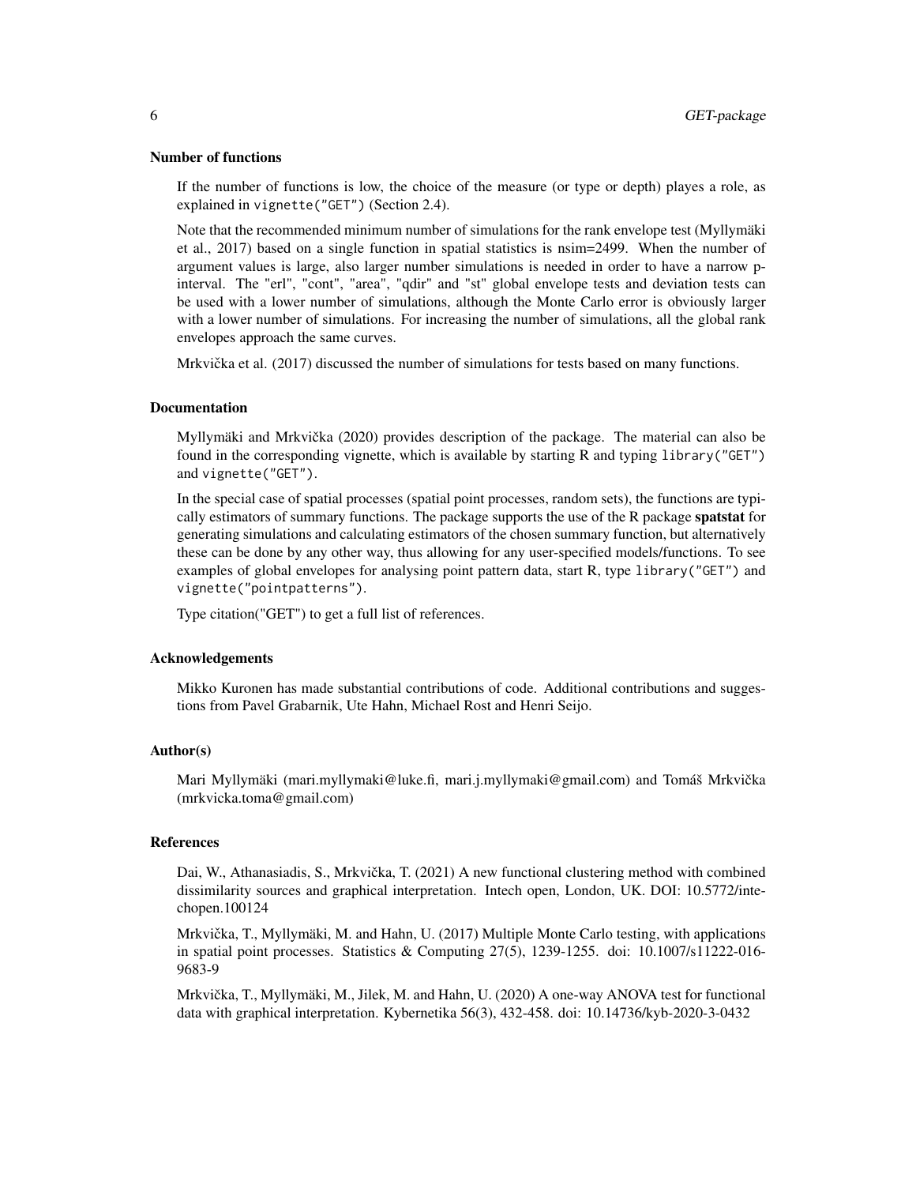### Number of functions

If the number of functions is low, the choice of the measure (or type or depth) playes a role, as explained in `vignette("GET")` (Section 2.4).

Note that the recommended minimum number of simulations for the rank envelope test (Myllymäki et al., 2017) based on a single function in spatial statistics is nsim=2499. When the number of argument values is large, also larger number simulations is needed in order to have a narrow p-interval. The "erl", "cont", "area", "qdir" and "st" global envelope tests and deviation tests can be used with a lower number of simulations, although the Monte Carlo error is obviously larger with a lower number of simulations. For increasing the number of simulations, all the global rank envelopes approach the same curves.

Mrkvička et al. (2017) discussed the number of simulations for tests based on many functions.

### Documentation

Myllymäki and Mrkvička (2020) provides description of the package. The material can also be found in the corresponding vignette, which is available by starting R and typing `library("GET")` and `vignette("GET")`.

In the special case of spatial processes (spatial point processes, random sets), the functions are typically estimators of summary functions. The package supports the use of the R package **spatstat** for generating simulations and calculating estimators of the chosen summary function, but alternatively these can be done by any other way, thus allowing for any user-specified models/functions. To see examples of global envelopes for analysing point pattern data, start R, type `library("GET")` and `vignette("pointpatterns")`.

Type citation("GET") to get a full list of references.

### Acknowledgements

Mikko Kuronen has made substantial contributions of code. Additional contributions and suggestions from Pavel Grabarnik, Ute Hahn, Michael Rost and Henri Seijo.

### Author(s)

Mari Myllymäki (mari.myllymaki@luke.fi, mari.j.myllymaki@gmail.com) and Tomáš Mrkvička (mrkvicka.toma@gmail.com)

### References

Dai, W., Athanasiadis, S., Mrkvička, T. (2021) A new functional clustering method with combined dissimilarity sources and graphical interpretation. Intech open, London, UK. DOI: 10.5772/intechopen.100124

Mrkvička, T., Myllymäki, M. and Hahn, U. (2017) Multiple Monte Carlo testing, with applications in spatial point processes. Statistics & Computing 27(5), 1239-1255. doi: 10.1007/s11222-016-9683-9

Mrkvička, T., Myllymäki, M., Jilek, M. and Hahn, U. (2020) A one-way ANOVA test for functional data with graphical interpretation. Kybernetika 56(3), 432-458. doi: 10.14736/kyb-2020-3-0432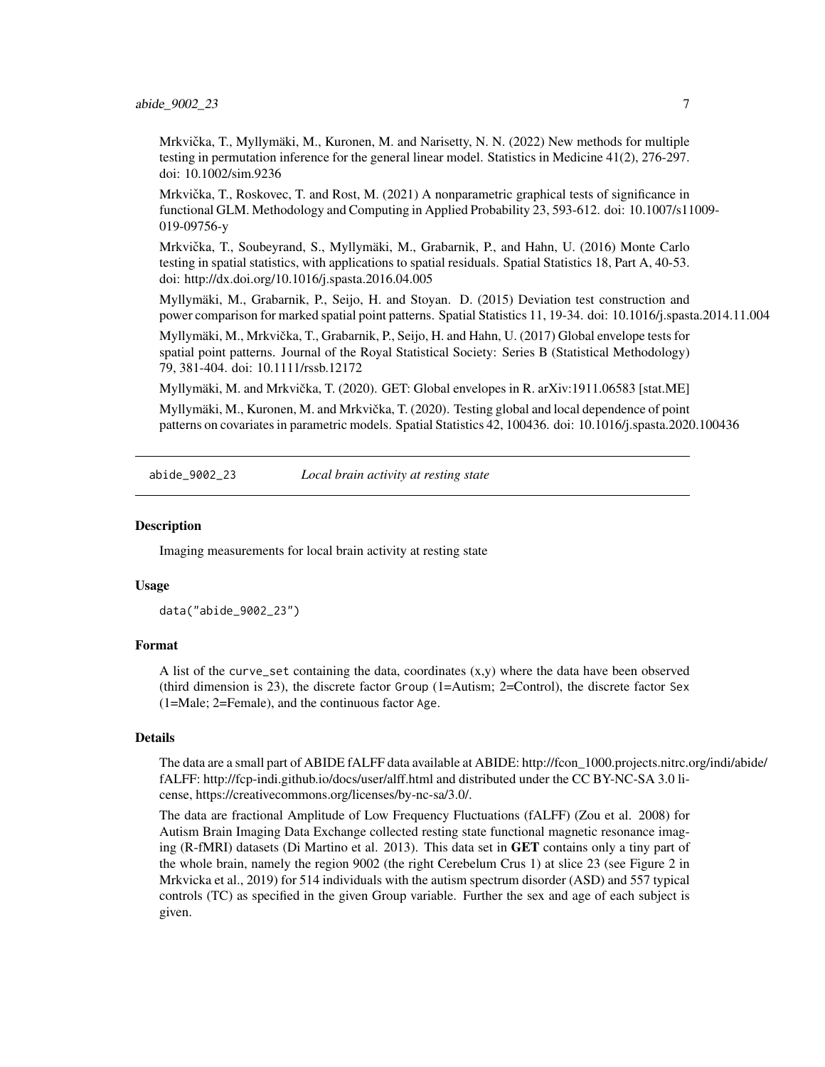Mrkvička, T., Myllymäki, M., Kuronen, M. and Narisetty, N. N. (2022) New methods for multiple testing in permutation inference for the general linear model. Statistics in Medicine 41(2), 276-297. doi: 10.1002/sim.9236

Mrkvička, T., Roskovec, T. and Rost, M. (2021) A nonparametric graphical tests of significance in functional GLM. Methodology and Computing in Applied Probability 23, 593-612. doi: 10.1007/s11009-019-09756-y

Mrkvička, T., Soubeyrand, S., Myllymäki, M., Grabarnik, P., and Hahn, U. (2016) Monte Carlo testing in spatial statistics, with applications to spatial residuals. Spatial Statistics 18, Part A, 40-53. doi: http://dx.doi.org/10.1016/j.spasta.2016.04.005

Myllymäki, M., Grabarnik, P., Seijo, H. and Stoyan. D. (2015) Deviation test construction and power comparison for marked spatial point patterns. Spatial Statistics 11, 19-34. doi: 10.1016/j.spasta.2014.11.004

Myllymäki, M., Mrkvička, T., Grabarnik, P., Seijo, H. and Hahn, U. (2017) Global envelope tests for spatial point patterns. Journal of the Royal Statistical Society: Series B (Statistical Methodology) 79, 381-404. doi: 10.1111/rssb.12172

Myllymäki, M. and Mrkvička, T. (2020). GET: Global envelopes in R. arXiv:1911.06583 [stat.ME]

Myllymäki, M., Kuronen, M. and Mrkvička, T. (2020). Testing global and local dependence of point patterns on covariates in parametric models. Spatial Statistics 42, 100436. doi: 10.1016/j.spasta.2020.100436

---

## abide_9002_23 — *Local brain activity at resting state*

### Description

Imaging measurements for local brain activity at resting state

### Usage

```
data("abide_9002_23")
```

### Format

A list of the `curve_set` containing the data, coordinates (x,y) where the data have been observed (third dimension is 23), the discrete factor `Group` (1=Autism; 2=Control), the discrete factor `Sex` (1=Male; 2=Female), and the continuous factor `Age`.

### Details

The data are a small part of ABIDE fALFF data available at ABIDE: http://fcon_1000.projects.nitrc.org/indi/abide/ fALFF: http://fcp-indi.github.io/docs/user/alff.html and distributed under the CC BY-NC-SA 3.0 license, https://creativecommons.org/licenses/by-nc-sa/3.0/.

The data are fractional Amplitude of Low Frequency Fluctuations (fALFF) (Zou et al. 2008) for Autism Brain Imaging Data Exchange collected resting state functional magnetic resonance imaging (R-fMRI) datasets (Di Martino et al. 2013). This data set in **GET** contains only a tiny part of the whole brain, namely the region 9002 (the right Cerebelum Crus 1) at slice 23 (see Figure 2 in Mrkvicka et al., 2019) for 514 individuals with the autism spectrum disorder (ASD) and 557 typical controls (TC) as specified in the given Group variable. Further the sex and age of each subject is given.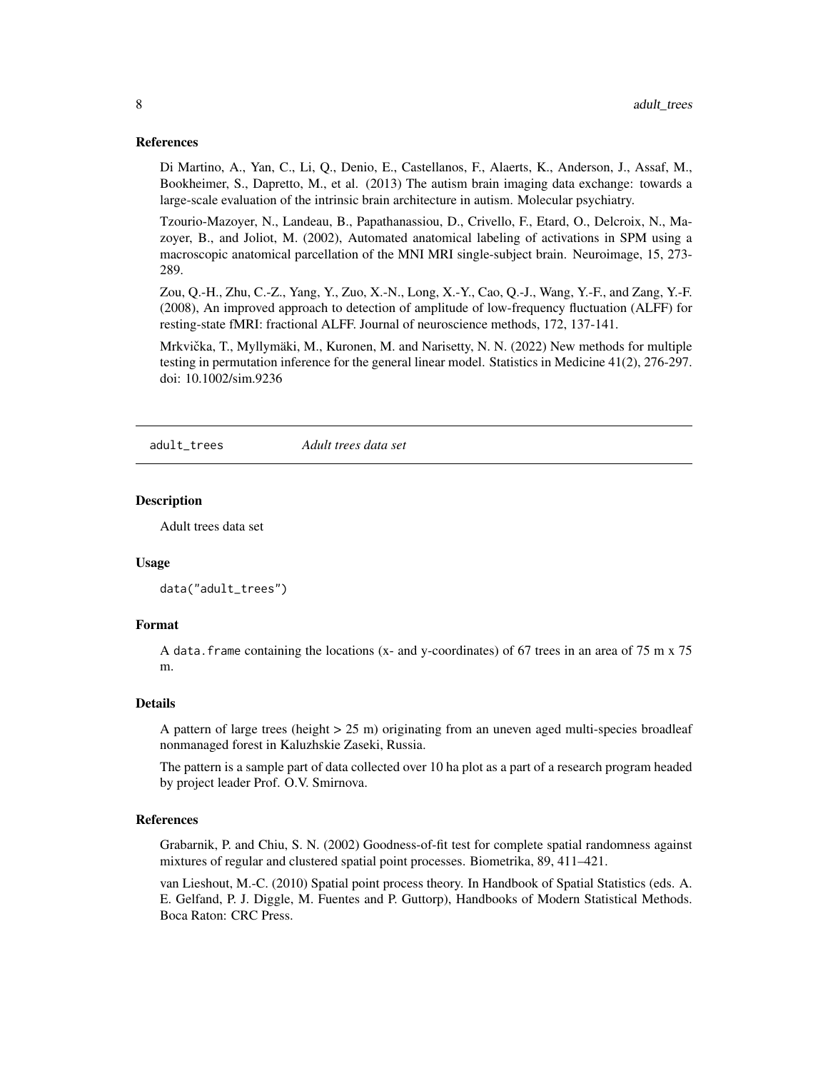### References

Di Martino, A., Yan, C., Li, Q., Denio, E., Castellanos, F., Alaerts, K., Anderson, J., Assaf, M., Bookheimer, S., Dapretto, M., et al. (2013) The autism brain imaging data exchange: towards a large-scale evaluation of the intrinsic brain architecture in autism. Molecular psychiatry.

Tzourio-Mazoyer, N., Landeau, B., Papathanassiou, D., Crivello, F., Etard, O., Delcroix, N., Mazoyer, B., and Joliot, M. (2002), Automated anatomical labeling of activations in SPM using a macroscopic anatomical parcellation of the MNI MRI single-subject brain. Neuroimage, 15, 273-289.

Zou, Q.-H., Zhu, C.-Z., Yang, Y., Zuo, X.-N., Long, X.-Y., Cao, Q.-J., Wang, Y.-F., and Zang, Y.-F. (2008), An improved approach to detection of amplitude of low-frequency fluctuation (ALFF) for resting-state fMRI: fractional ALFF. Journal of neuroscience methods, 172, 137-141.

Mrkvička, T., Myllymäki, M., Kuronen, M. and Narisetty, N. N. (2022) New methods for multiple testing in permutation inference for the general linear model. Statistics in Medicine 41(2), 276-297. doi: 10.1002/sim.9236

---

## adult_trees — *Adult trees data set*

### Description

Adult trees data set

### Usage

```
data("adult_trees")
```

### Format

A `data.frame` containing the locations (x- and y-coordinates) of 67 trees in an area of 75 m x 75 m.

### Details

A pattern of large trees (height > 25 m) originating from an uneven aged multi-species broadleaf nonmanaged forest in Kaluzhskie Zaseki, Russia.

The pattern is a sample part of data collected over 10 ha plot as a part of a research program headed by project leader Prof. O.V. Smirnova.

### References

Grabarnik, P. and Chiu, S. N. (2002) Goodness-of-fit test for complete spatial randomness against mixtures of regular and clustered spatial point processes. Biometrika, 89, 411–421.

van Lieshout, M.-C. (2010) Spatial point process theory. In Handbook of Spatial Statistics (eds. A. E. Gelfand, P. J. Diggle, M. Fuentes and P. Guttorp), Handbooks of Modern Statistical Methods. Boca Raton: CRC Press.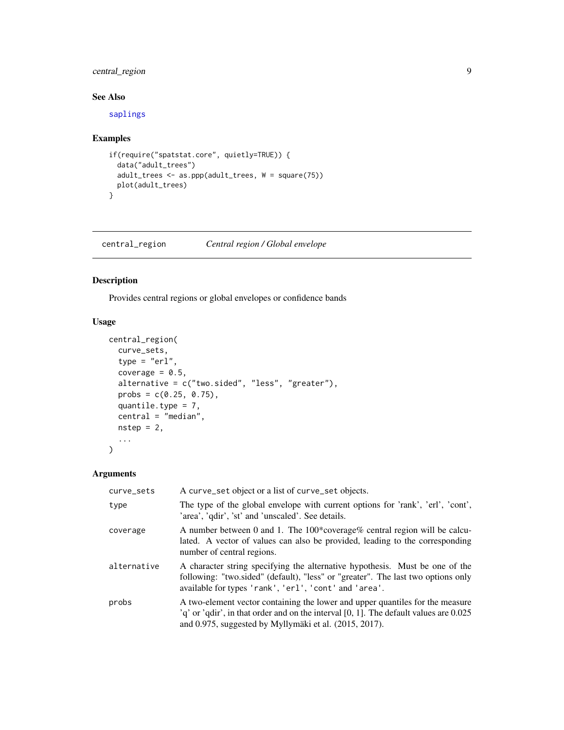## See Also

saplings

## Examples

```
if(require("spatstat.core", quietly=TRUE)) {
  data("adult_trees")
  adult_trees <- as.ppp(adult_trees, W = square(75))
  plot(adult_trees)
}
```

---

# central_region    *Central region / Global envelope*

---

## Description

Provides central regions or global envelopes or confidence bands

## Usage

```
central_region(
  curve_sets,
  type = "erl",
  coverage = 0.5,
  alternative = c("two.sided", "less", "greater"),
  probs = c(0.25, 0.75),
  quantile.type = 7,
  central = "median",
  nstep = 2,
  ...
)
```

## Arguments

| | |
|---|---|
| curve_sets | A curve_set object or a list of curve_set objects. |
| type | The type of the global envelope with current options for 'rank', 'erl', 'cont', 'area', 'qdir', 'st' and 'unscaled'. See details. |
| coverage | A number between 0 and 1. The 100*coverage% central region will be calculated. A vector of values can also be provided, leading to the corresponding number of central regions. |
| alternative | A character string specifying the alternative hypothesis. Must be one of the following: "two.sided" (default), "less" or "greater". The last two options only available for types 'rank', 'erl', 'cont' and 'area'. |
| probs | A two-element vector containing the lower and upper quantiles for the measure 'q' or 'qdir', in that order and on the interval [0, 1]. The default values are 0.025 and 0.975, suggested by Myllymäki et al. (2015, 2017). |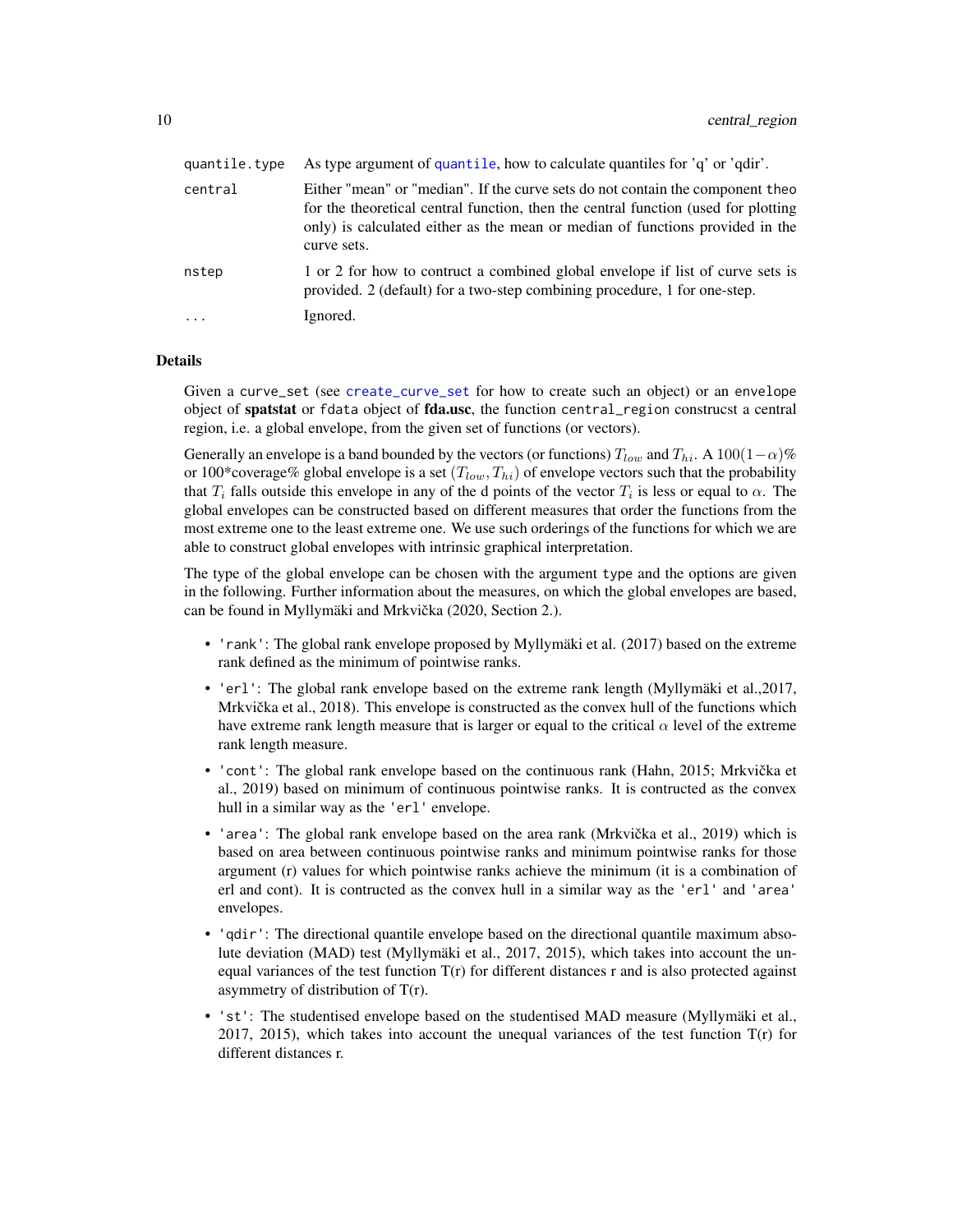| | |
|---|---|
| quantile.type | As type argument of quantile, how to calculate quantiles for 'q' or 'qdir'. |
| central | Either "mean" or "median". If the curve sets do not contain the component theo for the theoretical central function, then the central function (used for plotting only) is calculated either as the mean or median of functions provided in the curve sets. |
| nstep | 1 or 2 for how to contruct a combined global envelope if list of curve sets is provided. 2 (default) for a two-step combining procedure, 1 for one-step. |
| ... | Ignored. |

## Details

Given a curve_set (see create_curve_set for how to create such an object) or an envelope object of **spatstat** or fdata object of **fda.usc**, the function central_region construcst a central region, i.e. a global envelope, from the given set of functions (or vectors).

Generally an envelope is a band bounded by the vectors (or functions) $T_{low}$ and $T_{hi}$. A $100(1-\alpha)$% or 100*coverage% global envelope is a set $(T_{low}, T_{hi})$ of envelope vectors such that the probability that $T_i$ falls outside this envelope in any of the d points of the vector $T_i$ is less or equal to $\alpha$. The global envelopes can be constructed based on different measures that order the functions from the most extreme one to the least extreme one. We use such orderings of the functions for which we are able to construct global envelopes with intrinsic graphical interpretation.

The type of the global envelope can be chosen with the argument type and the options are given in the following. Further information about the measures, on which the global envelopes are based, can be found in Myllymäki and Mrkvička (2020, Section 2.).

- 'rank': The global rank envelope proposed by Myllymäki et al. (2017) based on the extreme rank defined as the minimum of pointwise ranks.
- 'erl': The global rank envelope based on the extreme rank length (Myllymäki et al.,2017, Mrkvička et al., 2018). This envelope is constructed as the convex hull of the functions which have extreme rank length measure that is larger or equal to the critical $\alpha$ level of the extreme rank length measure.
- 'cont': The global rank envelope based on the continuous rank (Hahn, 2015; Mrkvička et al., 2019) based on minimum of continuous pointwise ranks. It is contructed as the convex hull in a similar way as the 'erl' envelope.
- 'area': The global rank envelope based on the area rank (Mrkvička et al., 2019) which is based on area between continuous pointwise ranks and minimum pointwise ranks for those argument (r) values for which pointwise ranks achieve the minimum (it is a combination of erl and cont). It is contructed as the convex hull in a similar way as the 'erl' and 'area' envelopes.
- 'qdir': The directional quantile envelope based on the directional quantile maximum absolute deviation (MAD) test (Myllymäki et al., 2017, 2015), which takes into account the unequal variances of the test function T(r) for different distances r and is also protected against asymmetry of distribution of T(r).
- 'st': The studentised envelope based on the studentised MAD measure (Myllymäki et al., 2017, 2015), which takes into account the unequal variances of the test function T(r) for different distances r.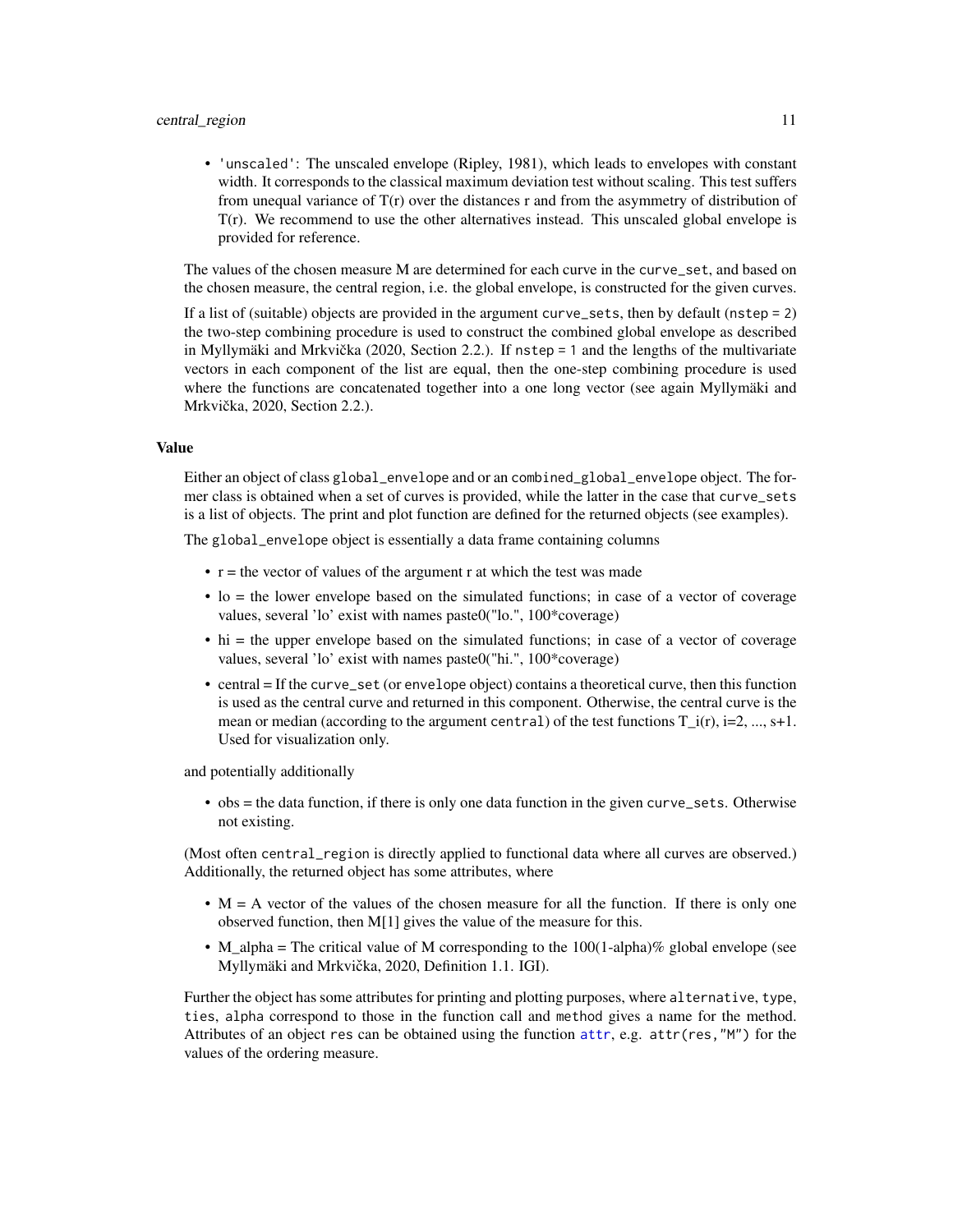- 'unscaled': The unscaled envelope (Ripley, 1981), which leads to envelopes with constant width. It corresponds to the classical maximum deviation test without scaling. This test suffers from unequal variance of T(r) over the distances r and from the asymmetry of distribution of T(r). We recommend to use the other alternatives instead. This unscaled global envelope is provided for reference.

The values of the chosen measure M are determined for each curve in the `curve_set`, and based on the chosen measure, the central region, i.e. the global envelope, is constructed for the given curves.

If a list of (suitable) objects are provided in the argument `curve_sets`, then by default (`nstep = 2`) the two-step combining procedure is used to construct the combined global envelope as described in Myllymäki and Mrkvička (2020, Section 2.2.). If `nstep = 1` and the lengths of the multivariate vectors in each component of the list are equal, then the one-step combining procedure is used where the functions are concatenated together into a one long vector (see again Myllymäki and Mrkvička, 2020, Section 2.2.).

### Value

Either an object of class `global_envelope` and or an `combined_global_envelope` object. The former class is obtained when a set of curves is provided, while the latter in the case that `curve_sets` is a list of objects. The print and plot function are defined for the returned objects (see examples).

The `global_envelope` object is essentially a data frame containing columns

- r = the vector of values of the argument r at which the test was made
- lo = the lower envelope based on the simulated functions; in case of a vector of coverage values, several 'lo' exist with names paste0("lo.", 100*coverage)
- hi = the upper envelope based on the simulated functions; in case of a vector of coverage values, several 'lo' exist with names paste0("hi.", 100*coverage)
- central = If the `curve_set` (or `envelope` object) contains a theoretical curve, then this function is used as the central curve and returned in this component. Otherwise, the central curve is the mean or median (according to the argument `central`) of the test functions T_i(r), i=2, ..., s+1. Used for visualization only.

and potentially additionally

- obs = the data function, if there is only one data function in the given `curve_sets`. Otherwise not existing.

(Most often `central_region` is directly applied to functional data where all curves are observed.) Additionally, the returned object has some attributes, where

- M = A vector of the values of the chosen measure for all the function. If there is only one observed function, then M[1] gives the value of the measure for this.
- M_alpha = The critical value of M corresponding to the 100(1-alpha)% global envelope (see Myllymäki and Mrkvička, 2020, Definition 1.1. IGI).

Further the object has some attributes for printing and plotting purposes, where `alternative`, `type`, `ties`, `alpha` correspond to those in the function call and `method` gives a name for the method. Attributes of an object `res` can be obtained using the function `attr`, e.g. `attr(res,"M")` for the values of the ordering measure.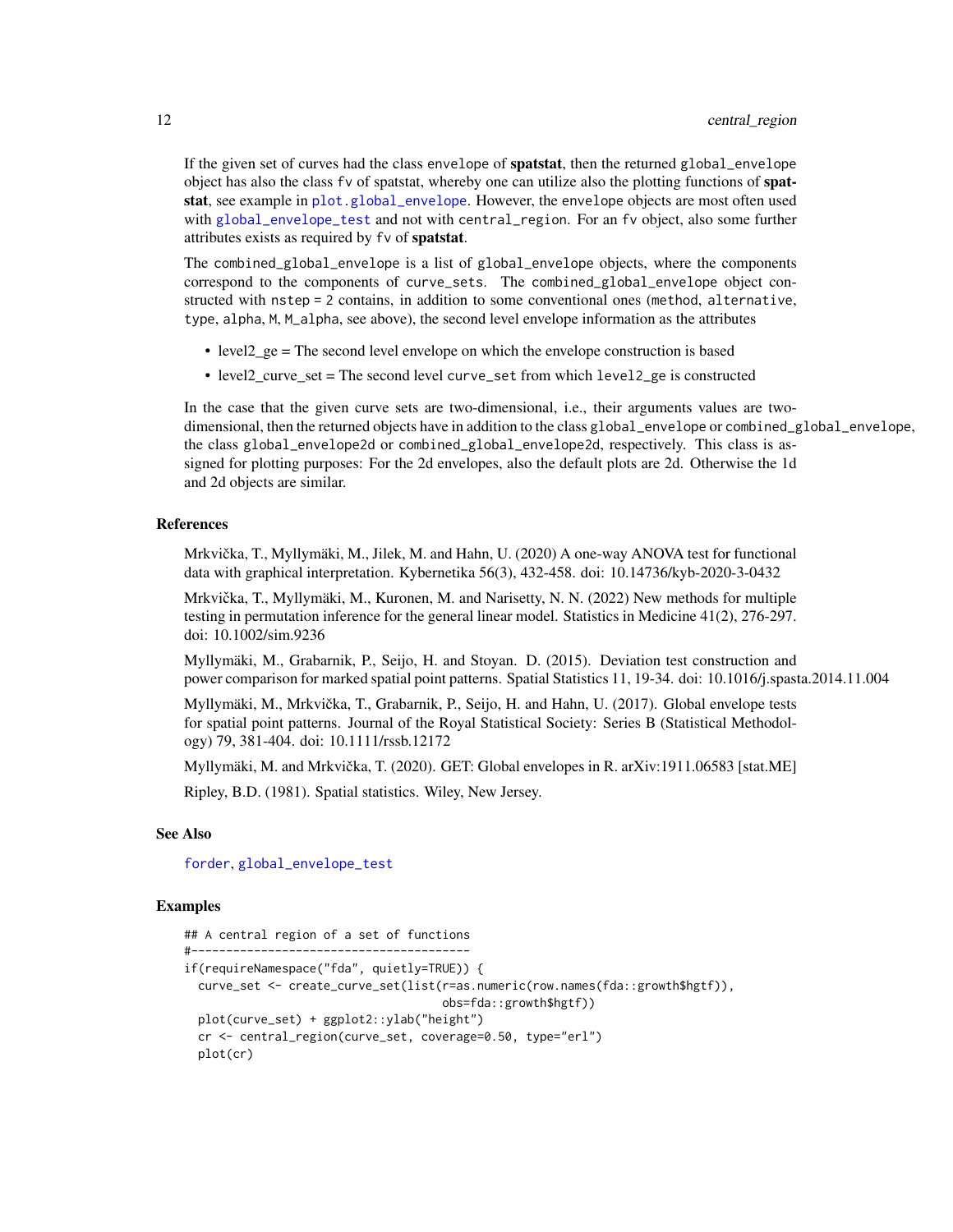If the given set of curves had the class envelope of **spatstat**, then the returned global_envelope object has also the class fv of spatstat, whereby one can utilize also the plotting functions of **spatstat**, see example in plot.global_envelope. However, the envelope objects are most often used with global_envelope_test and not with central_region. For an fv object, also some further attributes exists as required by fv of **spatstat**.

The combined_global_envelope is a list of global_envelope objects, where the components correspond to the components of curve_sets. The combined_global_envelope object constructed with nstep = 2 contains, in addition to some conventional ones (method, alternative, type, alpha, M, M_alpha, see above), the second level envelope information as the attributes

- level2_ge = The second level envelope on which the envelope construction is based
- level2_curve_set = The second level curve_set from which level2_ge is constructed

In the case that the given curve sets are two-dimensional, i.e., their arguments values are two-dimensional, then the returned objects have in addition to the class global_envelope or combined_global_envelope, the class global_envelope2d or combined_global_envelope2d, respectively. This class is assigned for plotting purposes: For the 2d envelopes, also the default plots are 2d. Otherwise the 1d and 2d objects are similar.

### References

Mrkvička, T., Myllymäki, M., Jilek, M. and Hahn, U. (2020) A one-way ANOVA test for functional data with graphical interpretation. Kybernetika 56(3), 432-458. doi: 10.14736/kyb-2020-3-0432

Mrkvička, T., Myllymäki, M., Kuronen, M. and Narisetty, N. N. (2022) New methods for multiple testing in permutation inference for the general linear model. Statistics in Medicine 41(2), 276-297. doi: 10.1002/sim.9236

Myllymäki, M., Grabarnik, P., Seijo, H. and Stoyan. D. (2015). Deviation test construction and power comparison for marked spatial point patterns. Spatial Statistics 11, 19-34. doi: 10.1016/j.spasta.2014.11.004

Myllymäki, M., Mrkvička, T., Grabarnik, P., Seijo, H. and Hahn, U. (2017). Global envelope tests for spatial point patterns. Journal of the Royal Statistical Society: Series B (Statistical Methodology) 79, 381-404. doi: 10.1111/rssb.12172

Myllymäki, M. and Mrkvička, T. (2020). GET: Global envelopes in R. arXiv:1911.06583 [stat.ME]

Ripley, B.D. (1981). Spatial statistics. Wiley, New Jersey.

### See Also

forder, global_envelope_test

### Examples

```
## A central region of a set of functions
#----------------------------------------
if(requireNamespace("fda", quietly=TRUE)) {
  curve_set <- create_curve_set(list(r=as.numeric(row.names(fda::growth$hgtf)),
                                     obs=fda::growth$hgtf))
  plot(curve_set) + ggplot2::ylab("height")
  cr <- central_region(curve_set, coverage=0.50, type="erl")
  plot(cr)
```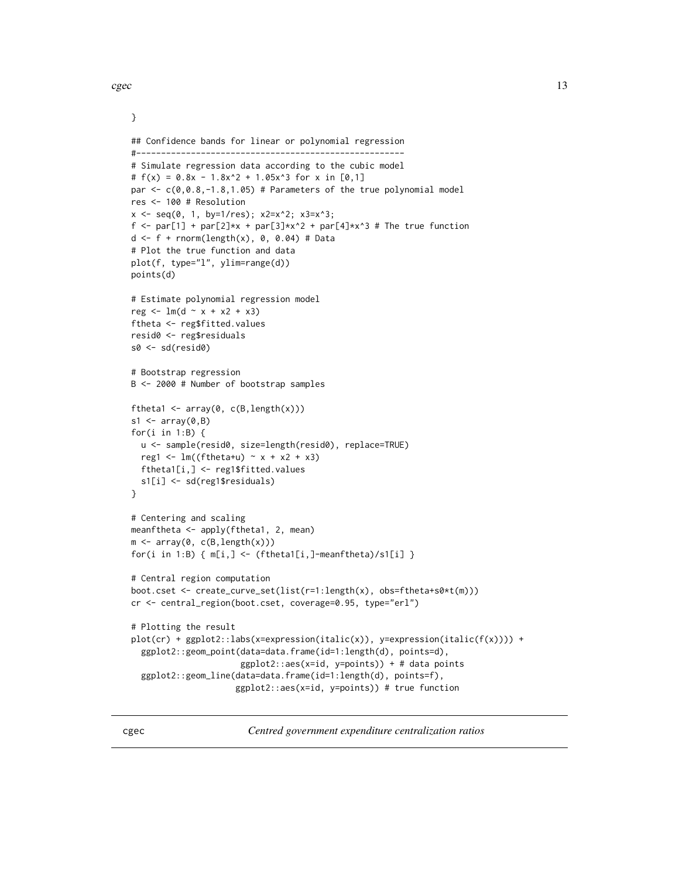```
}

## Confidence bands for linear or polynomial regression
#------------------------------------------------------
# Simulate regression data according to the cubic model
# f(x) = 0.8x - 1.8x^2 + 1.05x^3 for x in [0,1]
par <- c(0,0.8,-1.8,1.05) # Parameters of the true polynomial model
res <- 100 # Resolution
x <- seq(0, 1, by=1/res); x2=x^2; x3=x^3;
f <- par[1] + par[2]*x + par[3]*x^2 + par[4]*x^3 # The true function
d <- f + rnorm(length(x), 0, 0.04) # Data
# Plot the true function and data
plot(f, type="l", ylim=range(d))
points(d)

# Estimate polynomial regression model
reg <- lm(d ~ x + x2 + x3)
ftheta <- reg$fitted.values
resid0 <- reg$residuals
s0 <- sd(resid0)

# Bootstrap regression
B <- 2000 # Number of bootstrap samples

ftheta1 <- array(0, c(B,length(x)))
s1 <- array(0,B)
for(i in 1:B) {
  u <- sample(resid0, size=length(resid0), replace=TRUE)
  reg1 <- lm((ftheta+u) ~ x + x2 + x3)
  ftheta1[i,] <- reg1$fitted.values
  s1[i] <- sd(reg1$residuals)
}

# Centering and scaling
meanftheta <- apply(ftheta1, 2, mean)
m <- array(0, c(B,length(x)))
for(i in 1:B) { m[i,] <- (ftheta1[i,]-meanftheta)/s1[i] }

# Central region computation
boot.cset <- create_curve_set(list(r=1:length(x), obs=ftheta+s0*t(m)))
cr <- central_region(boot.cset, coverage=0.95, type="erl")

# Plotting the result
plot(cr) + ggplot2::labs(x=expression(italic(x)), y=expression(italic(f(x)))) +
  ggplot2::geom_point(data=data.frame(id=1:length(d), points=d),
                      ggplot2::aes(x=id, y=points)) + # data points
  ggplot2::geom_line(data=data.frame(id=1:length(d), points=f),
                     ggplot2::aes(x=id, y=points)) # true function
```

---

cgec — *Centred government expenditure centralization ratios*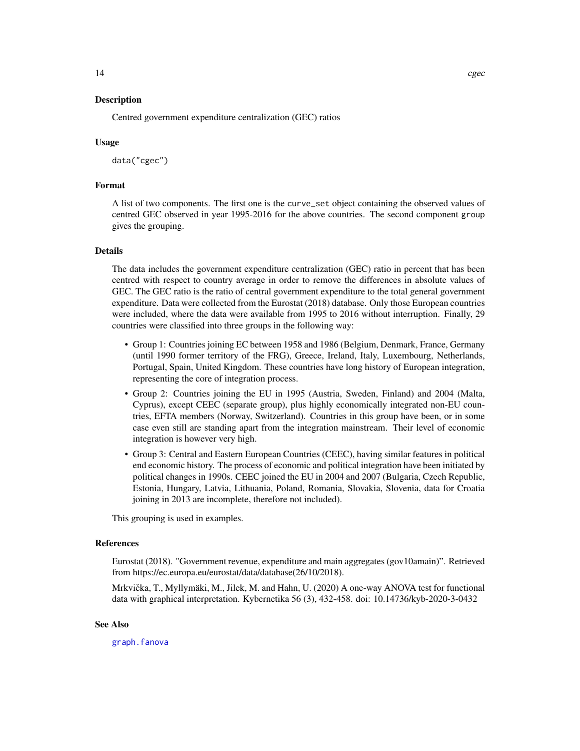## Description

Centred government expenditure centralization (GEC) ratios

## Usage

```
data("cgec")
```

## Format

A list of two components. The first one is the `curve_set` object containing the observed values of centred GEC observed in year 1995-2016 for the above countries. The second component `group` gives the grouping.

## Details

The data includes the government expenditure centralization (GEC) ratio in percent that has been centred with respect to country average in order to remove the differences in absolute values of GEC. The GEC ratio is the ratio of central government expenditure to the total general government expenditure. Data were collected from the Eurostat (2018) database. Only those European countries were included, where the data were available from 1995 to 2016 without interruption. Finally, 29 countries were classified into three groups in the following way:

- Group 1: Countries joining EC between 1958 and 1986 (Belgium, Denmark, France, Germany (until 1990 former territory of the FRG), Greece, Ireland, Italy, Luxembourg, Netherlands, Portugal, Spain, United Kingdom. These countries have long history of European integration, representing the core of integration process.
- Group 2: Countries joining the EU in 1995 (Austria, Sweden, Finland) and 2004 (Malta, Cyprus), except CEEC (separate group), plus highly economically integrated non-EU countries, EFTA members (Norway, Switzerland). Countries in this group have been, or in some case even still are standing apart from the integration mainstream. Their level of economic integration is however very high.
- Group 3: Central and Eastern European Countries (CEEC), having similar features in political end economic history. The process of economic and political integration have been initiated by political changes in 1990s. CEEC joined the EU in 2004 and 2007 (Bulgaria, Czech Republic, Estonia, Hungary, Latvia, Lithuania, Poland, Romania, Slovakia, Slovenia, data for Croatia joining in 2013 are incomplete, therefore not included).

This grouping is used in examples.

## References

Eurostat (2018). "Government revenue, expenditure and main aggregates (gov10amain)". Retrieved from https://ec.europa.eu/eurostat/data/database(26/10/2018).

Mrkvička, T., Myllymäki, M., Jilek, M. and Hahn, U. (2020) A one-way ANOVA test for functional data with graphical interpretation. Kybernetika 56 (3), 432-458. doi: 10.14736/kyb-2020-3-0432

## See Also

graph.fanova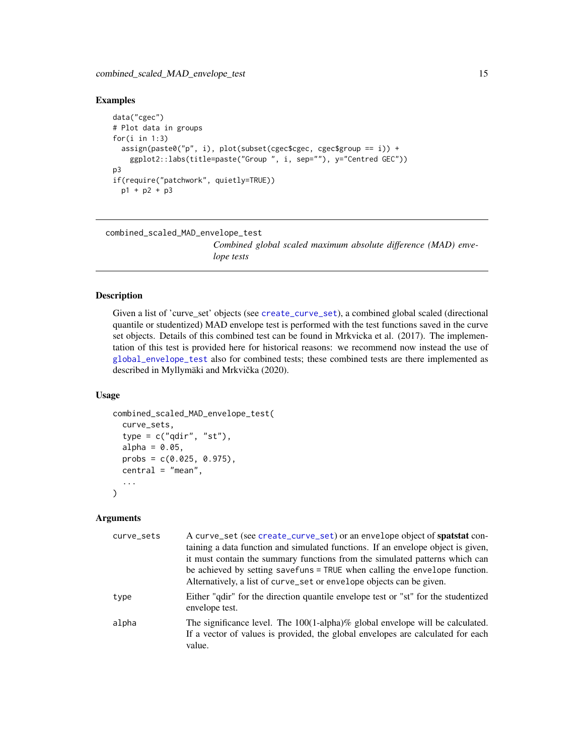### Examples

```
data("cgec")
# Plot data in groups
for(i in 1:3)
  assign(paste0("p", i), plot(subset(cgec$cgec, cgec$group == i)) +
    ggplot2::labs(title=paste("Group ", i, sep=""), y="Centred GEC"))
p3
if(require("patchwork", quietly=TRUE))
  p1 + p2 + p3
```

---

## combined_scaled_MAD_envelope_test

*Combined global scaled maximum absolute difference (MAD) envelope tests*

### Description

Given a list of 'curve_set' objects (see create_curve_set), a combined global scaled (directional quantile or studentized) MAD envelope test is performed with the test functions saved in the curve set objects. Details of this combined test can be found in Mrkvicka et al. (2017). The implementation of this test is provided here for historical reasons: we recommend now instead the use of global_envelope_test also for combined tests; these combined tests are there implemented as described in Myllymäki and Mrkvička (2020).

### Usage

```
combined_scaled_MAD_envelope_test(
  curve_sets,
  type = c("qdir", "st"),
  alpha = 0.05,
  probs = c(0.025, 0.975),
  central = "mean",
  ...
)
```

### Arguments

| | |
|---|---|
| curve_sets | A curve_set (see create_curve_set) or an envelope object of **spatstat** containing a data function and simulated functions. If an envelope object is given, it must contain the summary functions from the simulated patterns which can be achieved by setting savefuns = TRUE when calling the envelope function. Alternatively, a list of curve_set or envelope objects can be given. |
| type | Either "qdir" for the direction quantile envelope test or "st" for the studentized envelope test. |
| alpha | The significance level. The 100(1-alpha)% global envelope will be calculated. If a vector of values is provided, the global envelopes are calculated for each value. |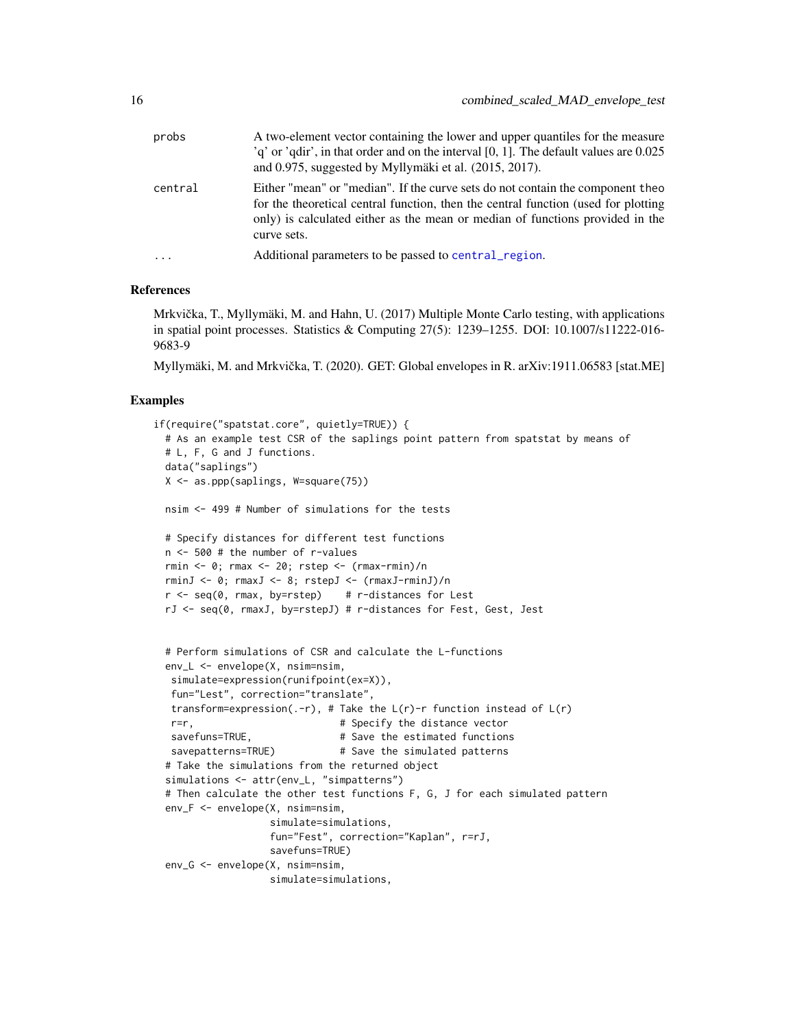probs
: A two-element vector containing the lower and upper quantiles for the measure 'q' or 'qdir', in that order and on the interval [0, 1]. The default values are 0.025 and 0.975, suggested by Myllymäki et al. (2015, 2017).

central
: Either "mean" or "median". If the curve sets do not contain the component theo for the theoretical central function, then the central function (used for plotting only) is calculated either as the mean or median of functions provided in the curve sets.

...
: Additional parameters to be passed to central_region.

## References

Mrkvička, T., Myllymäki, M. and Hahn, U. (2017) Multiple Monte Carlo testing, with applications in spatial point processes. Statistics & Computing 27(5): 1239–1255. DOI: 10.1007/s11222-016-9683-9

Myllymäki, M. and Mrkvička, T. (2020). GET: Global envelopes in R. arXiv:1911.06583 [stat.ME]

## Examples

```
if(require("spatstat.core", quietly=TRUE)) {
  # As an example test CSR of the saplings point pattern from spatstat by means of
  # L, F, G and J functions.
  data("saplings")
  X <- as.ppp(saplings, W=square(75))

  nsim <- 499 # Number of simulations for the tests

  # Specify distances for different test functions
  n <- 500 # the number of r-values
  rmin <- 0; rmax <- 20; rstep <- (rmax-rmin)/n
  rminJ <- 0; rmaxJ <- 8; rstepJ <- (rmaxJ-rminJ)/n
  r <- seq(0, rmax, by=rstep)    # r-distances for Lest
  rJ <- seq(0, rmaxJ, by=rstepJ) # r-distances for Fest, Gest, Jest


  # Perform simulations of CSR and calculate the L-functions
  env_L <- envelope(X, nsim=nsim,
   simulate=expression(runifpoint(ex=X)),
   fun="Lest", correction="translate",
   transform=expression(.-r), # Take the L(r)-r function instead of L(r)
   r=r,                       # Specify the distance vector
   savefuns=TRUE,             # Save the estimated functions
   savepatterns=TRUE)         # Save the simulated patterns
  # Take the simulations from the returned object
  simulations <- attr(env_L, "simpatterns")
  # Then calculate the other test functions F, G, J for each simulated pattern
  env_F <- envelope(X, nsim=nsim,
                    simulate=simulations,
                    fun="Fest", correction="Kaplan", r=rJ,
                    savefuns=TRUE)
  env_G <- envelope(X, nsim=nsim,
                    simulate=simulations,
```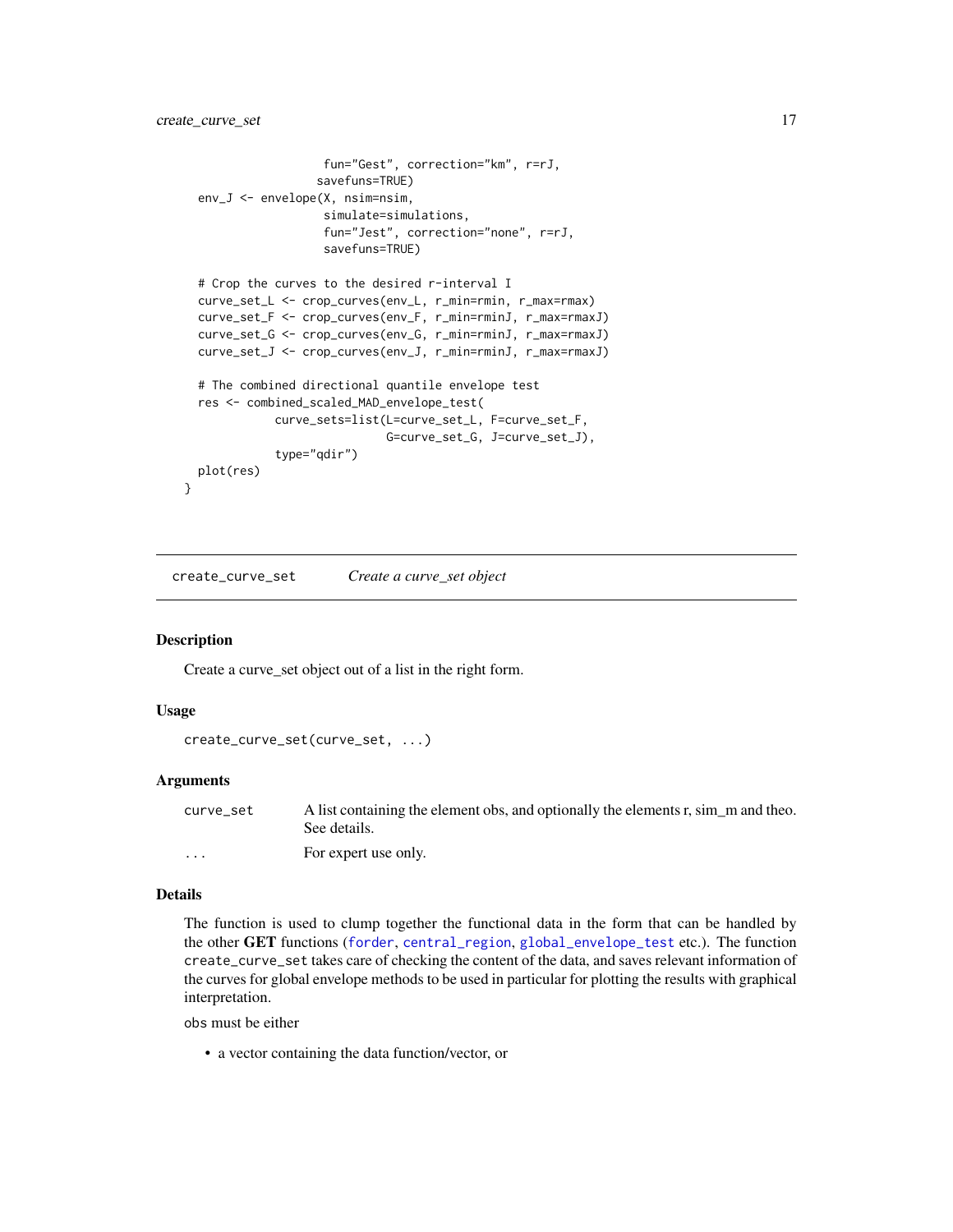```
                    fun="Gest", correction="km", r=rJ,
                   savefuns=TRUE)
  env_J <- envelope(X, nsim=nsim,
                    simulate=simulations,
                    fun="Jest", correction="none", r=rJ,
                    savefuns=TRUE)

  # Crop the curves to the desired r-interval I
  curve_set_L <- crop_curves(env_L, r_min=rmin, r_max=rmax)
  curve_set_F <- crop_curves(env_F, r_min=rminJ, r_max=rmaxJ)
  curve_set_G <- crop_curves(env_G, r_min=rminJ, r_max=rmaxJ)
  curve_set_J <- crop_curves(env_J, r_min=rminJ, r_max=rmaxJ)

  # The combined directional quantile envelope test
  res <- combined_scaled_MAD_envelope_test(
            curve_sets=list(L=curve_set_L, F=curve_set_F,
                            G=curve_set_G, J=curve_set_J),
            type="qdir")
  plot(res)
}
```

---

## create_curve_set — *Create a curve_set object*

### Description

Create a curve_set object out of a list in the right form.

### Usage

```
create_curve_set(curve_set, ...)
```

### Arguments

| | |
|---|---|
| `curve_set` | A list containing the element obs, and optionally the elements r, sim_m and theo. See details. |
| `...` | For expert use only. |

### Details

The function is used to clump together the functional data in the form that can be handled by the other **GET** functions (`forder`, `central_region`, `global_envelope_test` etc.). The function `create_curve_set` takes care of checking the content of the data, and saves relevant information of the curves for global envelope methods to be used in particular for plotting the results with graphical interpretation.

`obs` must be either

- a vector containing the data function/vector, or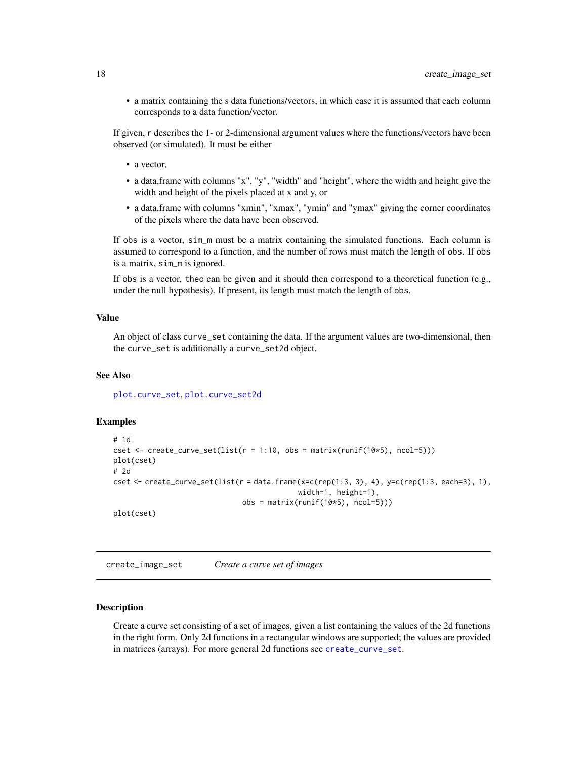- a matrix containing the s data functions/vectors, in which case it is assumed that each column corresponds to a data function/vector.

If given, `r` describes the 1- or 2-dimensional argument values where the functions/vectors have been observed (or simulated). It must be either

- a vector,
- a data.frame with columns "x", "y", "width" and "height", where the width and height give the width and height of the pixels placed at x and y, or
- a data.frame with columns "xmin", "xmax", "ymin" and "ymax" giving the corner coordinates of the pixels where the data have been observed.

If `obs` is a vector, `sim_m` must be a matrix containing the simulated functions. Each column is assumed to correspond to a function, and the number of rows must match the length of `obs`. If `obs` is a matrix, `sim_m` is ignored.

If `obs` is a vector, `theo` can be given and it should then correspond to a theoretical function (e.g., under the null hypothesis). If present, its length must match the length of `obs`.

### Value

An object of class `curve_set` containing the data. If the argument values are two-dimensional, then the `curve_set` is additionally a `curve_set2d` object.

### See Also

`plot.curve_set`, `plot.curve_set2d`

### Examples

```
# 1d
cset <- create_curve_set(list(r = 1:10, obs = matrix(runif(10*5), ncol=5)))
plot(cset)
# 2d
cset <- create_curve_set(list(r = data.frame(x=c(rep(1:3, 3), 4), y=c(rep(1:3, each=3), 1),
                                              width=1, height=1),
                              obs = matrix(runif(10*5), ncol=5)))
plot(cset)
```

---

## create_image_set — *Create a curve set of images*

### Description

Create a curve set consisting of a set of images, given a list containing the values of the 2d functions in the right form. Only 2d functions in a rectangular windows are supported; the values are provided in matrices (arrays). For more general 2d functions see `create_curve_set`.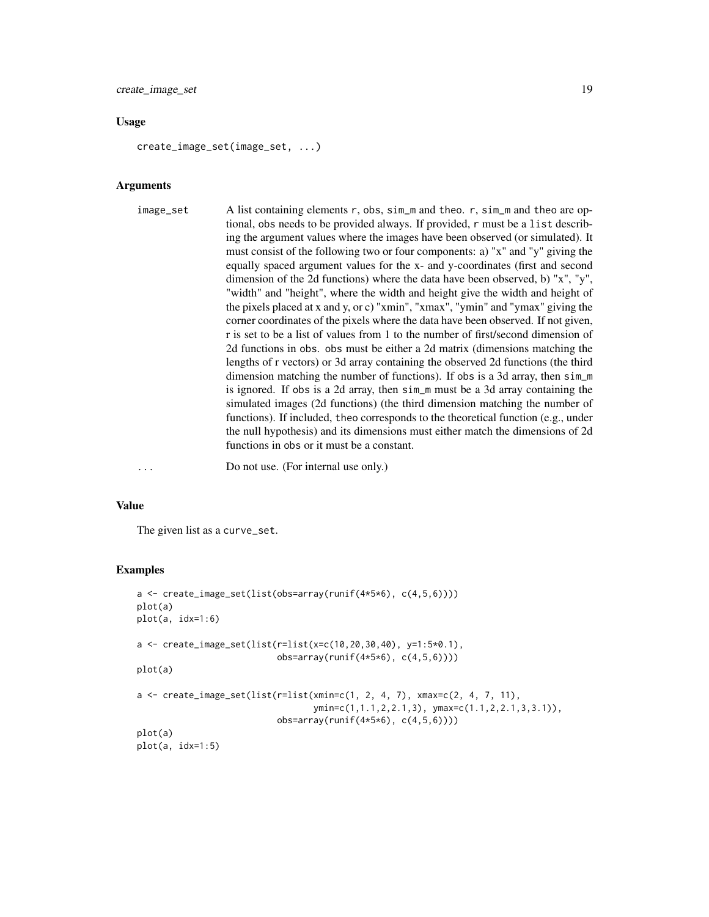### Usage

```
create_image_set(image_set, ...)
```

### Arguments

| | |
|---|---|
| image_set | A list containing elements r, obs, sim_m and theo. r, sim_m and theo are optional, obs needs to be provided always. If provided, r must be a list describing the argument values where the images have been observed (or simulated). It must consist of the following two or four components: a) "x" and "y" giving the equally spaced argument values for the x- and y-coordinates (first and second dimension of the 2d functions) where the data have been observed, b) "x", "y", "width" and "height", where the width and height give the width and height of the pixels placed at x and y, or c) "xmin", "xmax", "ymin" and "ymax" giving the corner coordinates of the pixels where the data have been observed. If not given, r is set to be a list of values from 1 to the number of first/second dimension of 2d functions in obs. obs must be either a 2d matrix (dimensions matching the lengths of r vectors) or 3d array containing the observed 2d functions (the third dimension matching the number of functions). If obs is a 3d array, then sim_m is ignored. If obs is a 2d array, then sim_m must be a 3d array containing the simulated images (2d functions) (the third dimension matching the number of functions). If included, theo corresponds to the theoretical function (e.g., under the null hypothesis) and its dimensions must either match the dimensions of 2d functions in obs or it must be a constant. |
| ... | Do not use. (For internal use only.) |

### Value

The given list as a curve_set.

### Examples

```
a <- create_image_set(list(obs=array(runif(4*5*6), c(4,5,6))))
plot(a)
plot(a, idx=1:6)

a <- create_image_set(list(r=list(x=c(10,20,30,40), y=1:5*0.1),
                           obs=array(runif(4*5*6), c(4,5,6))))
plot(a)

a <- create_image_set(list(r=list(xmin=c(1, 2, 4, 7), xmax=c(2, 4, 7, 11),
                                  ymin=c(1,1.1,2,2.1,3), ymax=c(1.1,2,2.1,3,3.1)),
                           obs=array(runif(4*5*6), c(4,5,6))))
plot(a)
plot(a, idx=1:5)
```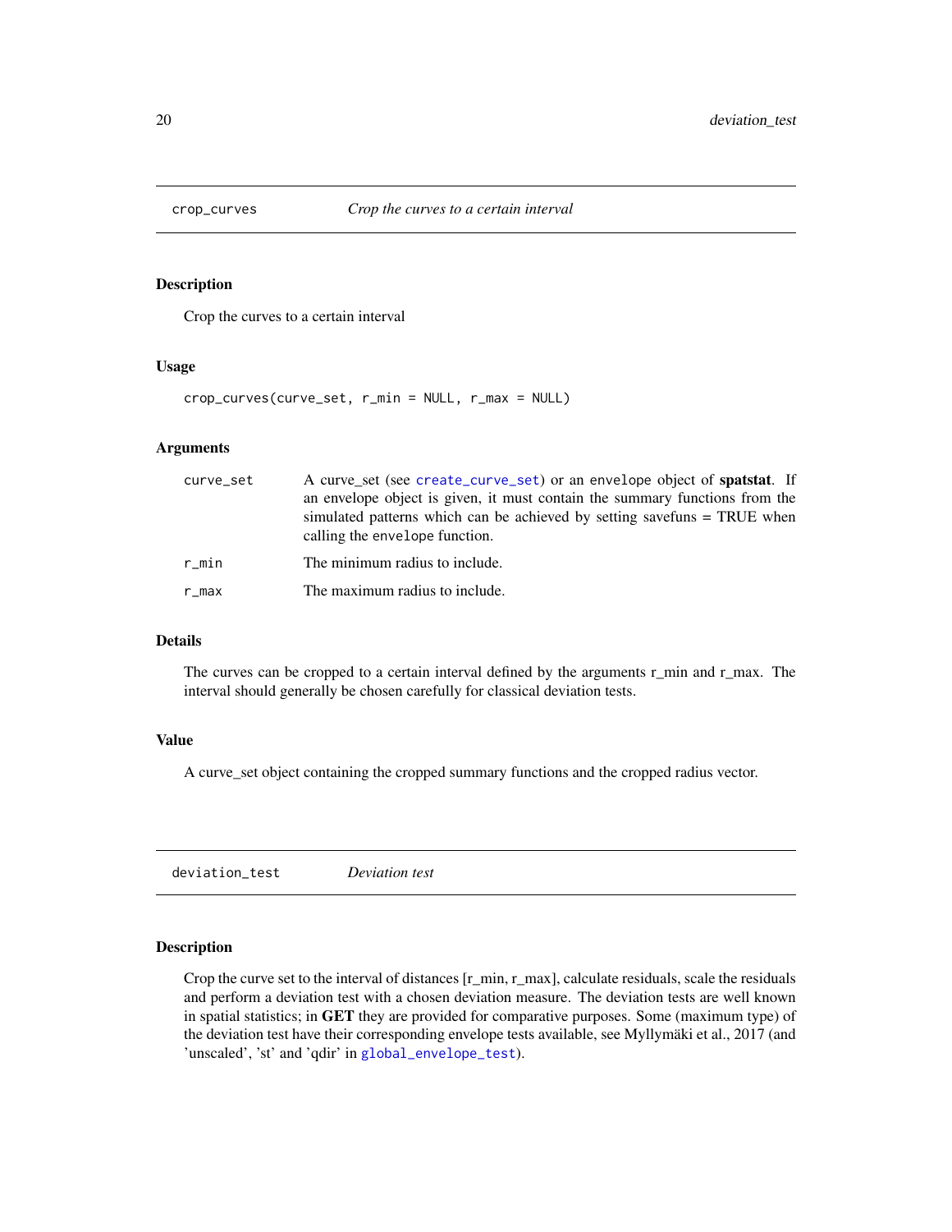## crop_curves — *Crop the curves to a certain interval*

### Description

Crop the curves to a certain interval

### Usage

```
crop_curves(curve_set, r_min = NULL, r_max = NULL)
```

### Arguments

| | |
|---|---|
| `curve_set` | A curve_set (see `create_curve_set`) or an `envelope` object of **spatstat**. If an envelope object is given, it must contain the summary functions from the simulated patterns which can be achieved by setting savefuns = TRUE when calling the `envelope` function. |
| `r_min` | The minimum radius to include. |
| `r_max` | The maximum radius to include. |

### Details

The curves can be cropped to a certain interval defined by the arguments r_min and r_max. The interval should generally be chosen carefully for classical deviation tests.

### Value

A curve_set object containing the cropped summary functions and the cropped radius vector.

## deviation_test — *Deviation test*

### Description

Crop the curve set to the interval of distances [r_min, r_max], calculate residuals, scale the residuals and perform a deviation test with a chosen deviation measure. The deviation tests are well known in spatial statistics; in **GET** they are provided for comparative purposes. Some (maximum type) of the deviation test have their corresponding envelope tests available, see Myllymäki et al., 2017 (and 'unscaled', 'st' and 'qdir' in `global_envelope_test`).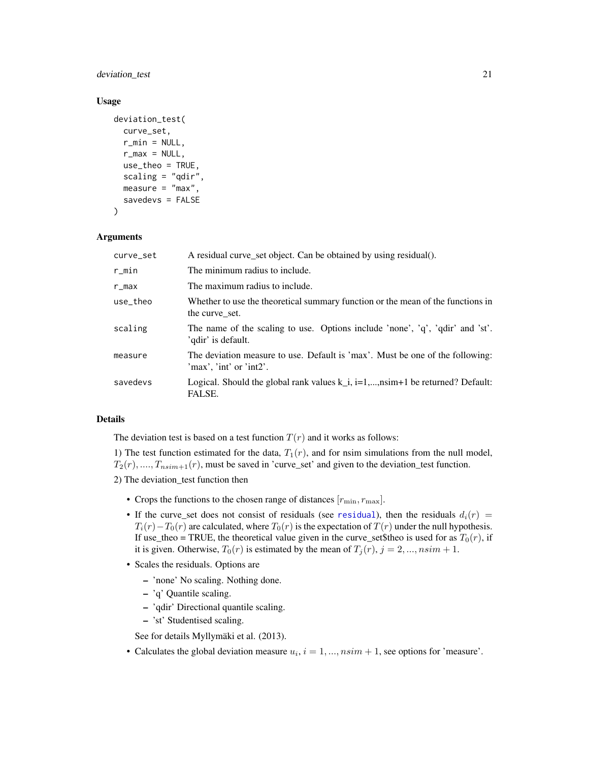### Usage

```
deviation_test(
  curve_set,
  r_min = NULL,
  r_max = NULL,
  use_theo = TRUE,
  scaling = "qdir",
  measure = "max",
  savedevs = FALSE
)
```

### Arguments

| | |
|---|---|
| curve_set | A residual curve_set object. Can be obtained by using residual(). |
| r_min | The minimum radius to include. |
| r_max | The maximum radius to include. |
| use_theo | Whether to use the theoretical summary function or the mean of the functions in the curve_set. |
| scaling | The name of the scaling to use. Options include 'none', 'q', 'qdir' and 'st'. 'qdir' is default. |
| measure | The deviation measure to use. Default is 'max'. Must be one of the following: 'max', 'int' or 'int2'. |
| savedevs | Logical. Should the global rank values k_i, i=1,...,nsim+1 be returned? Default: FALSE. |

### Details

The deviation test is based on a test function $T(r)$ and it works as follows:

1) The test function estimated for the data, $T_1(r)$, and for nsim simulations from the null model, $T_2(r), ...., T_{nsim+1}(r)$, must be saved in 'curve_set' and given to the deviation_test function.

2) The deviation_test function then

- Crops the functions to the chosen range of distances $[r_{\min}, r_{\max}]$.
- If the curve_set does not consist of residuals (see residual), then the residuals $d_i(r) = T_i(r) - T_0(r)$ are calculated, where $T_0(r)$ is the expectation of $T(r)$ under the null hypothesis. If use_theo = TRUE, the theoretical value given in the curve_set$theo is used for as $T_0(r)$, if it is given. Otherwise, $T_0(r)$ is estimated by the mean of $T_j(r)$, $j = 2, ..., nsim + 1$.
- Scales the residuals. Options are
  - 'none' No scaling. Nothing done.
  - 'q' Quantile scaling.
  - 'qdir' Directional quantile scaling.
  - 'st' Studentised scaling.

  See for details Myllymäki et al. (2013).
- Calculates the global deviation measure $u_i$, $i = 1, ..., nsim + 1$, see options for 'measure'.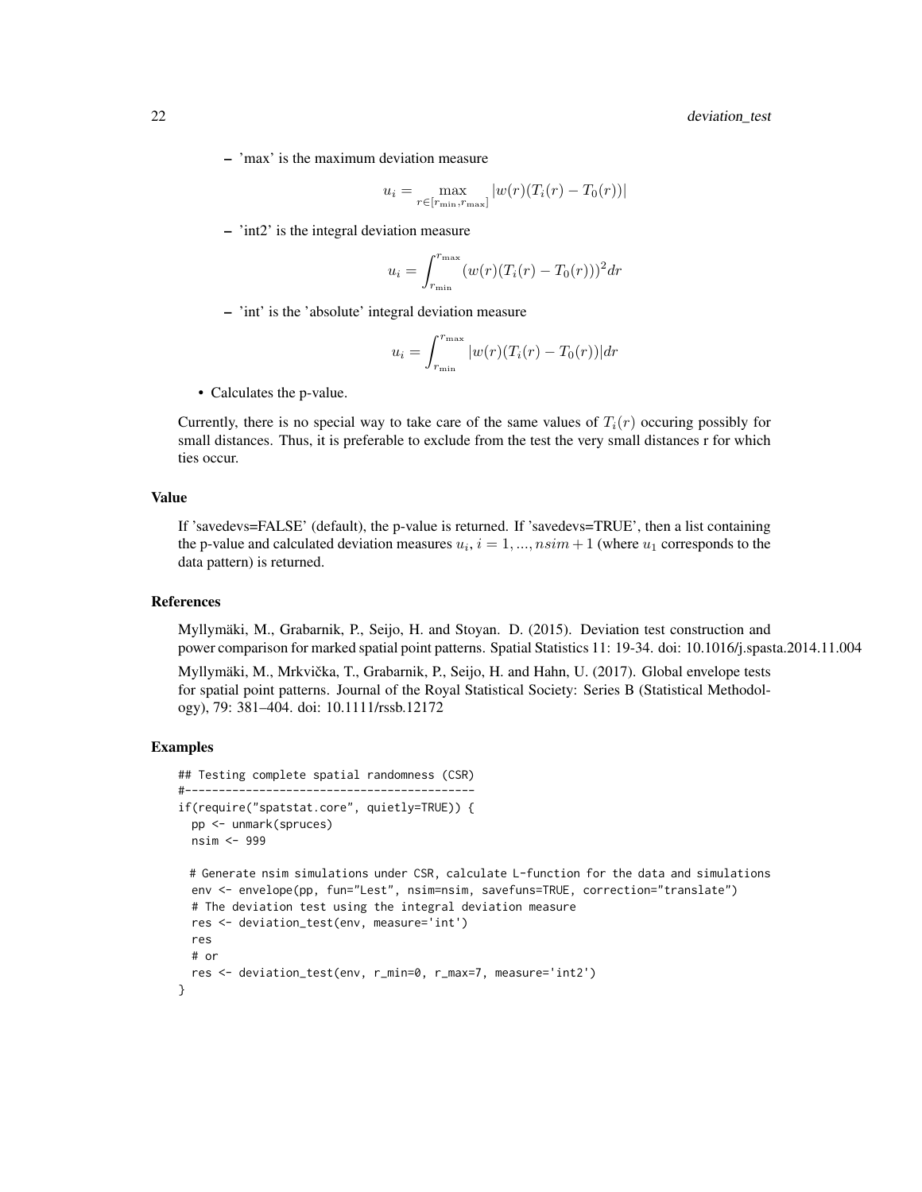- 'max' is the maximum deviation measure

$$u_i = \max_{r \in [r_{\min}, r_{\max}]} |w(r)(T_i(r) - T_0(r))|$$

- 'int2' is the integral deviation measure

$$u_i = \int_{r_{\min}}^{r_{\max}} (w(r)(T_i(r) - T_0(r)))^2 dr$$

- 'int' is the 'absolute' integral deviation measure

$$u_i = \int_{r_{\min}}^{r_{\max}} |w(r)(T_i(r) - T_0(r))| dr$$

- Calculates the p-value.

Currently, there is no special way to take care of the same values of $T_i(r)$ occuring possibly for small distances. Thus, it is preferable to exclude from the test the very small distances r for which ties occur.

## Value

If 'savedevs=FALSE' (default), the p-value is returned. If 'savedevs=TRUE', then a list containing the p-value and calculated deviation measures $u_i, i = 1, ..., nsim + 1$ (where $u_1$ corresponds to the data pattern) is returned.

## References

Myllymäki, M., Grabarnik, P., Seijo, H. and Stoyan. D. (2015). Deviation test construction and power comparison for marked spatial point patterns. Spatial Statistics 11: 19-34. doi: 10.1016/j.spasta.2014.11.004

Myllymäki, M., Mrkvička, T., Grabarnik, P., Seijo, H. and Hahn, U. (2017). Global envelope tests for spatial point patterns. Journal of the Royal Statistical Society: Series B (Statistical Methodology), 79: 381–404. doi: 10.1111/rssb.12172

## Examples

```
## Testing complete spatial randomness (CSR)
#-------------------------------------------
if(require("spatstat.core", quietly=TRUE)) {
  pp <- unmark(spruces)
  nsim <- 999

  # Generate nsim simulations under CSR, calculate L-function for the data and simulations
  env <- envelope(pp, fun="Lest", nsim=nsim, savefuns=TRUE, correction="translate")
  # The deviation test using the integral deviation measure
  res <- deviation_test(env, measure='int')
  res
  # or
  res <- deviation_test(env, r_min=0, r_max=7, measure='int2')
}
```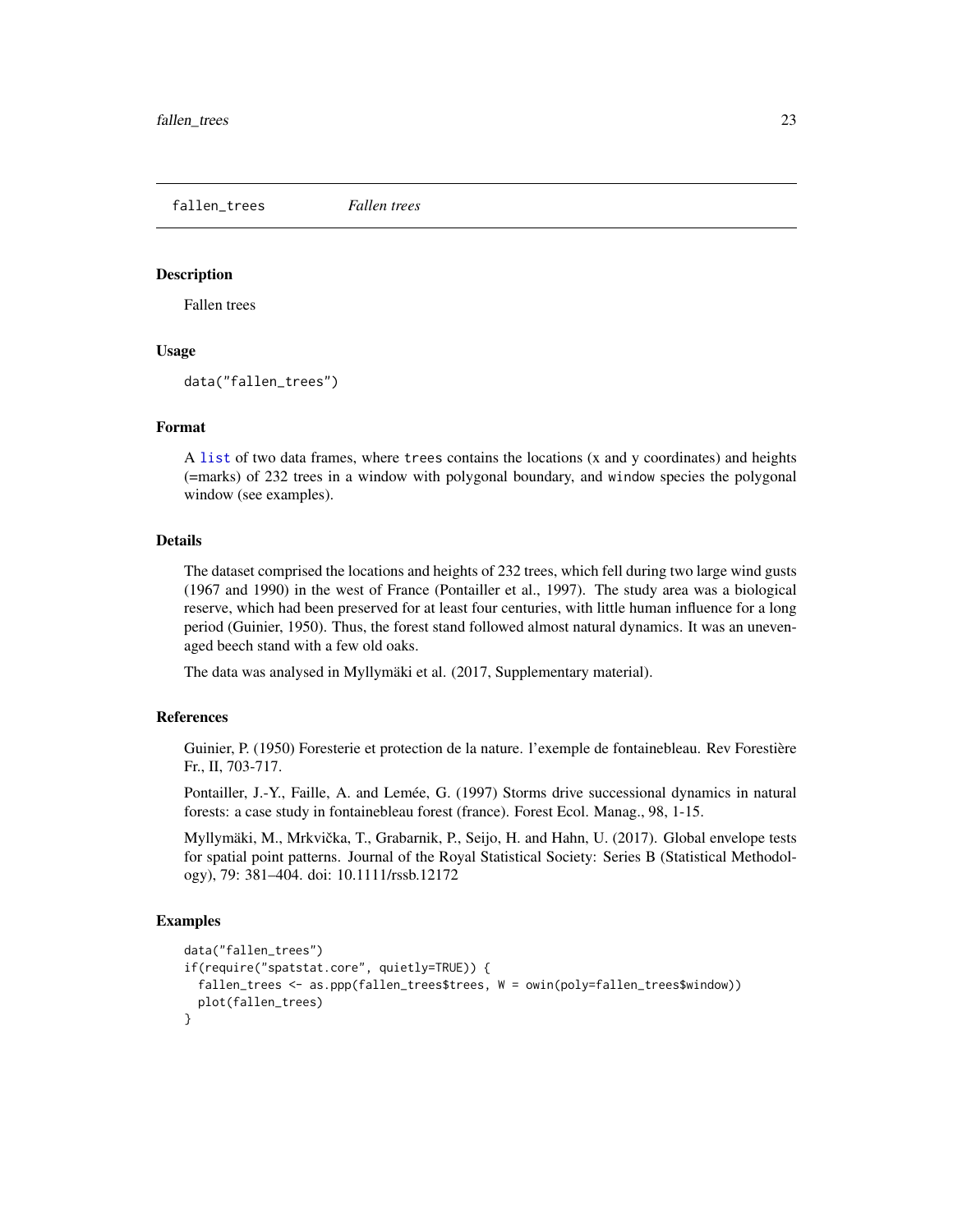## fallen_trees — *Fallen trees*

### Description

Fallen trees

### Usage

```
data("fallen_trees")
```

### Format

A list of two data frames, where trees contains the locations (x and y coordinates) and heights (=marks) of 232 trees in a window with polygonal boundary, and window species the polygonal window (see examples).

### Details

The dataset comprised the locations and heights of 232 trees, which fell during two large wind gusts (1967 and 1990) in the west of France (Pontailler et al., 1997). The study area was a biological reserve, which had been preserved for at least four centuries, with little human influence for a long period (Guinier, 1950). Thus, the forest stand followed almost natural dynamics. It was an unevenaged beech stand with a few old oaks.

The data was analysed in Myllymäki et al. (2017, Supplementary material).

### References

Guinier, P. (1950) Foresterie et protection de la nature. l'exemple de fontainebleau. Rev Forestière Fr., II, 703-717.

Pontailler, J.-Y., Faille, A. and Lemée, G. (1997) Storms drive successional dynamics in natural forests: a case study in fontainebleau forest (france). Forest Ecol. Manag., 98, 1-15.

Myllymäki, M., Mrkvička, T., Grabarnik, P., Seijo, H. and Hahn, U. (2017). Global envelope tests for spatial point patterns. Journal of the Royal Statistical Society: Series B (Statistical Methodology), 79: 381–404. doi: 10.1111/rssb.12172

### Examples

```
data("fallen_trees")
if(require("spatstat.core", quietly=TRUE)) {
  fallen_trees <- as.ppp(fallen_trees$trees, W = owin(poly=fallen_trees$window))
  plot(fallen_trees)
}
```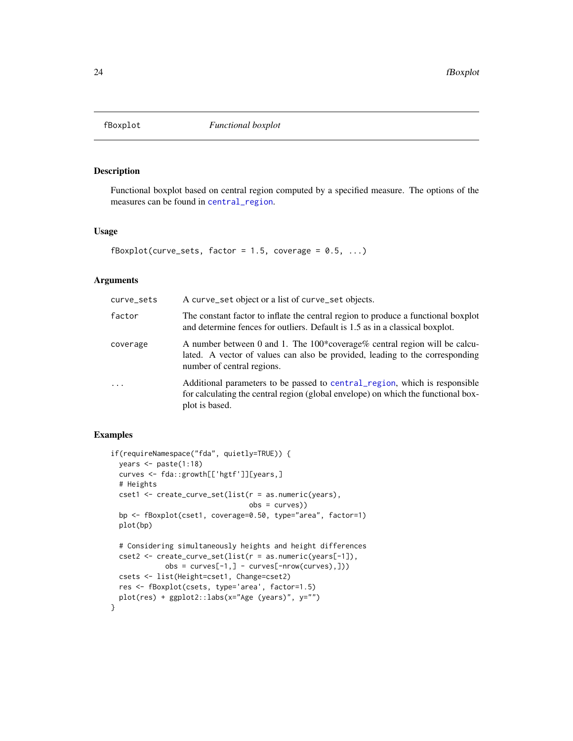# fBoxplot — *Functional boxplot*

## Description

Functional boxplot based on central region computed by a specified measure. The options of the measures can be found in `central_region`.

## Usage

```
fBoxplot(curve_sets, factor = 1.5, coverage = 0.5, ...)
```

## Arguments

| | |
|---|---|
| `curve_sets` | A `curve_set` object or a list of `curve_set` objects. |
| `factor` | The constant factor to inflate the central region to produce a functional boxplot and determine fences for outliers. Default is 1.5 as in a classical boxplot. |
| `coverage` | A number between 0 and 1. The 100*coverage% central region will be calculated. A vector of values can also be provided, leading to the corresponding number of central regions. |
| `...` | Additional parameters to be passed to `central_region`, which is responsible for calculating the central region (global envelope) on which the functional boxplot is based. |

## Examples

```
if(requireNamespace("fda", quietly=TRUE)) {
  years <- paste(1:18)
  curves <- fda::growth[['hgtf']][years,]
  # Heights
  cset1 <- create_curve_set(list(r = as.numeric(years),
                                 obs = curves))
  bp <- fBoxplot(cset1, coverage=0.50, type="area", factor=1)
  plot(bp)

  # Considering simultaneously heights and height differences
  cset2 <- create_curve_set(list(r = as.numeric(years[-1]),
             obs = curves[-1,] - curves[-nrow(curves),]))
  csets <- list(Height=cset1, Change=cset2)
  res <- fBoxplot(csets, type='area', factor=1.5)
  plot(res) + ggplot2::labs(x="Age (years)", y="")
}
```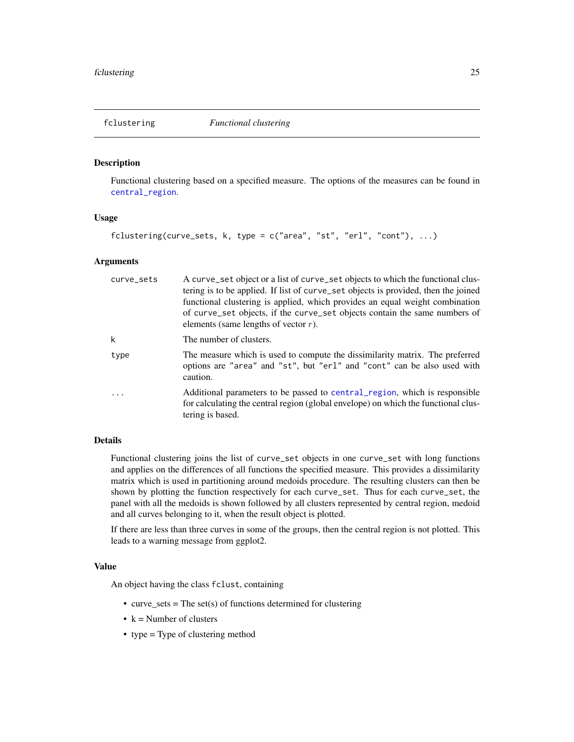## fclustering *Functional clustering*

### Description

Functional clustering based on a specified measure. The options of the measures can be found in central_region.

### Usage

```
fclustering(curve_sets, k, type = c("area", "st", "erl", "cont"), ...)
```

### Arguments

| | |
|---|---|
| curve_sets | A curve_set object or a list of curve_set objects to which the functional clustering is to be applied. If list of curve_set objects is provided, then the joined functional clustering is applied, which provides an equal weight combination of curve_set objects, if the curve_set objects contain the same numbers of elements (same lengths of vector $r$). |
| k | The number of clusters. |
| type | The measure which is used to compute the dissimilarity matrix. The preferred options are "area" and "st", but "erl" and "cont" can be also used with caution. |
| ... | Additional parameters to be passed to central_region, which is responsible for calculating the central region (global envelope) on which the functional clustering is based. |

### Details

Functional clustering joins the list of curve_set objects in one curve_set with long functions and applies on the differences of all functions the specified measure. This provides a dissimilarity matrix which is used in partitioning around medoids procedure. The resulting clusters can then be shown by plotting the function respectively for each curve_set. Thus for each curve_set, the panel with all the medoids is shown followed by all clusters represented by central region, medoid and all curves belonging to it, when the result object is plotted.

If there are less than three curves in some of the groups, then the central region is not plotted. This leads to a warning message from ggplot2.

### Value

An object having the class fclust, containing

- curve_sets = The set(s) of functions determined for clustering
- k = Number of clusters
- type = Type of clustering method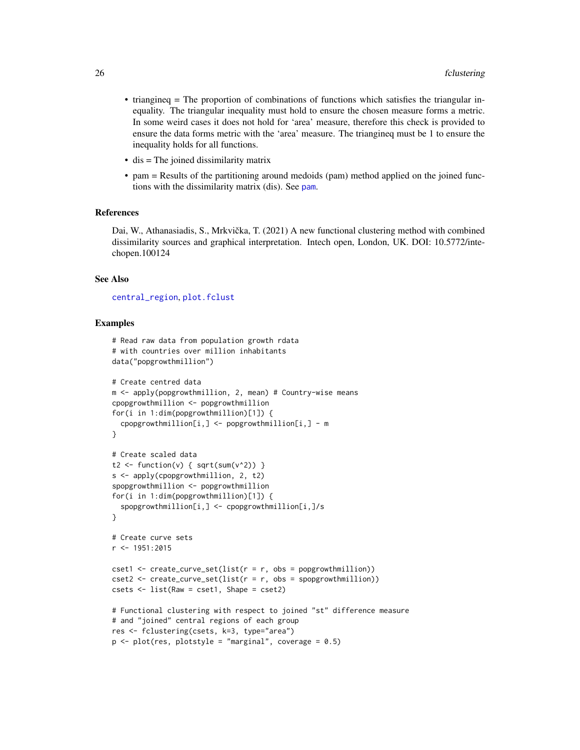- triangineq = The proportion of combinations of functions which satisfies the triangular inequality. The triangular inequality must hold to ensure the chosen measure forms a metric. In some weird cases it does not hold for 'area' measure, therefore this check is provided to ensure the data forms metric with the 'area' measure. The triangineq must be 1 to ensure the inequality holds for all functions.
- dis = The joined dissimilarity matrix
- pam = Results of the partitioning around medoids (pam) method applied on the joined functions with the dissimilarity matrix (dis). See pam.

### References

Dai, W., Athanasiadis, S., Mrkvička, T. (2021) A new functional clustering method with combined dissimilarity sources and graphical interpretation. Intech open, London, UK. DOI: 10.5772/intechopen.100124

### See Also

central_region, plot.fclust

### Examples

```
# Read raw data from population growth rdata
# with countries over million inhabitants
data("popgrowthmillion")

# Create centred data
m <- apply(popgrowthmillion, 2, mean) # Country-wise means
cpopgrowthmillion <- popgrowthmillion
for(i in 1:dim(popgrowthmillion)[1]) {
  cpopgrowthmillion[i,] <- popgrowthmillion[i,] - m
}

# Create scaled data
t2 <- function(v) { sqrt(sum(v^2)) }
s <- apply(cpopgrowthmillion, 2, t2)
spopgrowthmillion <- popgrowthmillion
for(i in 1:dim(popgrowthmillion)[1]) {
  spopgrowthmillion[i,] <- cpopgrowthmillion[i,]/s
}

# Create curve sets
r <- 1951:2015

cset1 <- create_curve_set(list(r = r, obs = popgrowthmillion))
cset2 <- create_curve_set(list(r = r, obs = spopgrowthmillion))
csets <- list(Raw = cset1, Shape = cset2)

# Functional clustering with respect to joined "st" difference measure
# and "joined" central regions of each group
res <- fclustering(csets, k=3, type="area")
p <- plot(res, plotstyle = "marginal", coverage = 0.5)
```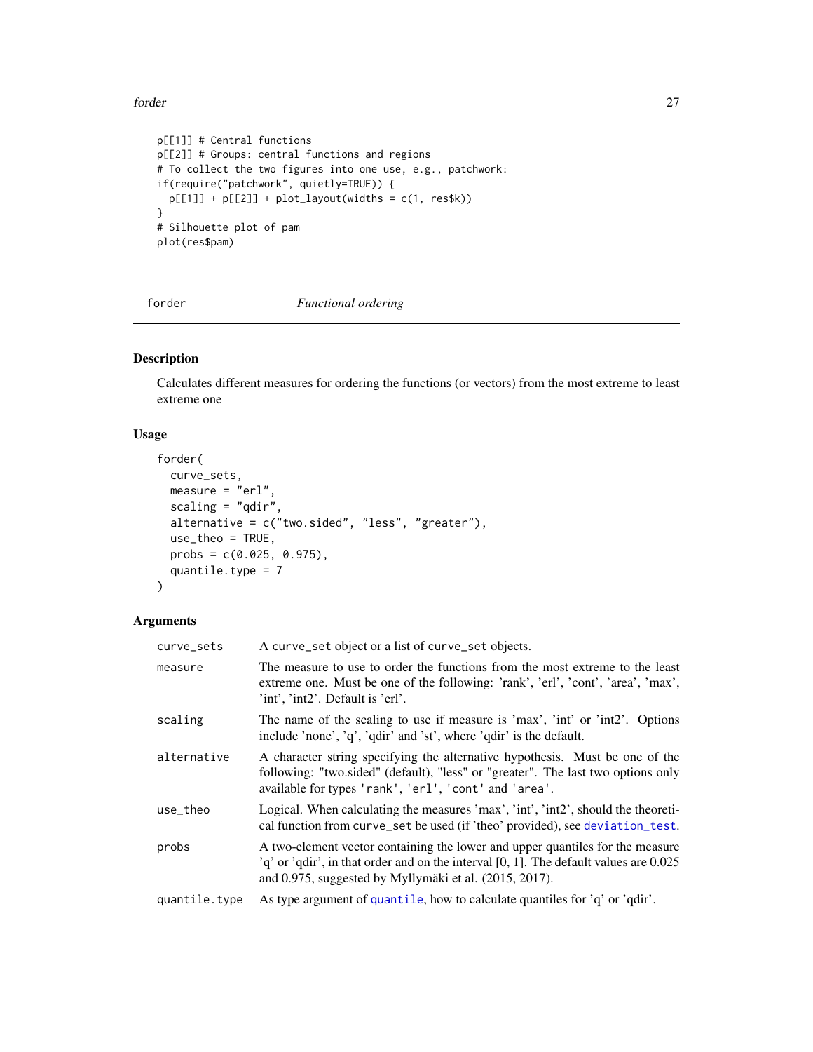```
p[[1]] # Central functions
p[[2]] # Groups: central functions and regions
# To collect the two figures into one use, e.g., patchwork:
if(require("patchwork", quietly=TRUE)) {
  p[[1]] + p[[2]] + plot_layout(widths = c(1, res$k))
}
# Silhouette plot of pam
plot(res$pam)
```

---

## forder — *Functional ordering*

---

### Description

Calculates different measures for ordering the functions (or vectors) from the most extreme to least extreme one

### Usage

```
forder(
  curve_sets,
  measure = "erl",
  scaling = "qdir",
  alternative = c("two.sided", "less", "greater"),
  use_theo = TRUE,
  probs = c(0.025, 0.975),
  quantile.type = 7
)
```

### Arguments

| | |
|---|---|
| `curve_sets` | A `curve_set` object or a list of `curve_set` objects. |
| `measure` | The measure to use to order the functions from the most extreme to the least extreme one. Must be one of the following: 'rank', 'erl', 'cont', 'area', 'max', 'int', 'int2'. Default is 'erl'. |
| `scaling` | The name of the scaling to use if measure is 'max', 'int' or 'int2'. Options include 'none', 'q', 'qdir' and 'st', where 'qdir' is the default. |
| `alternative` | A character string specifying the alternative hypothesis. Must be one of the following: "two.sided" (default), "less" or "greater". The last two options only available for types `'rank'`, `'erl'`, `'cont'` and `'area'`. |
| `use_theo` | Logical. When calculating the measures 'max', 'int', 'int2', should the theoretical function from `curve_set` be used (if 'theo' provided), see `deviation_test`. |
| `probs` | A two-element vector containing the lower and upper quantiles for the measure 'q' or 'qdir', in that order and on the interval [0, 1]. The default values are 0.025 and 0.975, suggested by Myllymäki et al. (2015, 2017). |
| `quantile.type` | As type argument of `quantile`, how to calculate quantiles for 'q' or 'qdir'. |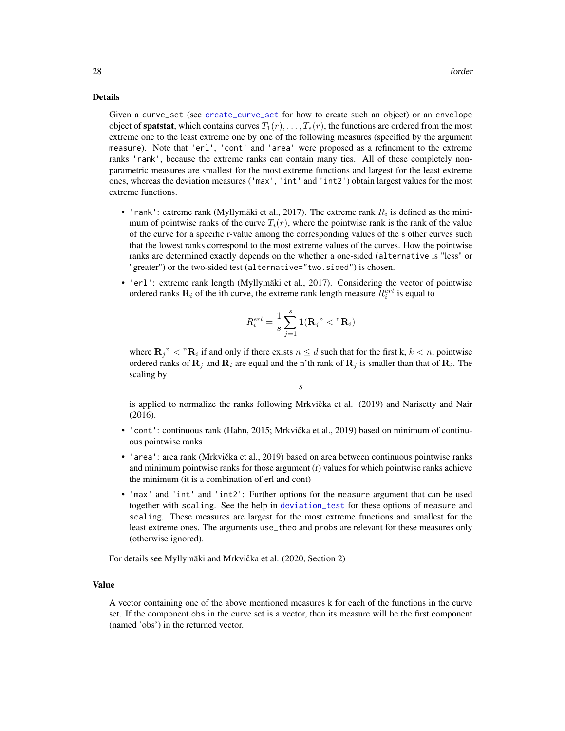### Details

Given a `curve_set` (see `create_curve_set` for how to create such an object) or an `envelope` object of **spatstat**, which contains curves $T_1(r), \ldots, T_s(r)$, the functions are ordered from the most extreme one to the least extreme one by one of the following measures (specified by the argument `measure`). Note that `'erl'`, `'cont'` and `'area'` were proposed as a refinement to the extreme ranks `'rank'`, because the extreme ranks can contain many ties. All of these completely non-parametric measures are smallest for the most extreme functions and largest for the least extreme ones, whereas the deviation measures (`'max'`, `'int'` and `'int2'`) obtain largest values for the most extreme functions.

- `'rank'`: extreme rank (Myllymäki et al., 2017). The extreme rank $R_i$ is defined as the minimum of pointwise ranks of the curve $T_i(r)$, where the pointwise rank is the rank of the value of the curve for a specific r-value among the corresponding values of the s other curves such that the lowest ranks correspond to the most extreme values of the curves. How the pointwise ranks are determined exactly depends on the whether a one-sided (`alternative` is "less" or "greater") or the two-sided test (`alternative="two.sided"`) is chosen.
- `'erl'`: extreme rank length (Myllymäki et al., 2017). Considering the vector of pointwise ordered ranks $\mathbf{R}_i$ of the ith curve, the extreme rank length measure $R_i^{erl}$ is equal to

$$R_i^{erl} = \frac{1}{s}\sum_{j=1}^{s} \mathbf{1}(\mathbf{R}_j\text{"} < \text{"}\mathbf{R}_i)$$

  where $\mathbf{R}_j\text{"} < \text{"}\mathbf{R}_i$ if and only if there exists $n \leq d$ such that for the first k, $k < n$, pointwise ordered ranks of $\mathbf{R}_j$ and $\mathbf{R}_i$ are equal and the n'th rank of $\mathbf{R}_j$ is smaller than that of $\mathbf{R}_i$. The scaling by

$$s$$

  is applied to normalize the ranks following Mrkvička et al. (2019) and Narisetty and Nair (2016).
- `'cont'`: continuous rank (Hahn, 2015; Mrkvička et al., 2019) based on minimum of continuous pointwise ranks
- `'area'`: area rank (Mrkvička et al., 2019) based on area between continuous pointwise ranks and minimum pointwise ranks for those argument (r) values for which pointwise ranks achieve the minimum (it is a combination of erl and cont)
- `'max'` and `'int'` and `'int2'`: Further options for the `measure` argument that can be used together with `scaling`. See the help in `deviation_test` for these options of `measure` and `scaling`. These measures are largest for the most extreme functions and smallest for the least extreme ones. The arguments `use_theo` and `probs` are relevant for these measures only (otherwise ignored).

For details see Myllymäki and Mrkvička et al. (2020, Section 2)

### Value

A vector containing one of the above mentioned measures k for each of the functions in the curve set. If the component `obs` in the curve set is a vector, then its measure will be the first component (named 'obs') in the returned vector.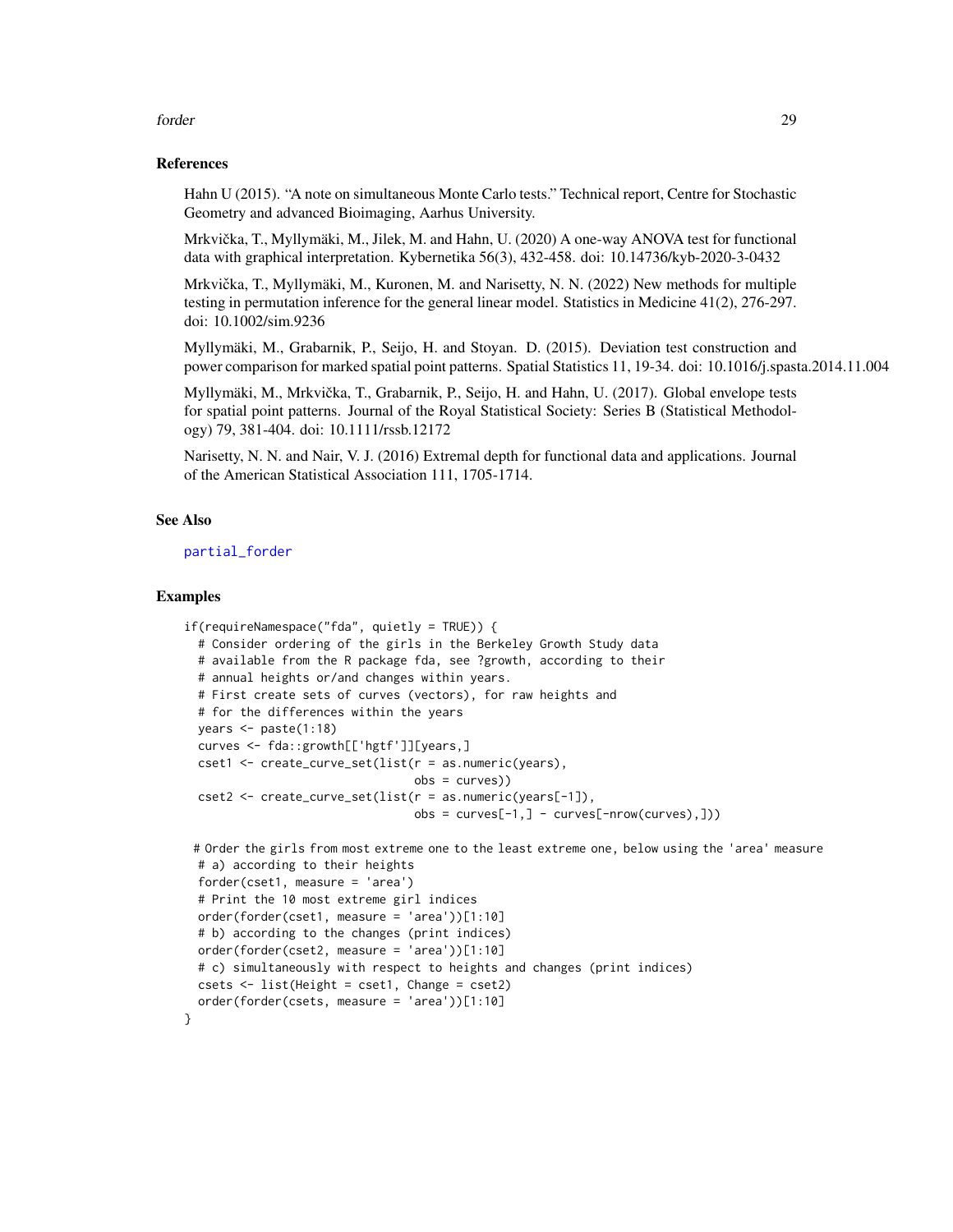## References

Hahn U (2015). "A note on simultaneous Monte Carlo tests." Technical report, Centre for Stochastic Geometry and advanced Bioimaging, Aarhus University.

Mrkvička, T., Myllymäki, M., Jilek, M. and Hahn, U. (2020) A one-way ANOVA test for functional data with graphical interpretation. Kybernetika 56(3), 432-458. doi: 10.14736/kyb-2020-3-0432

Mrkvička, T., Myllymäki, M., Kuronen, M. and Narisetty, N. N. (2022) New methods for multiple testing in permutation inference for the general linear model. Statistics in Medicine 41(2), 276-297. doi: 10.1002/sim.9236

Myllymäki, M., Grabarnik, P., Seijo, H. and Stoyan. D. (2015). Deviation test construction and power comparison for marked spatial point patterns. Spatial Statistics 11, 19-34. doi: 10.1016/j.spasta.2014.11.004

Myllymäki, M., Mrkvička, T., Grabarnik, P., Seijo, H. and Hahn, U. (2017). Global envelope tests for spatial point patterns. Journal of the Royal Statistical Society: Series B (Statistical Methodology) 79, 381-404. doi: 10.1111/rssb.12172

Narisetty, N. N. and Nair, V. J. (2016) Extremal depth for functional data and applications. Journal of the American Statistical Association 111, 1705-1714.

## See Also

partial_forder

## Examples

```
if(requireNamespace("fda", quietly = TRUE)) {
  # Consider ordering of the girls in the Berkeley Growth Study data
  # available from the R package fda, see ?growth, according to their
  # annual heights or/and changes within years.
  # First create sets of curves (vectors), for raw heights and
  # for the differences within the years
  years <- paste(1:18)
  curves <- fda::growth[['hgtf']][years,]
  cset1 <- create_curve_set(list(r = as.numeric(years),
                                 obs = curves))
  cset2 <- create_curve_set(list(r = as.numeric(years[-1]),
                                 obs = curves[-1,] - curves[-nrow(curves),]))

 # Order the girls from most extreme one to the least extreme one, below using the 'area' measure
  # a) according to their heights
  forder(cset1, measure = 'area')
  # Print the 10 most extreme girl indices
  order(forder(cset1, measure = 'area'))[1:10]
  # b) according to the changes (print indices)
  order(forder(cset2, measure = 'area'))[1:10]
  # c) simultaneously with respect to heights and changes (print indices)
  csets <- list(Height = cset1, Change = cset2)
  order(forder(csets, measure = 'area'))[1:10]
}
```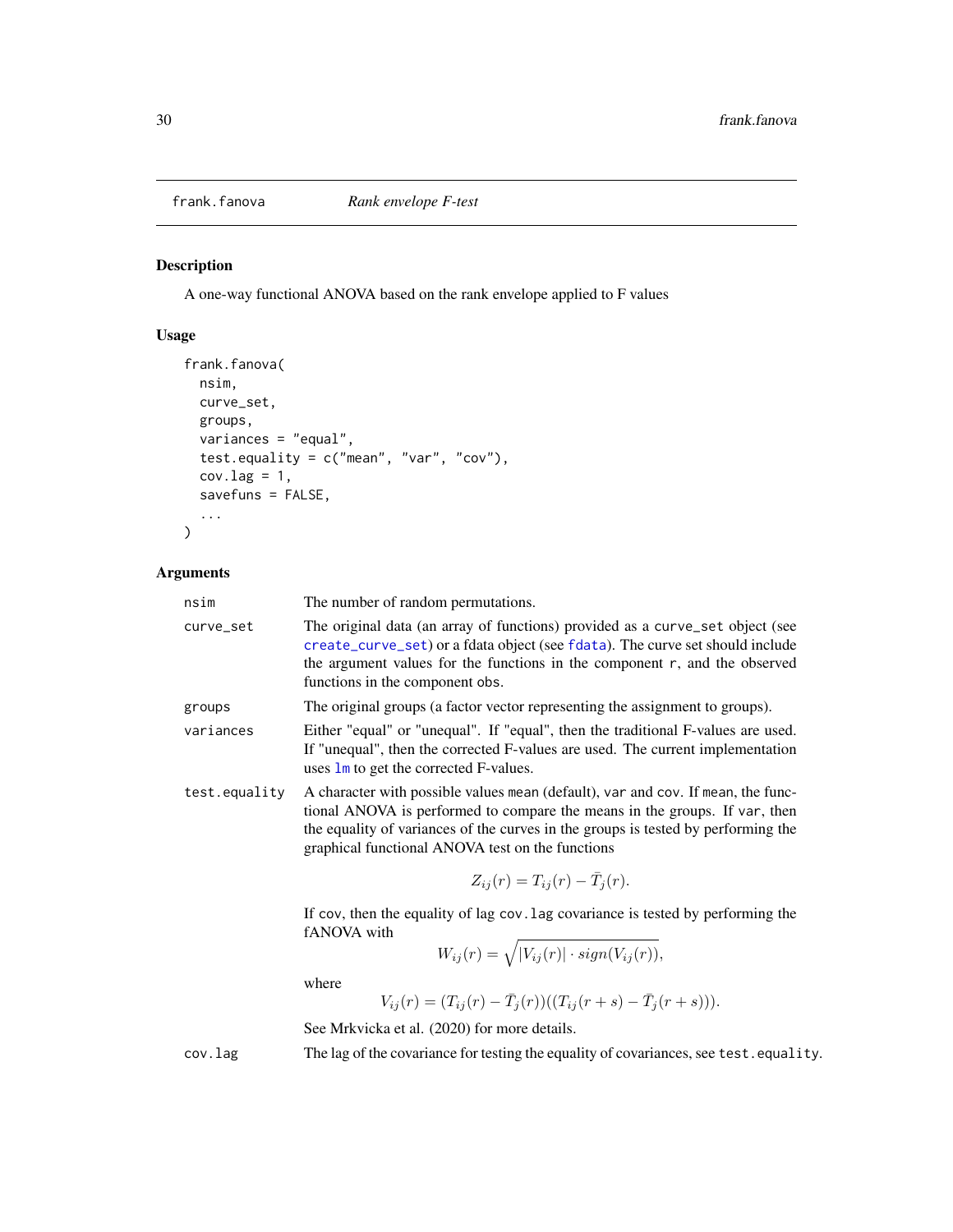## frank.fanova — *Rank envelope F-test*

### Description

A one-way functional ANOVA based on the rank envelope applied to F values

### Usage

```
frank.fanova(
  nsim,
  curve_set,
  groups,
  variances = "equal",
  test.equality = c("mean", "var", "cov"),
  cov.lag = 1,
  savefuns = FALSE,
  ...
)
```

### Arguments

| Argument | Description |
|---|---|
| `nsim` | The number of random permutations. |
| `curve_set` | The original data (an array of functions) provided as a `curve_set` object (see `create_curve_set`) or a fdata object (see `fdata`). The curve set should include the argument values for the functions in the component `r`, and the observed functions in the component `obs`. |
| `groups` | The original groups (a factor vector representing the assignment to groups). |
| `variances` | Either "equal" or "unequal". If "equal", then the traditional F-values are used. If "unequal", then the corrected F-values are used. The current implementation uses `lm` to get the corrected F-values. |
| `test.equality` | A character with possible values `mean` (default), `var` and `cov`. If `mean`, the functional ANOVA is performed to compare the means in the groups. If `var`, then the equality of variances of the curves in the groups is tested by performing the graphical functional ANOVA test on the functions $$Z_{ij}(r) = T_{ij}(r) - \bar{T}_j(r).$$ If `cov`, then the equality of lag `cov.lag` covariance is tested by performing the fANOVA with $$W_{ij}(r) = \sqrt{\vert V_{ij}(r)\vert \cdot sign(V_{ij}(r))},$$ where $$V_{ij}(r) = (T_{ij}(r) - \bar{T}_j(r))((T_{ij}(r+s) - \bar{T}_j(r+s))).$$ See Mrkvicka et al. (2020) for more details. |
| `cov.lag` | The lag of the covariance for testing the equality of covariances, see `test.equality`. |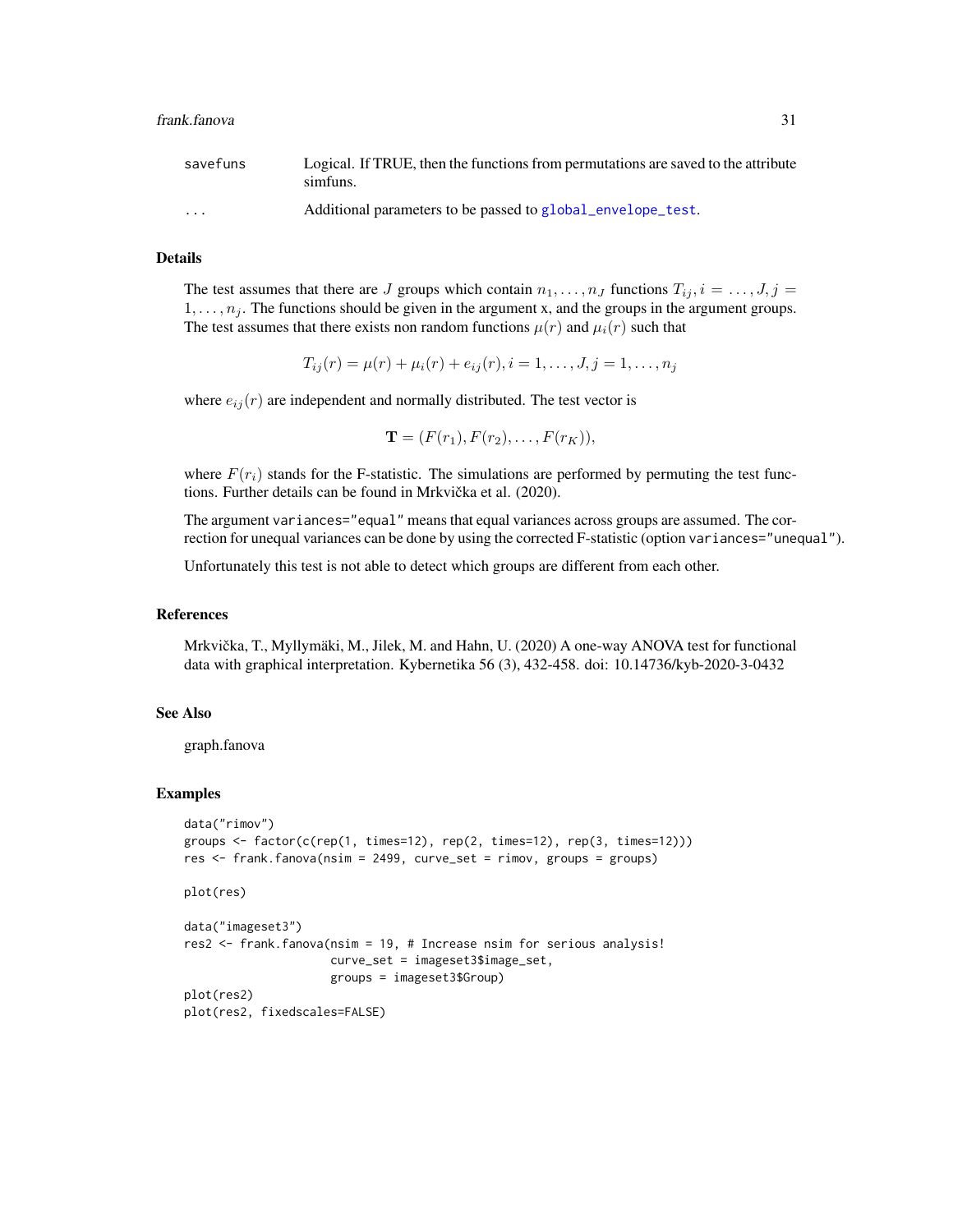| | |
|---|---|
| savefuns | Logical. If TRUE, then the functions from permutations are saved to the attribute simfuns. |
| ... | Additional parameters to be passed to global_envelope_test. |

## Details

The test assumes that there are $J$ groups which contain $n_1, \dots, n_J$ functions $T_{ij}, i = \dots, J, j = 1, \dots, n_j$. The functions should be given in the argument x, and the groups in the argument groups. The test assumes that there exists non random functions $\mu(r)$ and $\mu_i(r)$ such that

$$T_{ij}(r) = \mu(r) + \mu_i(r) + e_{ij}(r), i = 1, \dots, J, j = 1, \dots, n_j$$

where $e_{ij}(r)$ are independent and normally distributed. The test vector is

$$\mathbf{T} = (F(r_1), F(r_2), \dots, F(r_K)),$$

where $F(r_i)$ stands for the F-statistic. The simulations are performed by permuting the test functions. Further details can be found in Mrkvička et al. (2020).

The argument `variances="equal"` means that equal variances across groups are assumed. The correction for unequal variances can be done by using the corrected F-statistic (option `variances="unequal"`).

Unfortunately this test is not able to detect which groups are different from each other.

## References

Mrkvička, T., Myllymäki, M., Jilek, M. and Hahn, U. (2020) A one-way ANOVA test for functional data with graphical interpretation. Kybernetika 56 (3), 432-458. doi: 10.14736/kyb-2020-3-0432

## See Also

graph.fanova

## Examples

```
data("rimov")
groups <- factor(c(rep(1, times=12), rep(2, times=12), rep(3, times=12)))
res <- frank.fanova(nsim = 2499, curve_set = rimov, groups = groups)

plot(res)

data("imageset3")
res2 <- frank.fanova(nsim = 19, # Increase nsim for serious analysis!
                     curve_set = imageset3$image_set,
                     groups = imageset3$Group)
plot(res2)
plot(res2, fixedscales=FALSE)
```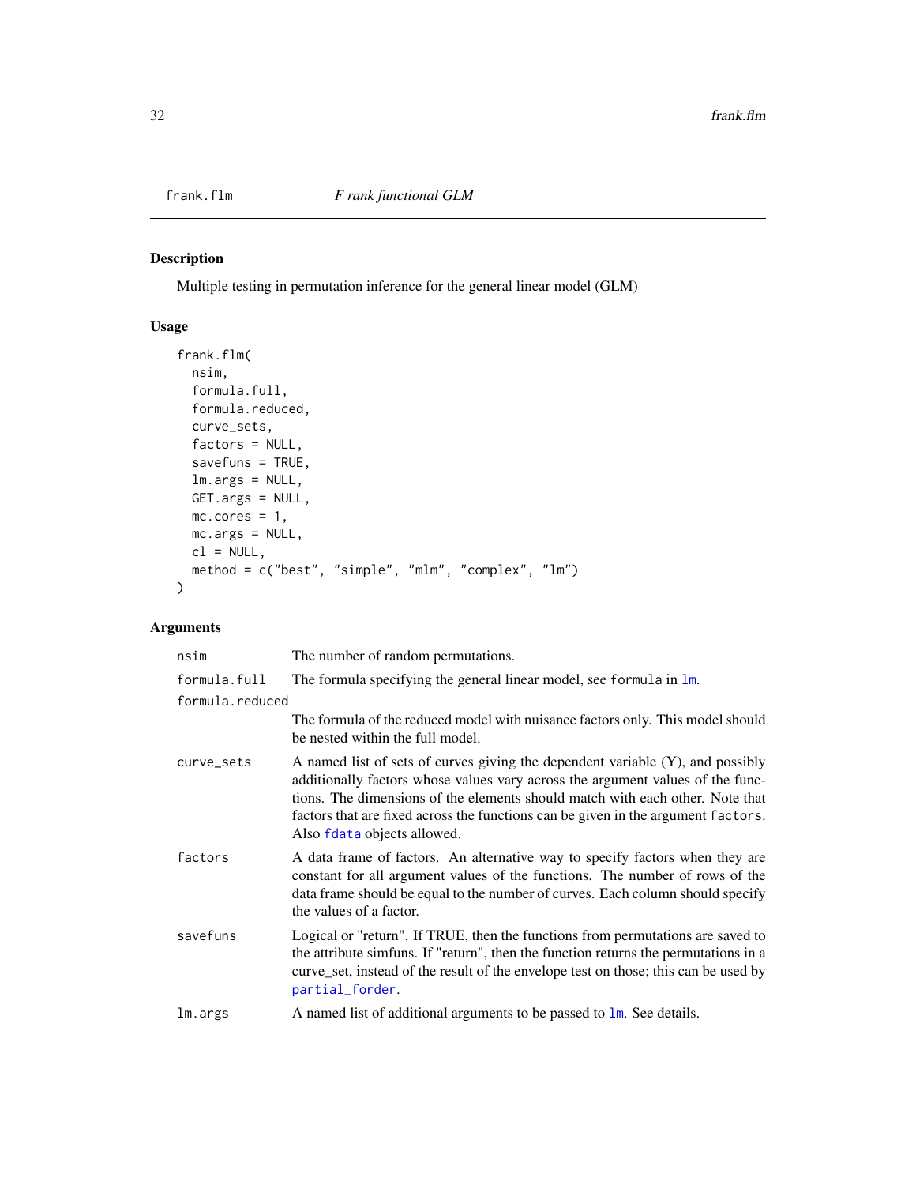## frank.flm — *F rank functional GLM*

### Description

Multiple testing in permutation inference for the general linear model (GLM)

### Usage

```
frank.flm(
  nsim,
  formula.full,
  formula.reduced,
  curve_sets,
  factors = NULL,
  savefuns = TRUE,
  lm.args = NULL,
  GET.args = NULL,
  mc.cores = 1,
  mc.args = NULL,
  cl = NULL,
  method = c("best", "simple", "mlm", "complex", "lm")
)
```

### Arguments

| Argument | Description |
|---|---|
| `nsim` | The number of random permutations. |
| `formula.full` | The formula specifying the general linear model, see `formula` in `lm`. |
| `formula.reduced` | The formula of the reduced model with nuisance factors only. This model should be nested within the full model. |
| `curve_sets` | A named list of sets of curves giving the dependent variable (Y), and possibly additionally factors whose values vary across the argument values of the functions. The dimensions of the elements should match with each other. Note that factors that are fixed across the functions can be given in the argument `factors`. Also `fdata` objects allowed. |
| `factors` | A data frame of factors. An alternative way to specify factors when they are constant for all argument values of the functions. The number of rows of the data frame should be equal to the number of curves. Each column should specify the values of a factor. |
| `savefuns` | Logical or "return". If TRUE, then the functions from permutations are saved to the attribute simfuns. If "return", then the function returns the permutations in a curve_set, instead of the result of the envelope test on those; this can be used by `partial_forder`. |
| `lm.args` | A named list of additional arguments to be passed to `lm`. See details. |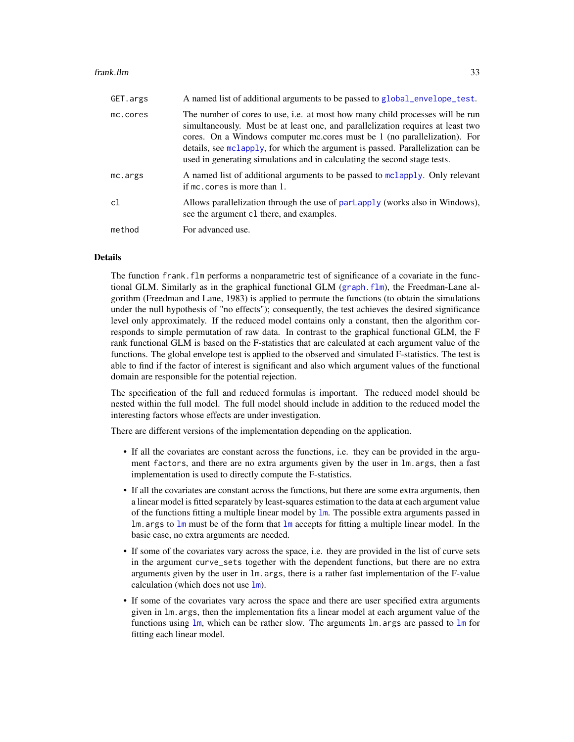| | |
|---|---|
| `GET.args` | A named list of additional arguments to be passed to `global_envelope_test`. |
| `mc.cores` | The number of cores to use, i.e. at most how many child processes will be run simultaneously. Must be at least one, and parallelization requires at least two cores. On a Windows computer mc.cores must be 1 (no parallelization). For details, see `mclapply`, for which the argument is passed. Parallelization can be used in generating simulations and in calculating the second stage tests. |
| `mc.args` | A named list of additional arguments to be passed to `mclapply`. Only relevant if `mc.cores` is more than 1. |
| `cl` | Allows parallelization through the use of `parLapply` (works also in Windows), see the argument `cl` there, and examples. |
| `method` | For advanced use. |

## Details

The function `frank.flm` performs a nonparametric test of significance of a covariate in the functional GLM. Similarly as in the graphical functional GLM (`graph.flm`), the Freedman-Lane algorithm (Freedman and Lane, 1983) is applied to permute the functions (to obtain the simulations under the null hypothesis of "no effects"); consequently, the test achieves the desired significance level only approximately. If the reduced model contains only a constant, then the algorithm corresponds to simple permutation of raw data. In contrast to the graphical functional GLM, the F rank functional GLM is based on the F-statistics that are calculated at each argument value of the functions. The global envelope test is applied to the observed and simulated F-statistics. The test is able to find if the factor of interest is significant and also which argument values of the functional domain are responsible for the potential rejection.

The specification of the full and reduced formulas is important. The reduced model should be nested within the full model. The full model should include in addition to the reduced model the interesting factors whose effects are under investigation.

There are different versions of the implementation depending on the application.

- If all the covariates are constant across the functions, i.e. they can be provided in the argument `factors`, and there are no extra arguments given by the user in `lm.args`, then a fast implementation is used to directly compute the F-statistics.
- If all the covariates are constant across the functions, but there are some extra arguments, then a linear model is fitted separately by least-squares estimation to the data at each argument value of the functions fitting a multiple linear model by `lm`. The possible extra arguments passed in `lm.args` to `lm` must be of the form that `lm` accepts for fitting a multiple linear model. In the basic case, no extra arguments are needed.
- If some of the covariates vary across the space, i.e. they are provided in the list of curve sets in the argument `curve_sets` together with the dependent functions, but there are no extra arguments given by the user in `lm.args`, there is a rather fast implementation of the F-value calculation (which does not use `lm`).
- If some of the covariates vary across the space and there are user specified extra arguments given in `lm.args`, then the implementation fits a linear model at each argument value of the functions using `lm`, which can be rather slow. The arguments `lm.args` are passed to `lm` for fitting each linear model.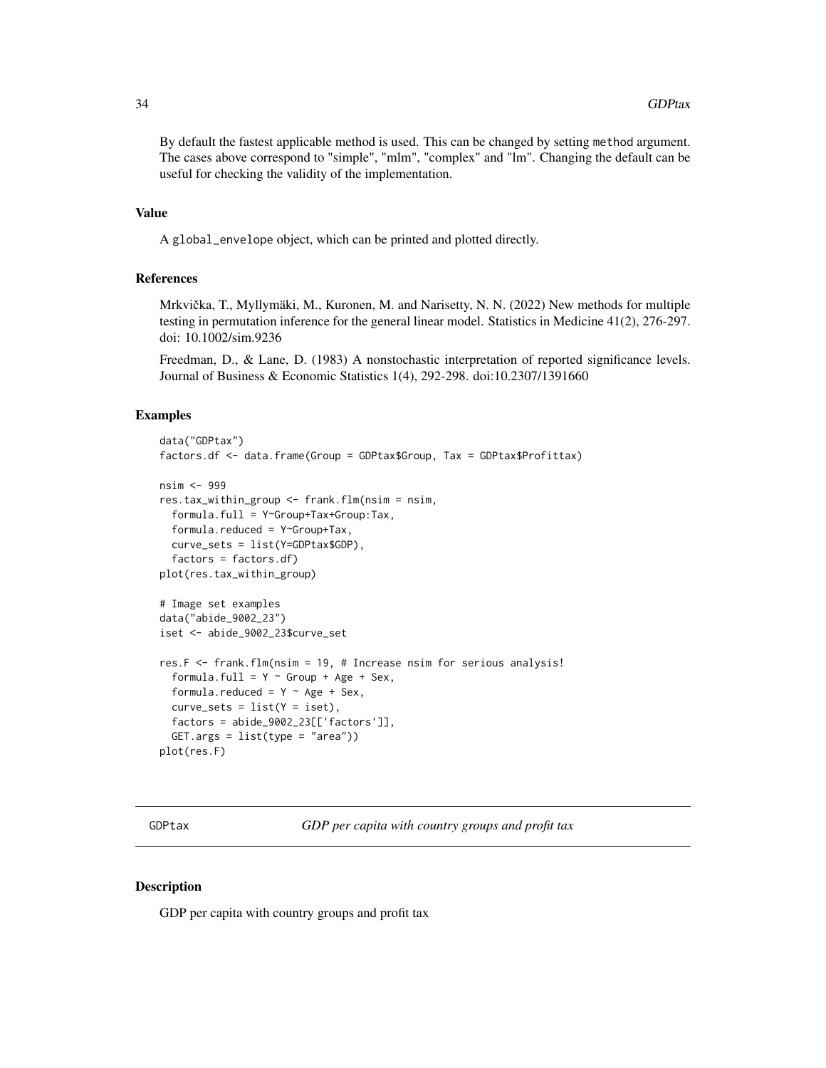By default the fastest applicable method is used. This can be changed by setting `method` argument. The cases above correspond to "simple", "mlm", "complex" and "lm". Changing the default can be useful for checking the validity of the implementation.

### Value

A `global_envelope` object, which can be printed and plotted directly.

### References

Mrkvička, T., Myllymäki, M., Kuronen, M. and Narisetty, N. N. (2022) New methods for multiple testing in permutation inference for the general linear model. Statistics in Medicine 41(2), 276-297. doi: 10.1002/sim.9236

Freedman, D., & Lane, D. (1983) A nonstochastic interpretation of reported significance levels. Journal of Business & Economic Statistics 1(4), 292-298. doi:10.2307/1391660

### Examples

```
data("GDPtax")
factors.df <- data.frame(Group = GDPtax$Group, Tax = GDPtax$Profittax)

nsim <- 999
res.tax_within_group <- frank.flm(nsim = nsim,
  formula.full = Y~Group+Tax+Group:Tax,
  formula.reduced = Y~Group+Tax,
  curve_sets = list(Y=GDPtax$GDP),
  factors = factors.df)
plot(res.tax_within_group)

# Image set examples
data("abide_9002_23")
iset <- abide_9002_23$curve_set

res.F <- frank.flm(nsim = 19, # Increase nsim for serious analysis!
  formula.full = Y ~ Group + Age + Sex,
  formula.reduced = Y ~ Age + Sex,
  curve_sets = list(Y = iset),
  factors = abide_9002_23[['factors']],
  GET.args = list(type = "area"))
plot(res.F)
```

---

## GDPtax — *GDP per capita with country groups and profit tax*

### Description

GDP per capita with country groups and profit tax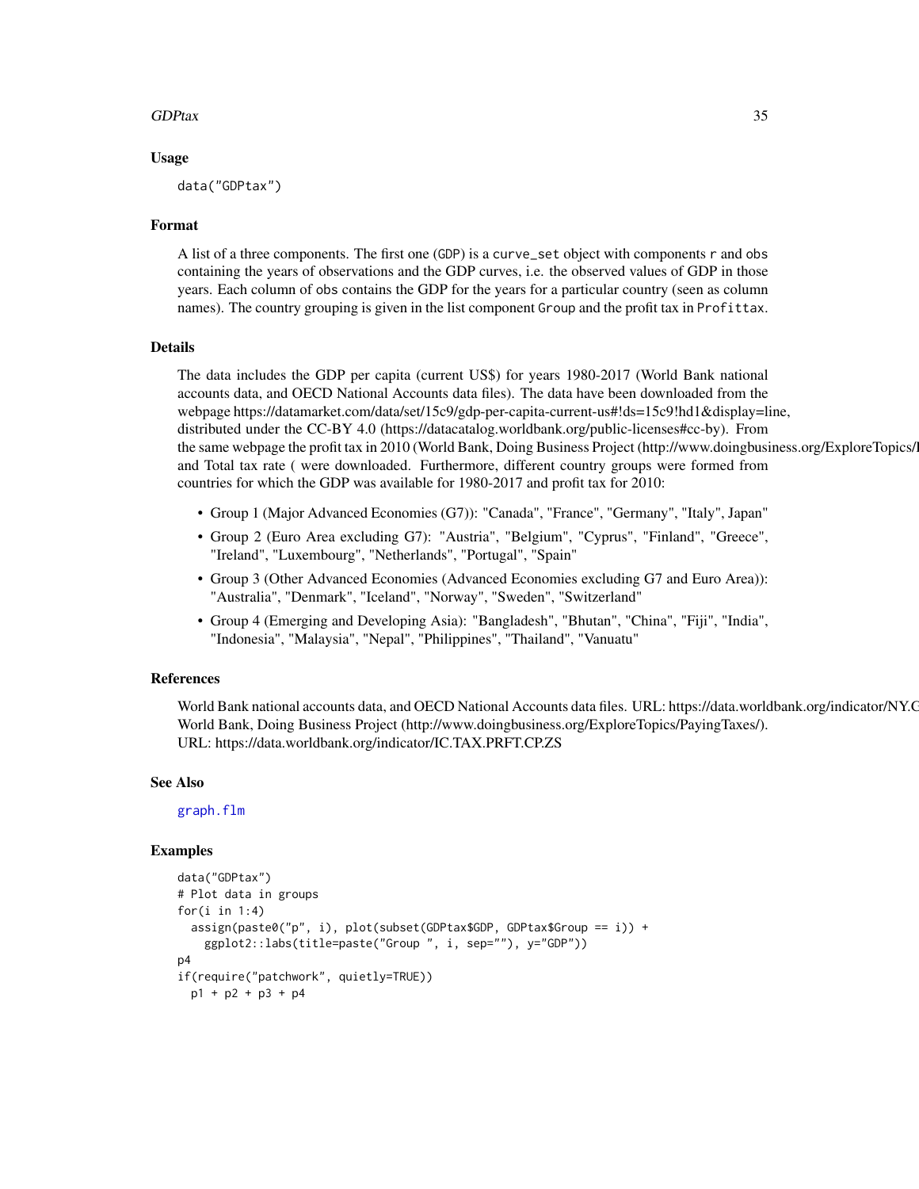## Usage

```
data("GDPtax")
```

## Format

A list of a three components. The first one (GDP) is a curve_set object with components r and obs containing the years of observations and the GDP curves, i.e. the observed values of GDP in those years. Each column of obs contains the GDP for the years for a particular country (seen as column names). The country grouping is given in the list component Group and the profit tax in Profittax.

## Details

The data includes the GDP per capita (current US$) for years 1980-2017 (World Bank national accounts data, and OECD National Accounts data files). The data have been downloaded from the webpage https://datamarket.com/data/set/15c9/gdp-per-capita-current-us#!ds=15c9!hd1&display=line, distributed under the CC-BY 4.0 (https://datacatalog.worldbank.org/public-licenses#cc-by). From the same webpage the profit tax in 2010 (World Bank, Doing Business Project (http://www.doingbusiness.org/ExploreTopics/I and Total tax rate ( were downloaded. Furthermore, different country groups were formed from countries for which the GDP was available for 1980-2017 and profit tax for 2010:

- Group 1 (Major Advanced Economies (G7)): "Canada", "France", "Germany", "Italy", Japan"
- Group 2 (Euro Area excluding G7): "Austria", "Belgium", "Cyprus", "Finland", "Greece", "Ireland", "Luxembourg", "Netherlands", "Portugal", "Spain"
- Group 3 (Other Advanced Economies (Advanced Economies excluding G7 and Euro Area)): "Australia", "Denmark", "Iceland", "Norway", "Sweden", "Switzerland"
- Group 4 (Emerging and Developing Asia): "Bangladesh", "Bhutan", "China", "Fiji", "India", "Indonesia", "Malaysia", "Nepal", "Philippines", "Thailand", "Vanuatu"

## References

World Bank national accounts data, and OECD National Accounts data files. URL: https://data.worldbank.org/indicator/NY.G
World Bank, Doing Business Project (http://www.doingbusiness.org/ExploreTopics/PayingTaxes/).
URL: https://data.worldbank.org/indicator/IC.TAX.PRFT.CP.ZS

## See Also

graph.flm

## Examples

```
data("GDPtax")
# Plot data in groups
for(i in 1:4)
  assign(paste0("p", i), plot(subset(GDPtax$GDP, GDPtax$Group == i)) +
    ggplot2::labs(title=paste("Group ", i, sep=""), y="GDP"))
p4
if(require("patchwork", quietly=TRUE))
  p1 + p2 + p3 + p4
```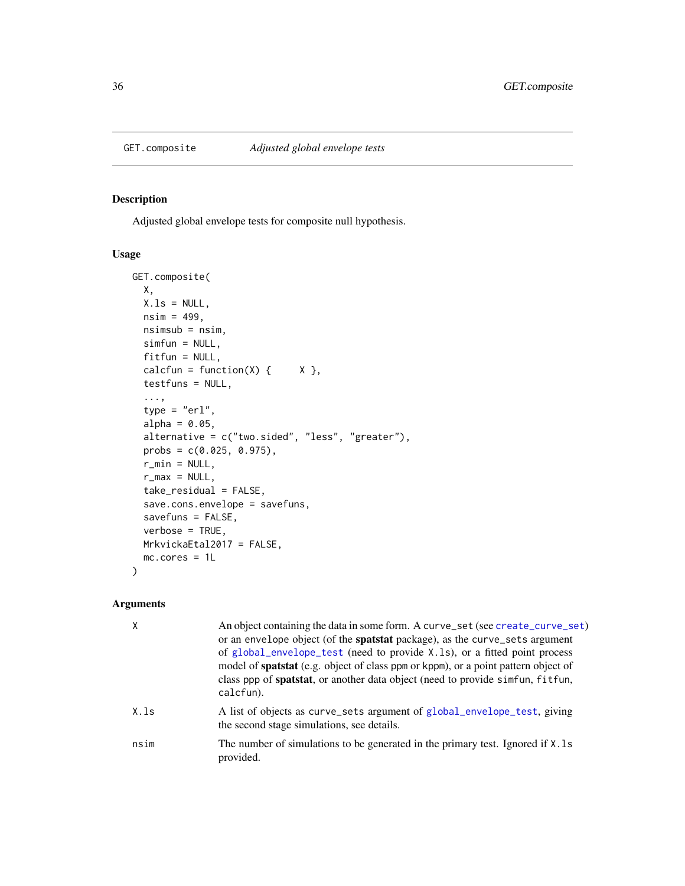## GET.composite *Adjusted global envelope tests*

### Description

Adjusted global envelope tests for composite null hypothesis.

### Usage

```
GET.composite(
  X,
  X.ls = NULL,
  nsim = 499,
  nsimsub = nsim,
  simfun = NULL,
  fitfun = NULL,
  calcfun = function(X) {     X },
  testfuns = NULL,
  ...,
  type = "erl",
  alpha = 0.05,
  alternative = c("two.sided", "less", "greater"),
  probs = c(0.025, 0.975),
  r_min = NULL,
  r_max = NULL,
  take_residual = FALSE,
  save.cons.envelope = savefuns,
  savefuns = FALSE,
  verbose = TRUE,
  MrkvickaEtal2017 = FALSE,
  mc.cores = 1L
)
```

### Arguments

| | |
|---|---|
| X | An object containing the data in some form. A `curve_set` (see `create_curve_set`) or an `envelope` object (of the **spatstat** package), as the `curve_sets` argument of `global_envelope_test` (need to provide `X.ls`), or a fitted point process model of **spatstat** (e.g. object of class `ppm` or `kppm`), or a point pattern object of class `ppp` of **spatstat**, or another data object (need to provide `simfun`, `fitfun`, `calcfun`). |
| X.ls | A list of objects as `curve_sets` argument of `global_envelope_test`, giving the second stage simulations, see details. |
| nsim | The number of simulations to be generated in the primary test. Ignored if `X.ls` provided. |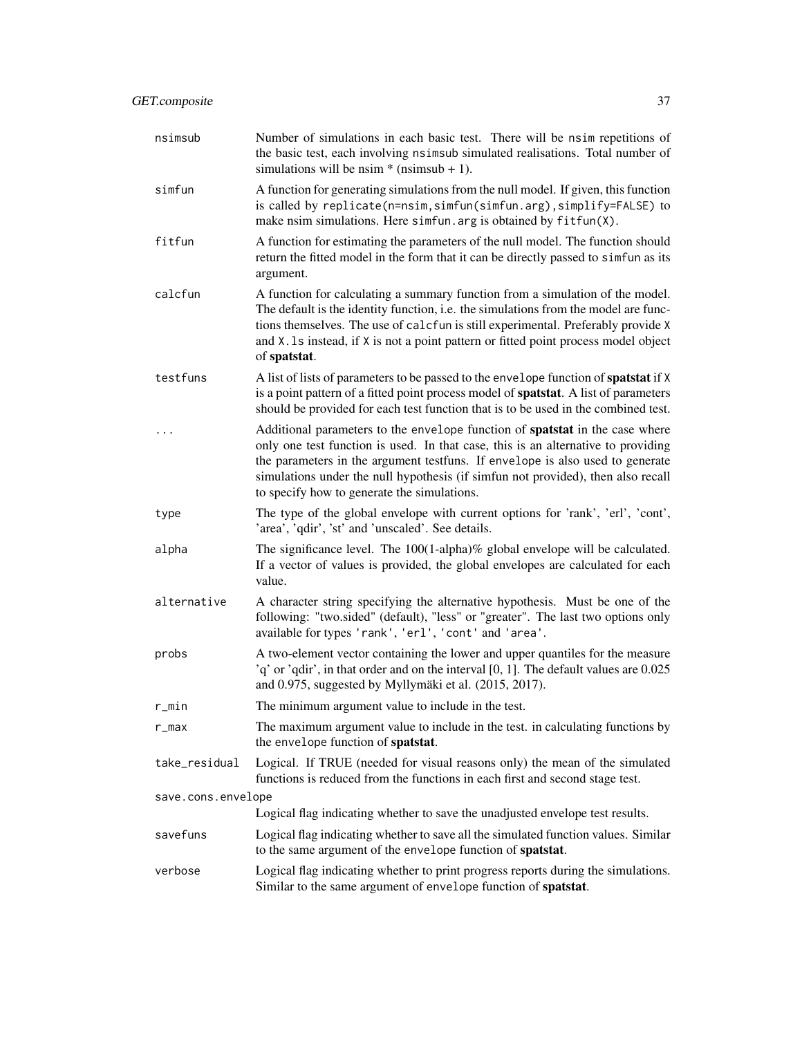| | |
|---|---|
| `nsimsub` | Number of simulations in each basic test. There will be `nsim` repetitions of the basic test, each involving `nsimsub` simulated realisations. Total number of simulations will be nsim * (nsimsub + 1). |
| `simfun` | A function for generating simulations from the null model. If given, this function is called by `replicate(n=nsim,simfun(simfun.arg),simplify=FALSE)` to make nsim simulations. Here `simfun.arg` is obtained by `fitfun(X)`. |
| `fitfun` | A function for estimating the parameters of the null model. The function should return the fitted model in the form that it can be directly passed to `simfun` as its argument. |
| `calcfun` | A function for calculating a summary function from a simulation of the model. The default is the identity function, i.e. the simulations from the model are functions themselves. The use of `calcfun` is still experimental. Preferably provide `X` and `X.ls` instead, if `X` is not a point pattern or fitted point process model object of **spatstat**. |
| `testfuns` | A list of lists of parameters to be passed to the `envelope` function of **spatstat** if `X` is a point pattern of a fitted point process model of **spatstat**. A list of parameters should be provided for each test function that is to be used in the combined test. |
| `...` | Additional parameters to the `envelope` function of **spatstat** in the case where only one test function is used. In that case, this is an alternative to providing the parameters in the argument testfuns. If `envelope` is also used to generate simulations under the null hypothesis (if simfun not provided), then also recall to specify how to generate the simulations. |
| `type` | The type of the global envelope with current options for 'rank', 'erl', 'cont', 'area', 'qdir', 'st' and 'unscaled'. See details. |
| `alpha` | The significance level. The 100(1-alpha)% global envelope will be calculated. If a vector of values is provided, the global envelopes are calculated for each value. |
| `alternative` | A character string specifying the alternative hypothesis. Must be one of the following: "two.sided" (default), "less" or "greater". The last two options only available for types `'rank'`, `'erl'`, `'cont'` and `'area'`. |
| `probs` | A two-element vector containing the lower and upper quantiles for the measure 'q' or 'qdir', in that order and on the interval [0, 1]. The default values are 0.025 and 0.975, suggested by Myllymäki et al. (2015, 2017). |
| `r_min` | The minimum argument value to include in the test. |
| `r_max` | The maximum argument value to include in the test. in calculating functions by the `envelope` function of **spatstat**. |
| `take_residual` | Logical. If TRUE (needed for visual reasons only) the mean of the simulated functions is reduced from the functions in each first and second stage test. |
| `save.cons.envelope` | Logical flag indicating whether to save the unadjusted envelope test results. |
| `savefuns` | Logical flag indicating whether to save all the simulated function values. Similar to the same argument of the `envelope` function of **spatstat**. |
| `verbose` | Logical flag indicating whether to print progress reports during the simulations. Similar to the same argument of `envelope` function of **spatstat**. |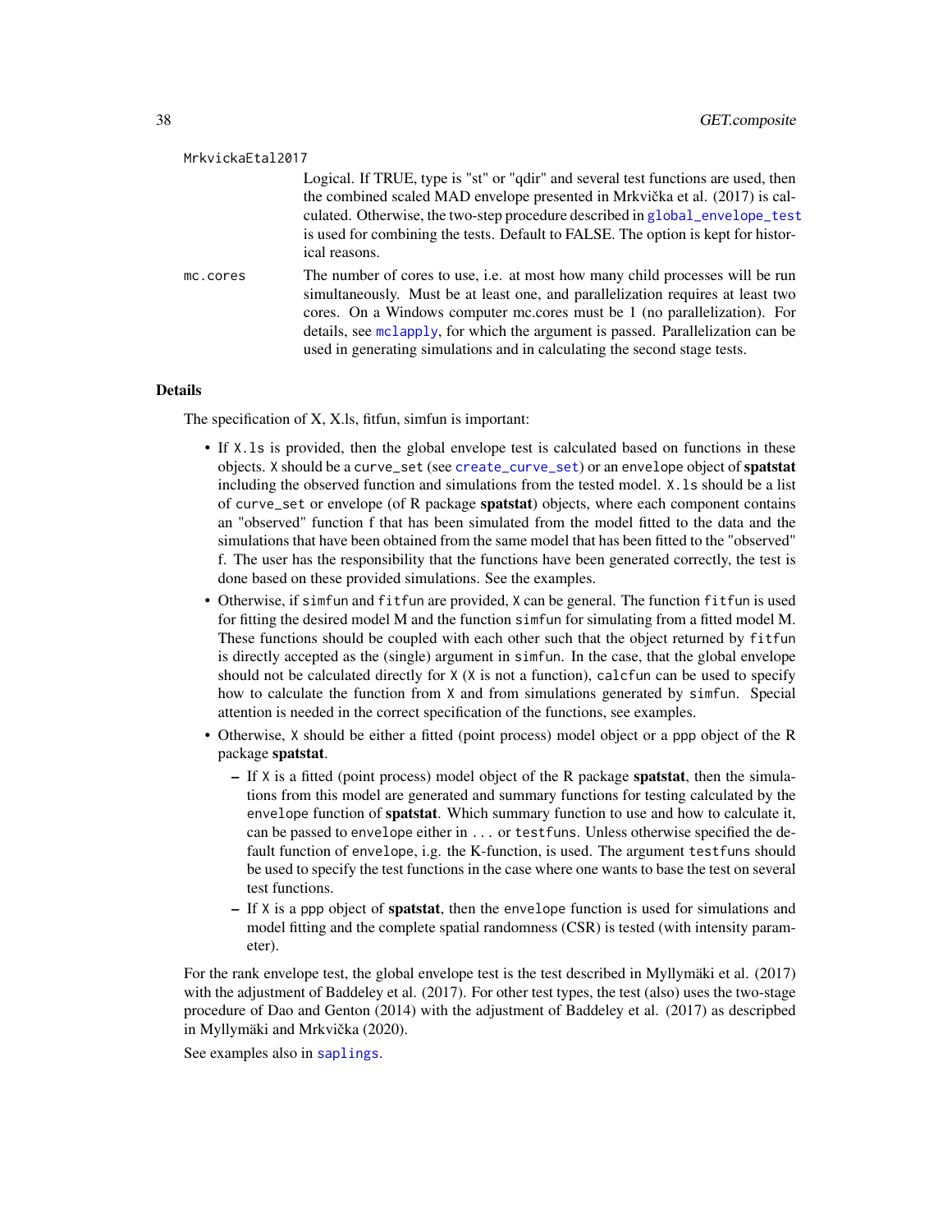MrkvickaEtal2017
: Logical. If TRUE, type is "st" or "qdir" and several test functions are used, then the combined scaled MAD envelope presented in Mrkvička et al. (2017) is calculated. Otherwise, the two-step procedure described in global_envelope_test is used for combining the tests. Default to FALSE. The option is kept for historical reasons.

mc.cores
: The number of cores to use, i.e. at most how many child processes will be run simultaneously. Must be at least one, and parallelization requires at least two cores. On a Windows computer mc.cores must be 1 (no parallelization). For details, see mclapply, for which the argument is passed. Parallelization can be used in generating simulations and in calculating the second stage tests.

### Details

The specification of X, X.ls, fitfun, simfun is important:

- If `X.ls` is provided, then the global envelope test is calculated based on functions in these objects. `X` should be a `curve_set` (see `create_curve_set`) or an `envelope` object of **spatstat** including the observed function and simulations from the tested model. `X.ls` should be a list of `curve_set` or envelope (of R package **spatstat**) objects, where each component contains an "observed" function f that has been simulated from the model fitted to the data and the simulations that have been obtained from the same model that has been fitted to the "observed" f. The user has the responsibility that the functions have been generated correctly, the test is done based on these provided simulations. See the examples.
- Otherwise, if `simfun` and `fitfun` are provided, `X` can be general. The function `fitfun` is used for fitting the desired model M and the function `simfun` for simulating from a fitted model M. These functions should be coupled with each other such that the object returned by `fitfun` is directly accepted as the (single) argument in `simfun`. In the case, that the global envelope should not be calculated directly for `X` (`X` is not a function), `calcfun` can be used to specify how to calculate the function from `X` and from simulations generated by `simfun`. Special attention is needed in the correct specification of the functions, see examples.
- Otherwise, `X` should be either a fitted (point process) model object or a `ppp` object of the R package **spatstat**.
  - If `X` is a fitted (point process) model object of the R package **spatstat**, then the simulations from this model are generated and summary functions for testing calculated by the `envelope` function of **spatstat**. Which summary function to use and how to calculate it, can be passed to `envelope` either in `...` or `testfuns`. Unless otherwise specified the default function of `envelope`, i.g. the K-function, is used. The argument `testfuns` should be used to specify the test functions in the case where one wants to base the test on several test functions.
  - If `X` is a `ppp` object of **spatstat**, then the `envelope` function is used for simulations and model fitting and the complete spatial randomness (CSR) is tested (with intensity parameter).

For the rank envelope test, the global envelope test is the test described in Myllymäki et al. (2017) with the adjustment of Baddeley et al. (2017). For other test types, the test (also) uses the two-stage procedure of Dao and Genton (2014) with the adjustment of Baddeley et al. (2017) as descripbed in Myllymäki and Mrkvička (2020).

See examples also in saplings.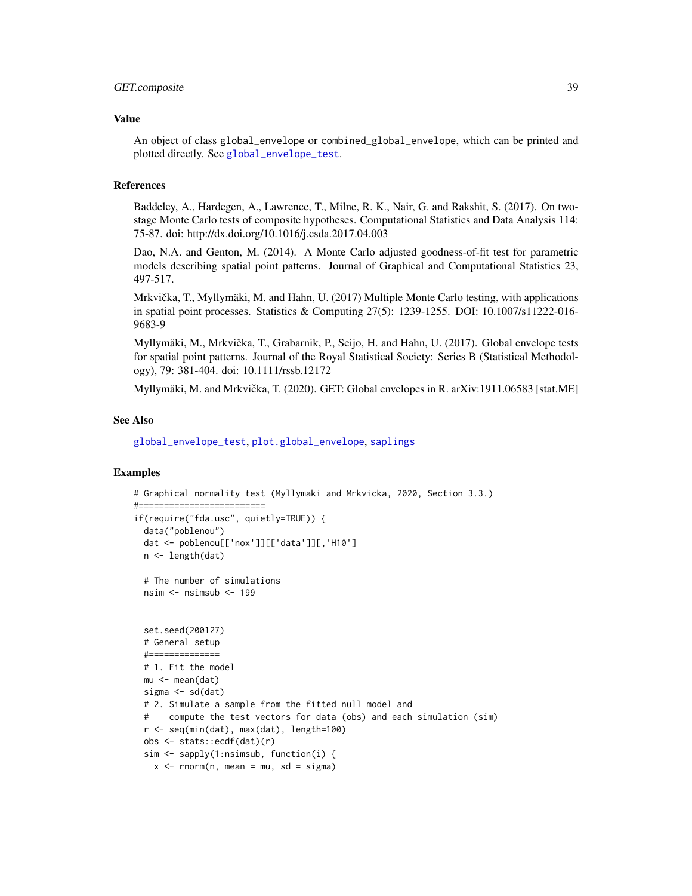## Value

An object of class `global_envelope` or `combined_global_envelope`, which can be printed and plotted directly. See `global_envelope_test`.

## References

Baddeley, A., Hardegen, A., Lawrence, T., Milne, R. K., Nair, G. and Rakshit, S. (2017). On two-stage Monte Carlo tests of composite hypotheses. Computational Statistics and Data Analysis 114: 75-87. doi: http://dx.doi.org/10.1016/j.csda.2017.04.003

Dao, N.A. and Genton, M. (2014). A Monte Carlo adjusted goodness-of-fit test for parametric models describing spatial point patterns. Journal of Graphical and Computational Statistics 23, 497-517.

Mrkvička, T., Myllymäki, M. and Hahn, U. (2017) Multiple Monte Carlo testing, with applications in spatial point processes. Statistics & Computing 27(5): 1239-1255. DOI: 10.1007/s11222-016-9683-9

Myllymäki, M., Mrkvička, T., Grabarnik, P., Seijo, H. and Hahn, U. (2017). Global envelope tests for spatial point patterns. Journal of the Royal Statistical Society: Series B (Statistical Methodology), 79: 381-404. doi: 10.1111/rssb.12172

Myllymäki, M. and Mrkvička, T. (2020). GET: Global envelopes in R. arXiv:1911.06583 [stat.ME]

## See Also

`global_envelope_test`, `plot.global_envelope`, `saplings`

## Examples

```
# Graphical normality test (Myllymaki and Mrkvicka, 2020, Section 3.3.)
#=========================
if(require("fda.usc", quietly=TRUE)) {
  data("poblenou")
  dat <- poblenou[['nox']][['data']][,'H10']
  n <- length(dat)

  # The number of simulations
  nsim <- nsimsub <- 199


  set.seed(200127)
  # General setup
  #==============
  # 1. Fit the model
  mu <- mean(dat)
  sigma <- sd(dat)
  # 2. Simulate a sample from the fitted null model and
  #    compute the test vectors for data (obs) and each simulation (sim)
  r <- seq(min(dat), max(dat), length=100)
  obs <- stats::ecdf(dat)(r)
  sim <- sapply(1:nsimsub, function(i) {
    x <- rnorm(n, mean = mu, sd = sigma)
```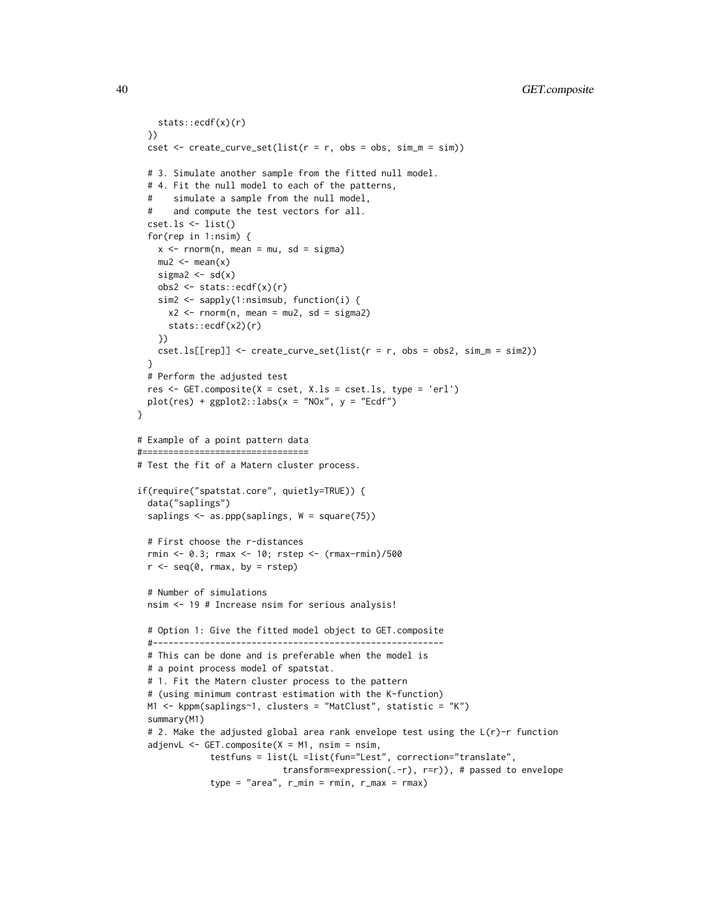```
    stats::ecdf(x)(r)
  })
  cset <- create_curve_set(list(r = r, obs = obs, sim_m = sim))

  # 3. Simulate another sample from the fitted null model.
  # 4. Fit the null model to each of the patterns,
  #    simulate a sample from the null model,
  #    and compute the test vectors for all.
  cset.ls <- list()
  for(rep in 1:nsim) {
    x <- rnorm(n, mean = mu, sd = sigma)
    mu2 <- mean(x)
    sigma2 <- sd(x)
    obs2 <- stats::ecdf(x)(r)
    sim2 <- sapply(1:nsimsub, function(i) {
      x2 <- rnorm(n, mean = mu2, sd = sigma2)
      stats::ecdf(x2)(r)
    })
    cset.ls[[rep]] <- create_curve_set(list(r = r, obs = obs2, sim_m = sim2))
  }
  # Perform the adjusted test
  res <- GET.composite(X = cset, X.ls = cset.ls, type = 'erl')
  plot(res) + ggplot2::labs(x = "NOx", y = "Ecdf")
}

# Example of a point pattern data
#================================
# Test the fit of a Matern cluster process.

if(require("spatstat.core", quietly=TRUE)) {
  data("saplings")
  saplings <- as.ppp(saplings, W = square(75))

  # First choose the r-distances
  rmin <- 0.3; rmax <- 10; rstep <- (rmax-rmin)/500
  r <- seq(0, rmax, by = rstep)

  # Number of simulations
  nsim <- 19 # Increase nsim for serious analysis!

  # Option 1: Give the fitted model object to GET.composite
  #--------------------------------------------------------
  # This can be done and is preferable when the model is
  # a point process model of spatstat.
  # 1. Fit the Matern cluster process to the pattern
  # (using minimum contrast estimation with the K-function)
  M1 <- kppm(saplings~1, clusters = "MatClust", statistic = "K")
  summary(M1)
  # 2. Make the adjusted global area rank envelope test using the L(r)-r function
  adjenvL <- GET.composite(X = M1, nsim = nsim,
              testfuns = list(L =list(fun="Lest", correction="translate",
                              transform=expression(.-r), r=r)), # passed to envelope
              type = "area", r_min = rmin, r_max = rmax)
```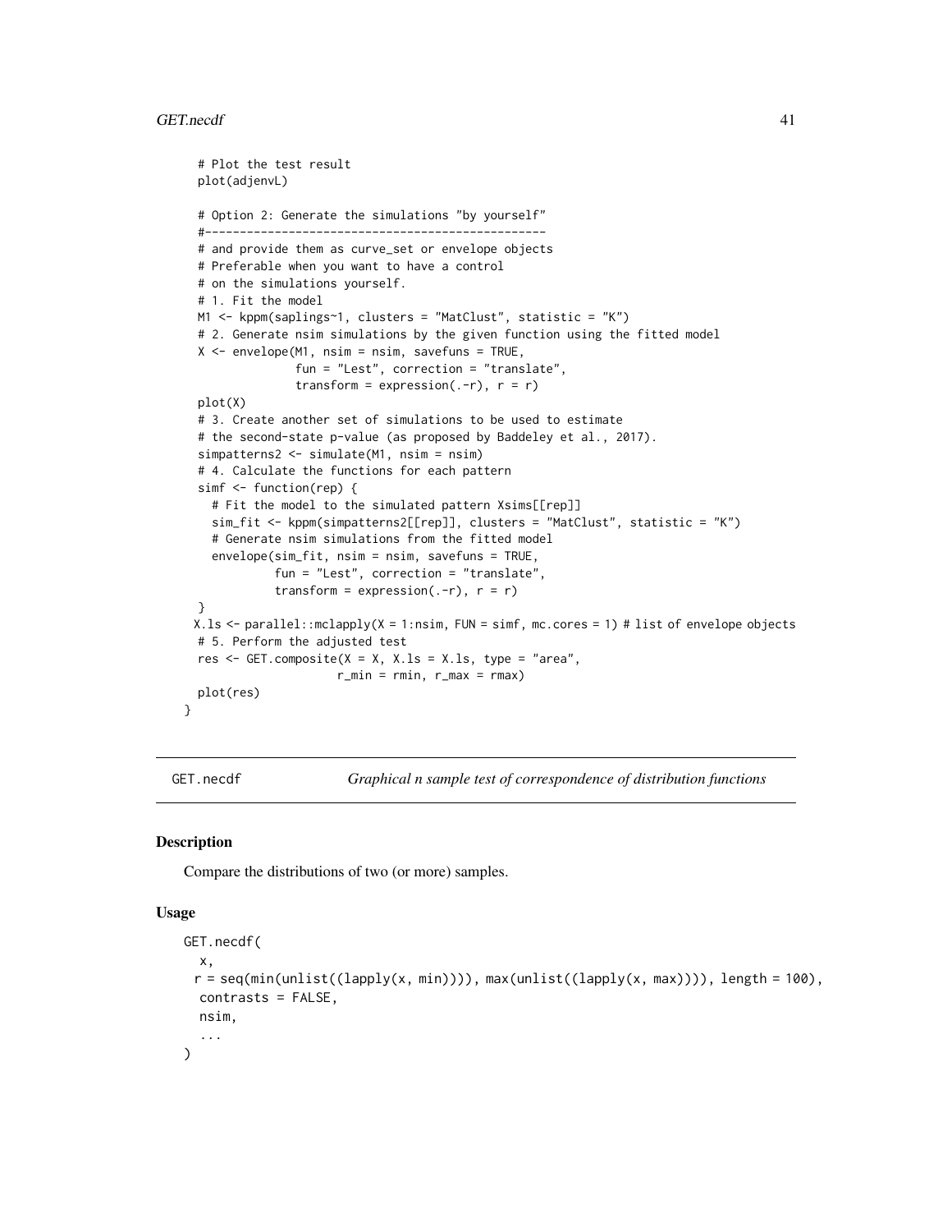```
  # Plot the test result
  plot(adjenvL)

  # Option 2: Generate the simulations "by yourself"
  #-----------------------------------------------
  # and provide them as curve_set or envelope objects
  # Preferable when you want to have a control
  # on the simulations yourself.
  # 1. Fit the model
  M1 <- kppm(saplings~1, clusters = "MatClust", statistic = "K")
  # 2. Generate nsim simulations by the given function using the fitted model
  X <- envelope(M1, nsim = nsim, savefuns = TRUE,
                fun = "Lest", correction = "translate",
                transform = expression(.-r), r = r)
  plot(X)
  # 3. Create another set of simulations to be used to estimate
  # the second-state p-value (as proposed by Baddeley et al., 2017).
  simpatterns2 <- simulate(M1, nsim = nsim)
  # 4. Calculate the functions for each pattern
  simf <- function(rep) {
    # Fit the model to the simulated pattern Xsims[[rep]]
    sim_fit <- kppm(simpatterns2[[rep]], clusters = "MatClust", statistic = "K")
    # Generate nsim simulations from the fitted model
    envelope(sim_fit, nsim = nsim, savefuns = TRUE,
             fun = "Lest", correction = "translate",
             transform = expression(.-r), r = r)
  }
  X.ls <- parallel::mclapply(X = 1:nsim, FUN = simf, mc.cores = 1) # list of envelope objects
  # 5. Perform the adjusted test
  res <- GET.composite(X = X, X.ls = X.ls, type = "area",
                       r_min = rmin, r_max = rmax)
  plot(res)
}
```

---

## GET.necdf — *Graphical n sample test of correspondence of distribution functions*

### Description

Compare the distributions of two (or more) samples.

### Usage

```
GET.necdf(
  x,
  r = seq(min(unlist((lapply(x, min)))), max(unlist((lapply(x, max)))), length = 100),
  contrasts = FALSE,
  nsim,
  ...
)
```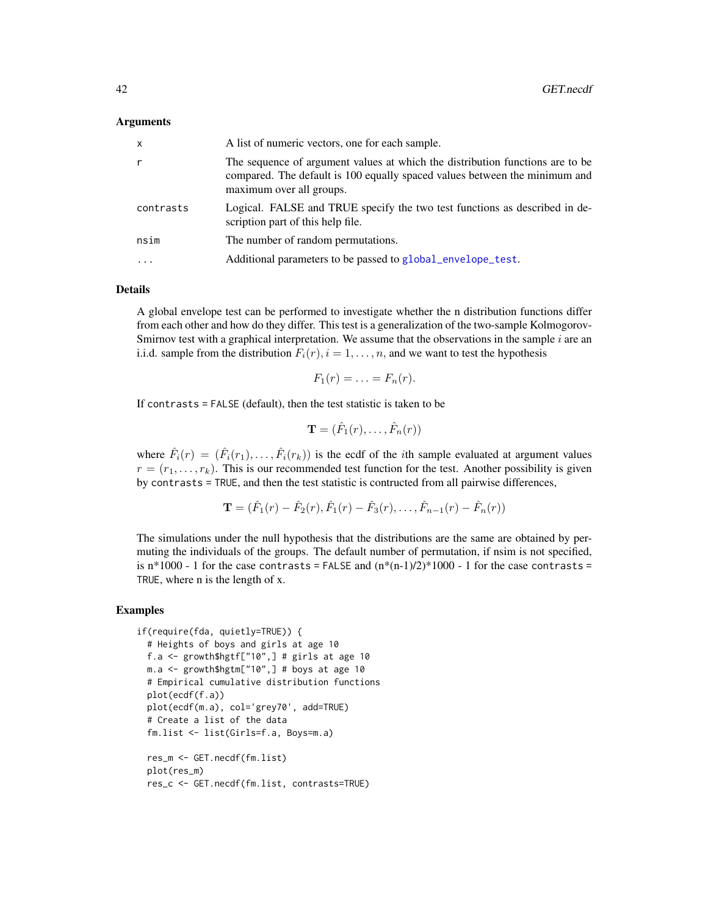### Arguments

| | |
|---|---|
| `x` | A list of numeric vectors, one for each sample. |
| `r` | The sequence of argument values at which the distribution functions are to be compared. The default is 100 equally spaced values between the minimum and maximum over all groups. |
| `contrasts` | Logical. FALSE and TRUE specify the two test functions as described in description part of this help file. |
| `nsim` | The number of random permutations. |
| `...` | Additional parameters to be passed to `global_envelope_test`. |

### Details

A global envelope test can be performed to investigate whether the n distribution functions differ from each other and how do they differ. This test is a generalization of the two-sample Kolmogorov-Smirnov test with a graphical interpretation. We assume that the observations in the sample $i$ are an i.i.d. sample from the distribution $F_i(r), i = 1, \dots, n$, and we want to test the hypothesis

$$F_1(r) = \dots = F_n(r).$$

If `contrasts = FALSE` (default), then the test statistic is taken to be

$$\mathbf{T} = (\hat{F}_1(r), \dots, \hat{F}_n(r))$$

where $\hat{F}_i(r) = (\hat{F}_i(r_1), \dots, \hat{F}_i(r_k))$ is the ecdf of the $i$th sample evaluated at argument values $r = (r_1, \dots, r_k)$. This is our recommended test function for the test. Another possibility is given by `contrasts = TRUE`, and then the test statistic is contructed from all pairwise differences,

$$\mathbf{T} = (\hat{F}_1(r) - \hat{F}_2(r), \hat{F}_1(r) - \hat{F}_3(r), \dots, \hat{F}_{n-1}(r) - \hat{F}_n(r))$$

The simulations under the null hypothesis that the distributions are the same are obtained by permuting the individuals of the groups. The default number of permutation, if nsim is not specified, is n*1000 - 1 for the case `contrasts = FALSE` and (n*(n-1)/2)*1000 - 1 for the case `contrasts = TRUE`, where n is the length of x.

### Examples

```
if(require(fda, quietly=TRUE)) {
  # Heights of boys and girls at age 10
  f.a <- growth$hgtf["10",] # girls at age 10
  m.a <- growth$hgtm["10",] # boys at age 10
  # Empirical cumulative distribution functions
  plot(ecdf(f.a))
  plot(ecdf(m.a), col='grey70', add=TRUE)
  # Create a list of the data
  fm.list <- list(Girls=f.a, Boys=m.a)

  res_m <- GET.necdf(fm.list)
  plot(res_m)
  res_c <- GET.necdf(fm.list, contrasts=TRUE)
```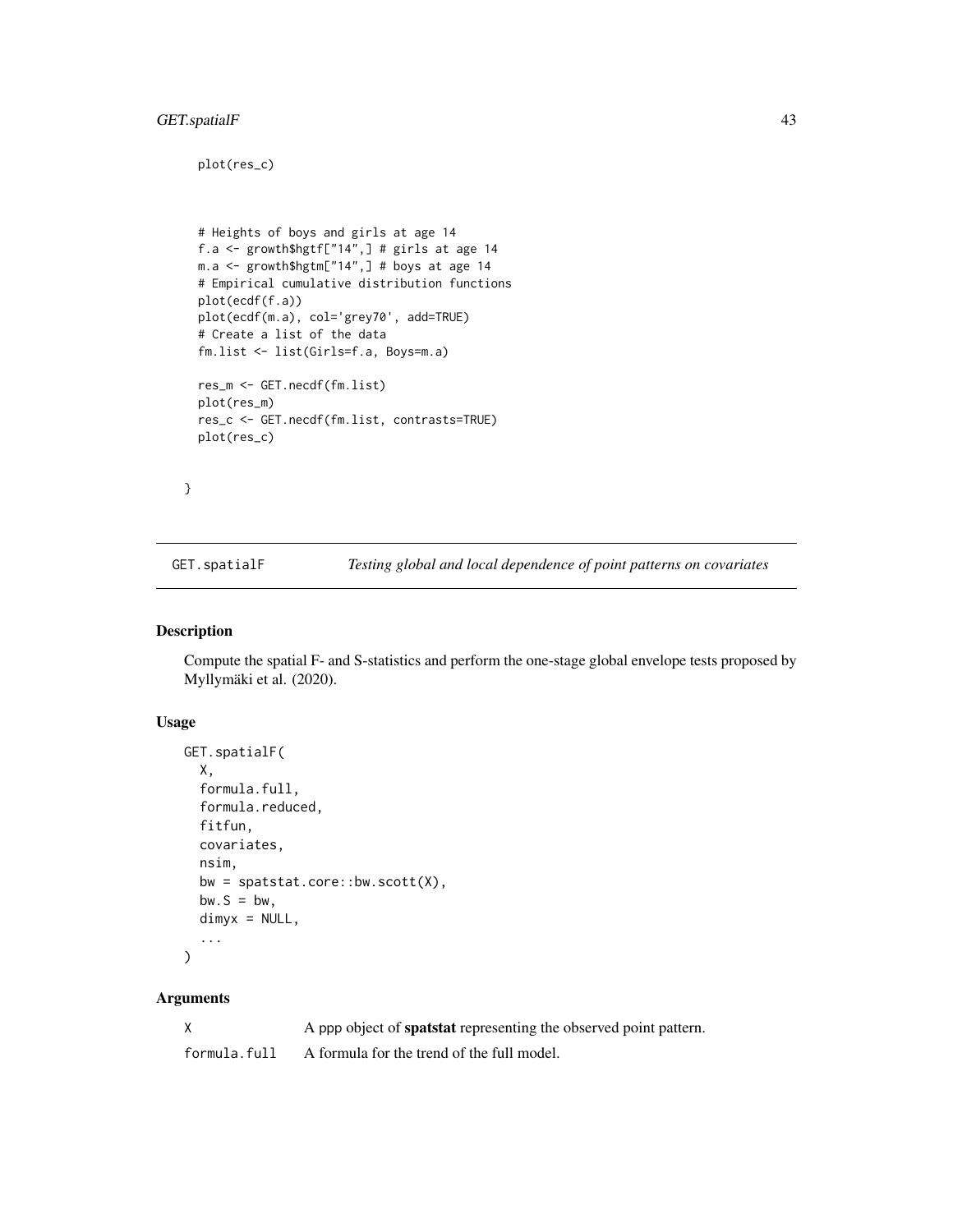```
  plot(res_c)


  # Heights of boys and girls at age 14
  f.a <- growth$hgtf["14",] # girls at age 14
  m.a <- growth$hgtm["14",] # boys at age 14
  # Empirical cumulative distribution functions
  plot(ecdf(f.a))
  plot(ecdf(m.a), col='grey70', add=TRUE)
  # Create a list of the data
  fm.list <- list(Girls=f.a, Boys=m.a)

  res_m <- GET.necdf(fm.list)
  plot(res_m)
  res_c <- GET.necdf(fm.list, contrasts=TRUE)
  plot(res_c)


}
```

## GET.spatialF — *Testing global and local dependence of point patterns on covariates*

### Description

Compute the spatial F- and S-statistics and perform the one-stage global envelope tests proposed by Myllymäki et al. (2020).

### Usage

```
GET.spatialF(
  X,
  formula.full,
  formula.reduced,
  fitfun,
  covariates,
  nsim,
  bw = spatstat.core::bw.scott(X),
  bw.S = bw,
  dimyx = NULL,
  ...
)
```

### Arguments

| | |
|---|---|
| `X` | A ppp object of **spatstat** representing the observed point pattern. |
| `formula.full` | A formula for the trend of the full model. |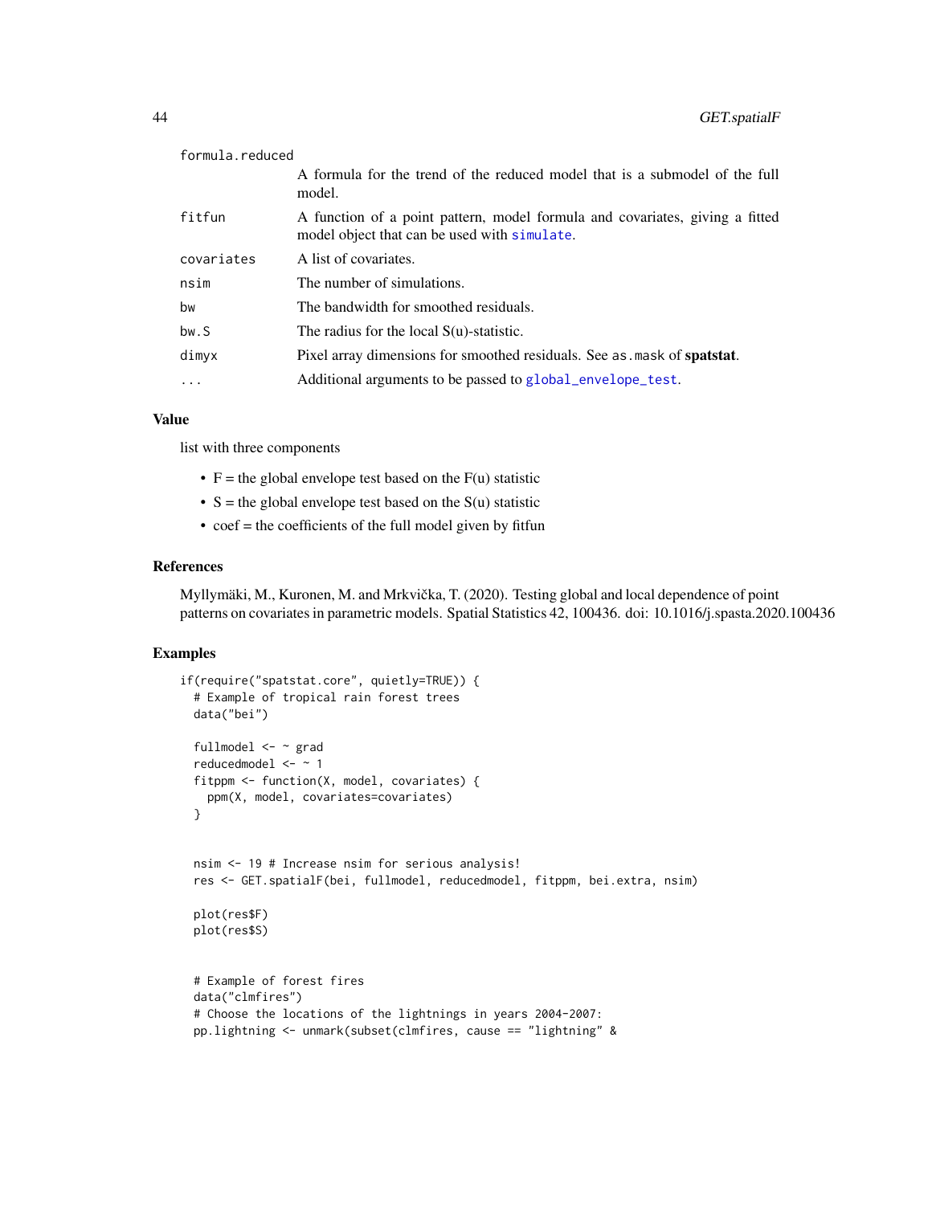| | |
|---|---|
| formula.reduced | A formula for the trend of the reduced model that is a submodel of the full model. |
| fitfun | A function of a point pattern, model formula and covariates, giving a fitted model object that can be used with simulate. |
| covariates | A list of covariates. |
| nsim | The number of simulations. |
| bw | The bandwidth for smoothed residuals. |
| bw.S | The radius for the local S(u)-statistic. |
| dimyx | Pixel array dimensions for smoothed residuals. See as.mask of **spatstat**. |
| ... | Additional arguments to be passed to global_envelope_test. |

## Value

list with three components

- F = the global envelope test based on the F(u) statistic
- S = the global envelope test based on the S(u) statistic
- coef = the coefficients of the full model given by fitfun

## References

Myllymäki, M., Kuronen, M. and Mrkvička, T. (2020). Testing global and local dependence of point patterns on covariates in parametric models. Spatial Statistics 42, 100436. doi: 10.1016/j.spasta.2020.100436

## Examples

```
if(require("spatstat.core", quietly=TRUE)) {
  # Example of tropical rain forest trees
  data("bei")

  fullmodel <- ~ grad
  reducedmodel <- ~ 1
  fitppm <- function(X, model, covariates) {
    ppm(X, model, covariates=covariates)
  }


  nsim <- 19 # Increase nsim for serious analysis!
  res <- GET.spatialF(bei, fullmodel, reducedmodel, fitppm, bei.extra, nsim)

  plot(res$F)
  plot(res$S)


  # Example of forest fires
  data("clmfires")
  # Choose the locations of the lightnings in years 2004-2007:
  pp.lightning <- unmark(subset(clmfires, cause == "lightning" &
```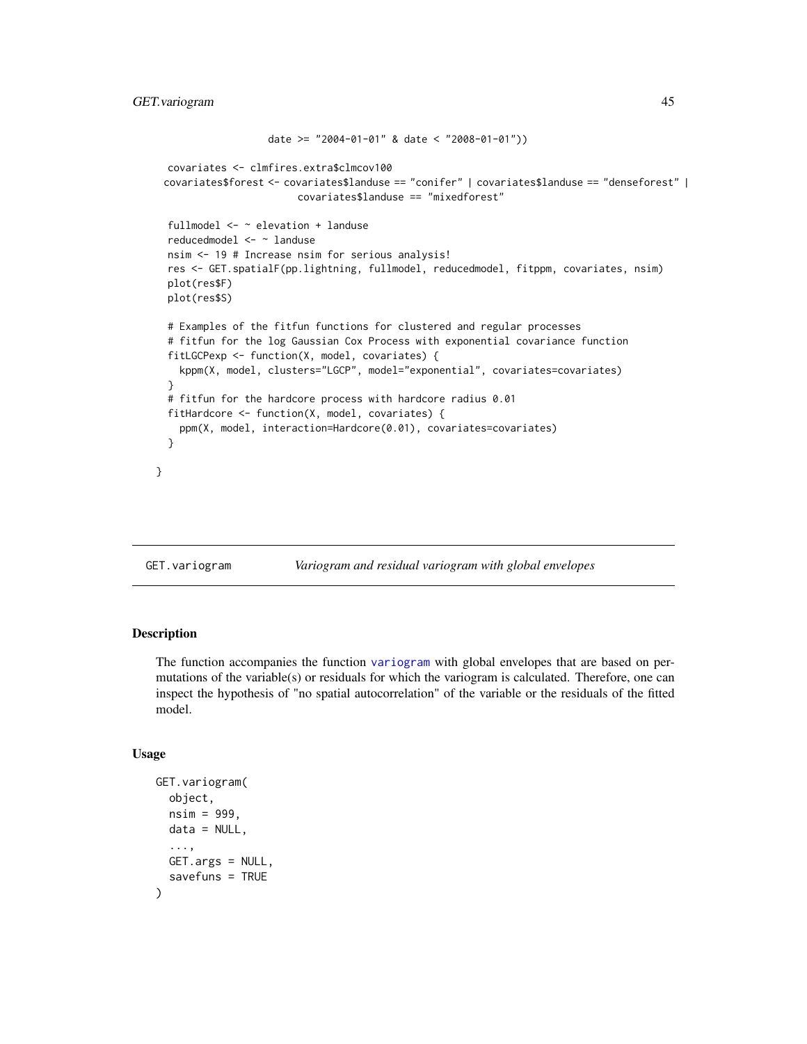```
                  date >= "2004-01-01" & date < "2008-01-01"))

  covariates <- clmfires.extra$clmcov100
  covariates$forest <- covariates$landuse == "conifer" | covariates$landuse == "denseforest" |
                       covariates$landuse == "mixedforest"

  fullmodel <- ~ elevation + landuse
  reducedmodel <- ~ landuse
  nsim <- 19 # Increase nsim for serious analysis!
  res <- GET.spatialF(pp.lightning, fullmodel, reducedmodel, fitppm, covariates, nsim)
  plot(res$F)
  plot(res$S)

  # Examples of the fitfun functions for clustered and regular processes
  # fitfun for the log Gaussian Cox Process with exponential covariance function
  fitLGCPexp <- function(X, model, covariates) {
    kppm(X, model, clusters="LGCP", model="exponential", covariates=covariates)
  }
  # fitfun for the hardcore process with hardcore radius 0.01
  fitHardcore <- function(X, model, covariates) {
    ppm(X, model, interaction=Hardcore(0.01), covariates=covariates)
  }

}
```

## GET.variogram — *Variogram and residual variogram with global envelopes*

### Description

The function accompanies the function variogram with global envelopes that are based on permutations of the variable(s) or residuals for which the variogram is calculated. Therefore, one can inspect the hypothesis of "no spatial autocorrelation" of the variable or the residuals of the fitted model.

### Usage

```
GET.variogram(
  object,
  nsim = 999,
  data = NULL,
  ...,
  GET.args = NULL,
  savefuns = TRUE
)
```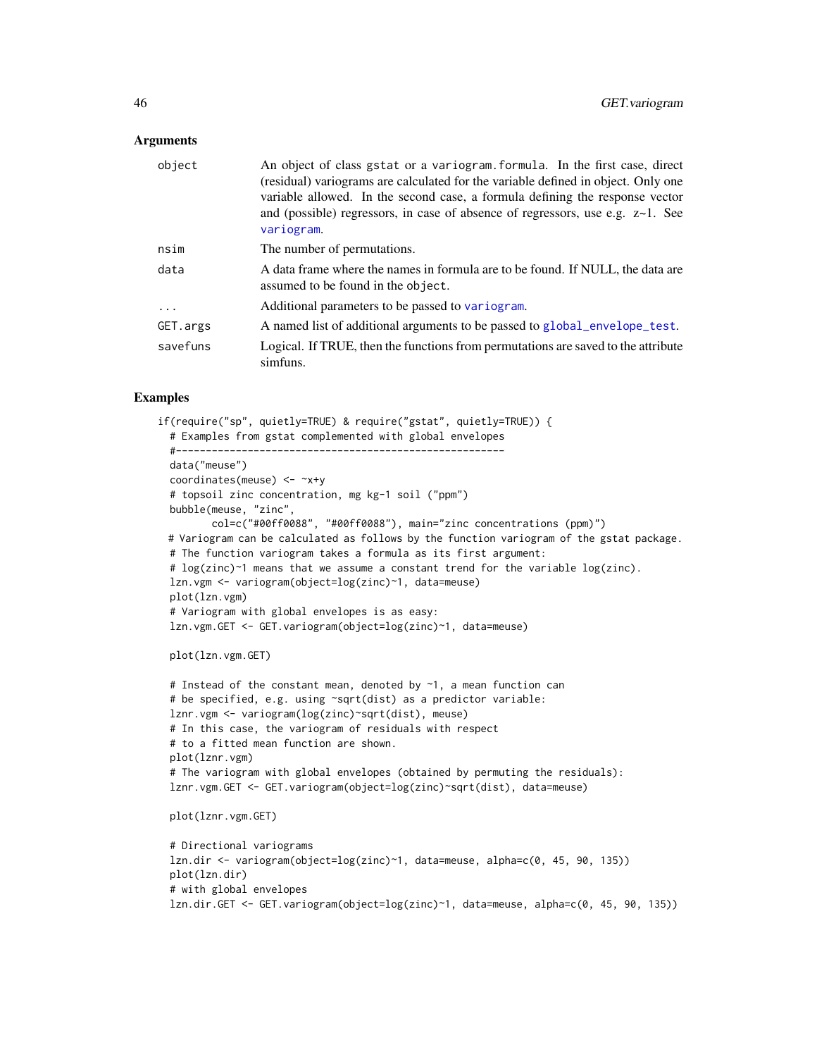## Arguments

| | |
|---|---|
| object | An object of class gstat or a variogram.formula. In the first case, direct (residual) variograms are calculated for the variable defined in object. Only one variable allowed. In the second case, a formula defining the response vector and (possible) regressors, in case of absence of regressors, use e.g. z~1. See variogram. |
| nsim | The number of permutations. |
| data | A data frame where the names in formula are to be found. If NULL, the data are assumed to be found in the object. |
| ... | Additional parameters to be passed to variogram. |
| GET.args | A named list of additional arguments to be passed to global_envelope_test. |
| savefuns | Logical. If TRUE, then the functions from permutations are saved to the attribute simfuns. |

## Examples

```
if(require("sp", quietly=TRUE) & require("gstat", quietly=TRUE)) {
  # Examples from gstat complemented with global envelopes
  #-----------------------------------------------------------
  data("meuse")
  coordinates(meuse) <- ~x+y
  # topsoil zinc concentration, mg kg-1 soil ("ppm")
  bubble(meuse, "zinc",
         col=c("#00ff0088", "#00ff0088"), main="zinc concentrations (ppm)")
  # Variogram can be calculated as follows by the function variogram of the gstat package.
  # The function variogram takes a formula as its first argument:
  # log(zinc)~1 means that we assume a constant trend for the variable log(zinc).
  lzn.vgm <- variogram(object=log(zinc)~1, data=meuse)
  plot(lzn.vgm)
  # Variogram with global envelopes is as easy:
  lzn.vgm.GET <- GET.variogram(object=log(zinc)~1, data=meuse)

  plot(lzn.vgm.GET)

  # Instead of the constant mean, denoted by ~1, a mean function can
  # be specified, e.g. using ~sqrt(dist) as a predictor variable:
  lznr.vgm <- variogram(log(zinc)~sqrt(dist), meuse)
  # In this case, the variogram of residuals with respect
  # to a fitted mean function are shown.
  plot(lznr.vgm)
  # The variogram with global envelopes (obtained by permuting the residuals):
  lznr.vgm.GET <- GET.variogram(object=log(zinc)~sqrt(dist), data=meuse)

  plot(lznr.vgm.GET)

  # Directional variograms
  lzn.dir <- variogram(object=log(zinc)~1, data=meuse, alpha=c(0, 45, 90, 135))
  plot(lzn.dir)
  # with global envelopes
  lzn.dir.GET <- GET.variogram(object=log(zinc)~1, data=meuse, alpha=c(0, 45, 90, 135))
```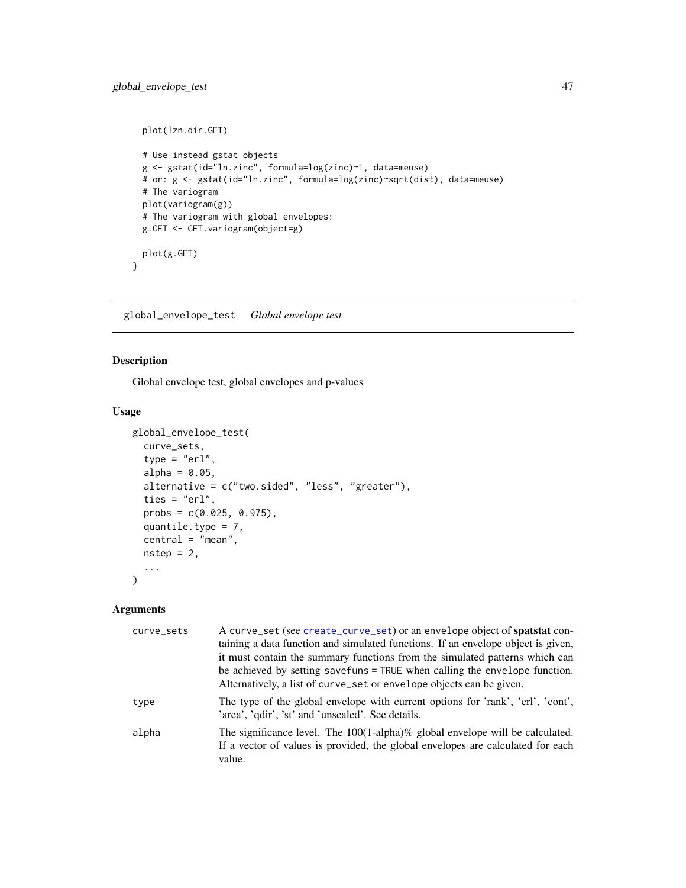```
  plot(lzn.dir.GET)

  # Use instead gstat objects
  g <- gstat(id="ln.zinc", formula=log(zinc)~1, data=meuse)
  # or: g <- gstat(id="ln.zinc", formula=log(zinc)~sqrt(dist), data=meuse)
  # The variogram
  plot(variogram(g))
  # The variogram with global envelopes:
  g.GET <- GET.variogram(object=g)

  plot(g.GET)
}
```

---

## global_envelope_test *Global envelope test*

---

### Description

Global envelope test, global envelopes and p-values

### Usage

```
global_envelope_test(
  curve_sets,
  type = "erl",
  alpha = 0.05,
  alternative = c("two.sided", "less", "greater"),
  ties = "erl",
  probs = c(0.025, 0.975),
  quantile.type = 7,
  central = "mean",
  nstep = 2,
  ...
)
```

### Arguments

| | |
|---|---|
| curve_sets | A curve_set (see create_curve_set) or an envelope object of **spatstat** containing a data function and simulated functions. If an envelope object is given, it must contain the summary functions from the simulated patterns which can be achieved by setting savefuns = TRUE when calling the envelope function. Alternatively, a list of curve_set or envelope objects can be given. |
| type | The type of the global envelope with current options for 'rank', 'erl', 'cont', 'area', 'qdir', 'st' and 'unscaled'. See details. |
| alpha | The significance level. The 100(1-alpha)% global envelope will be calculated. If a vector of values is provided, the global envelopes are calculated for each value. |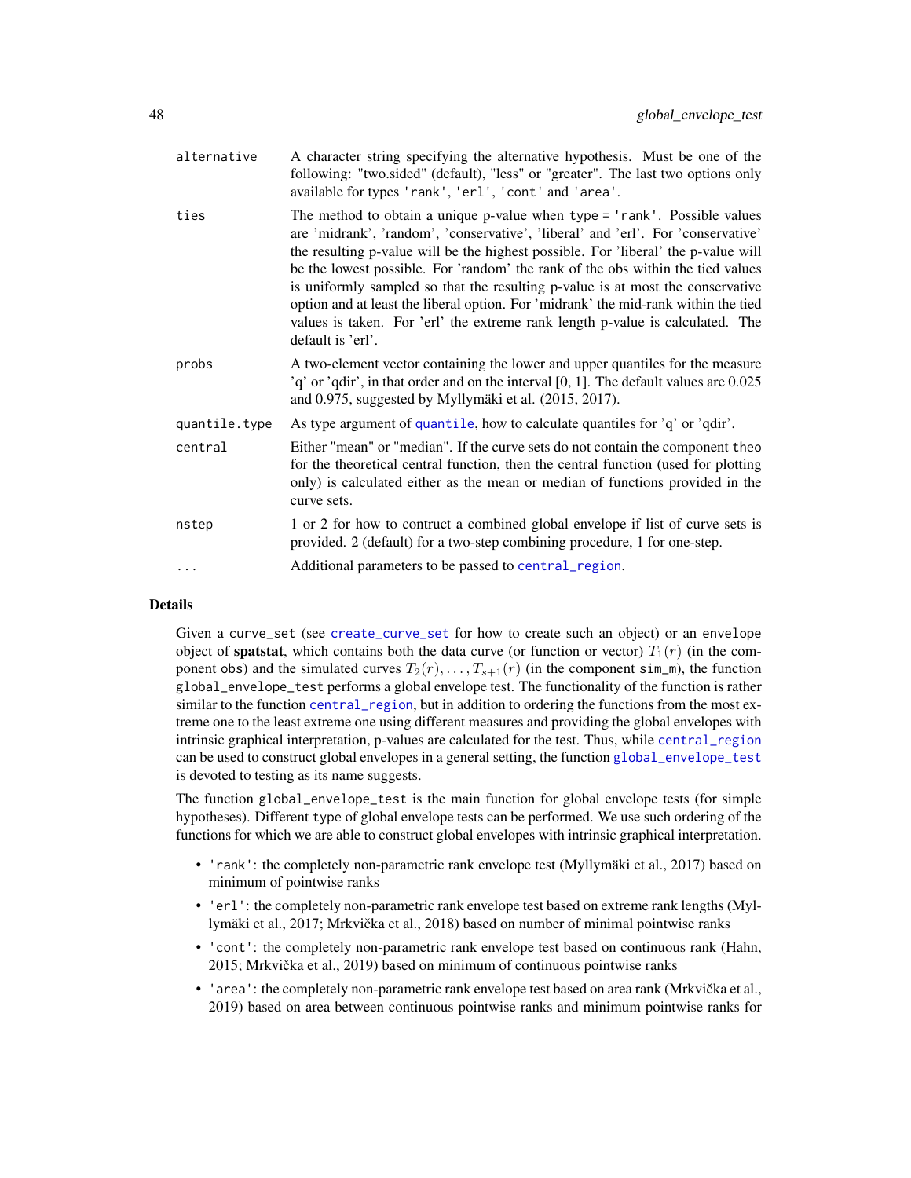| | |
|---|---|
| `alternative` | A character string specifying the alternative hypothesis. Must be one of the following: "two.sided" (default), "less" or "greater". The last two options only available for types `'rank'`, `'erl'`, `'cont'` and `'area'`. |
| `ties` | The method to obtain a unique p-value when `type = 'rank'`. Possible values are 'midrank', 'random', 'conservative', 'liberal' and 'erl'. For 'conservative' the resulting p-value will be the highest possible. For 'liberal' the p-value will be the lowest possible. For 'random' the rank of the obs within the tied values is uniformly sampled so that the resulting p-value is at most the conservative option and at least the liberal option. For 'midrank' the mid-rank within the tied values is taken. For 'erl' the extreme rank length p-value is calculated. The default is 'erl'. |
| `probs` | A two-element vector containing the lower and upper quantiles for the measure 'q' or 'qdir', in that order and on the interval [0, 1]. The default values are 0.025 and 0.975, suggested by Myllymäki et al. (2015, 2017). |
| `quantile.type` | As type argument of `quantile`, how to calculate quantiles for 'q' or 'qdir'. |
| `central` | Either "mean" or "median". If the curve sets do not contain the component `theo` for the theoretical central function, then the central function (used for plotting only) is calculated either as the mean or median of functions provided in the curve sets. |
| `nstep` | 1 or 2 for how to contruct a combined global envelope if list of curve sets is provided. 2 (default) for a two-step combining procedure, 1 for one-step. |
| `...` | Additional parameters to be passed to `central_region`. |

## Details

Given a `curve_set` (see `create_curve_set` for how to create such an object) or an `envelope` object of **spatstat**, which contains both the data curve (or function or vector) $T_1(r)$ (in the component `obs`) and the simulated curves $T_2(r), \dots, T_{s+1}(r)$ (in the component `sim_m`), the function `global_envelope_test` performs a global envelope test. The functionality of the function is rather similar to the function `central_region`, but in addition to ordering the functions from the most extreme one to the least extreme one using different measures and providing the global envelopes with intrinsic graphical interpretation, p-values are calculated for the test. Thus, while `central_region` can be used to construct global envelopes in a general setting, the function `global_envelope_test` is devoted to testing as its name suggests.

The function `global_envelope_test` is the main function for global envelope tests (for simple hypotheses). Different `type` of global envelope tests can be performed. We use such ordering of the functions for which we are able to construct global envelopes with intrinsic graphical interpretation.

- `'rank'`: the completely non-parametric rank envelope test (Myllymäki et al., 2017) based on minimum of pointwise ranks
- `'erl'`: the completely non-parametric rank envelope test based on extreme rank lengths (Myllymäki et al., 2017; Mrkvička et al., 2018) based on number of minimal pointwise ranks
- `'cont'`: the completely non-parametric rank envelope test based on continuous rank (Hahn, 2015; Mrkvička et al., 2019) based on minimum of continuous pointwise ranks
- `'area'`: the completely non-parametric rank envelope test based on area rank (Mrkvička et al., 2019) based on area between continuous pointwise ranks and minimum pointwise ranks for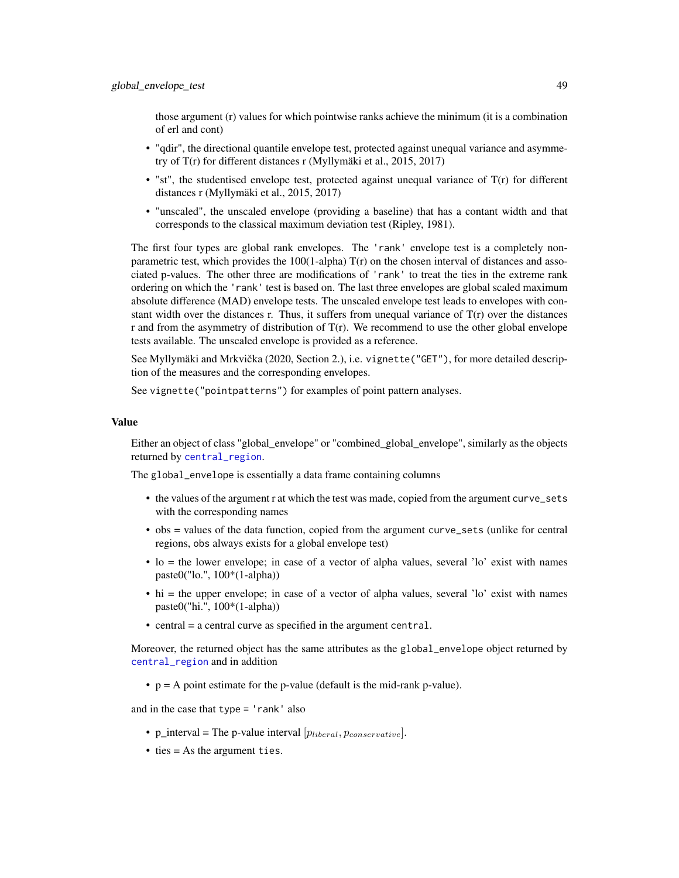those argument (r) values for which pointwise ranks achieve the minimum (it is a combination of erl and cont)

- "qdir", the directional quantile envelope test, protected against unequal variance and asymmetry of T(r) for different distances r (Myllymäki et al., 2015, 2017)
- "st", the studentised envelope test, protected against unequal variance of T(r) for different distances r (Myllymäki et al., 2015, 2017)
- "unscaled", the unscaled envelope (providing a baseline) that has a contant width and that corresponds to the classical maximum deviation test (Ripley, 1981).

The first four types are global rank envelopes. The `'rank'` envelope test is a completely non-parametric test, which provides the 100(1-alpha) T(r) on the chosen interval of distances and associated p-values. The other three are modifications of `'rank'` to treat the ties in the extreme rank ordering on which the `'rank'` test is based on. The last three envelopes are global scaled maximum absolute difference (MAD) envelope tests. The unscaled envelope test leads to envelopes with constant width over the distances r. Thus, it suffers from unequal variance of T(r) over the distances r and from the asymmetry of distribution of T(r). We recommend to use the other global envelope tests available. The unscaled envelope is provided as a reference.

See Myllymäki and Mrkvička (2020, Section 2.), i.e. `vignette("GET")`, for more detailed description of the measures and the corresponding envelopes.

See `vignette("pointpatterns")` for examples of point pattern analyses.

## Value

Either an object of class "global_envelope" or "combined_global_envelope", similarly as the objects returned by `central_region`.

The `global_envelope` is essentially a data frame containing columns

- the values of the argument r at which the test was made, copied from the argument `curve_sets` with the corresponding names
- obs = values of the data function, copied from the argument `curve_sets` (unlike for central regions, `obs` always exists for a global envelope test)
- lo = the lower envelope; in case of a vector of alpha values, several 'lo' exist with names paste0("lo.", 100*(1-alpha))
- hi = the upper envelope; in case of a vector of alpha values, several 'lo' exist with names paste0("hi.", 100*(1-alpha))
- central = a central curve as specified in the argument `central`.

Moreover, the returned object has the same attributes as the `global_envelope` object returned by `central_region` and in addition

- p = A point estimate for the p-value (default is the mid-rank p-value).

and in the case that `type = 'rank'` also

- p_interval = The p-value interval $[p_{liberal}, p_{conservative}]$.
- ties = As the argument `ties`.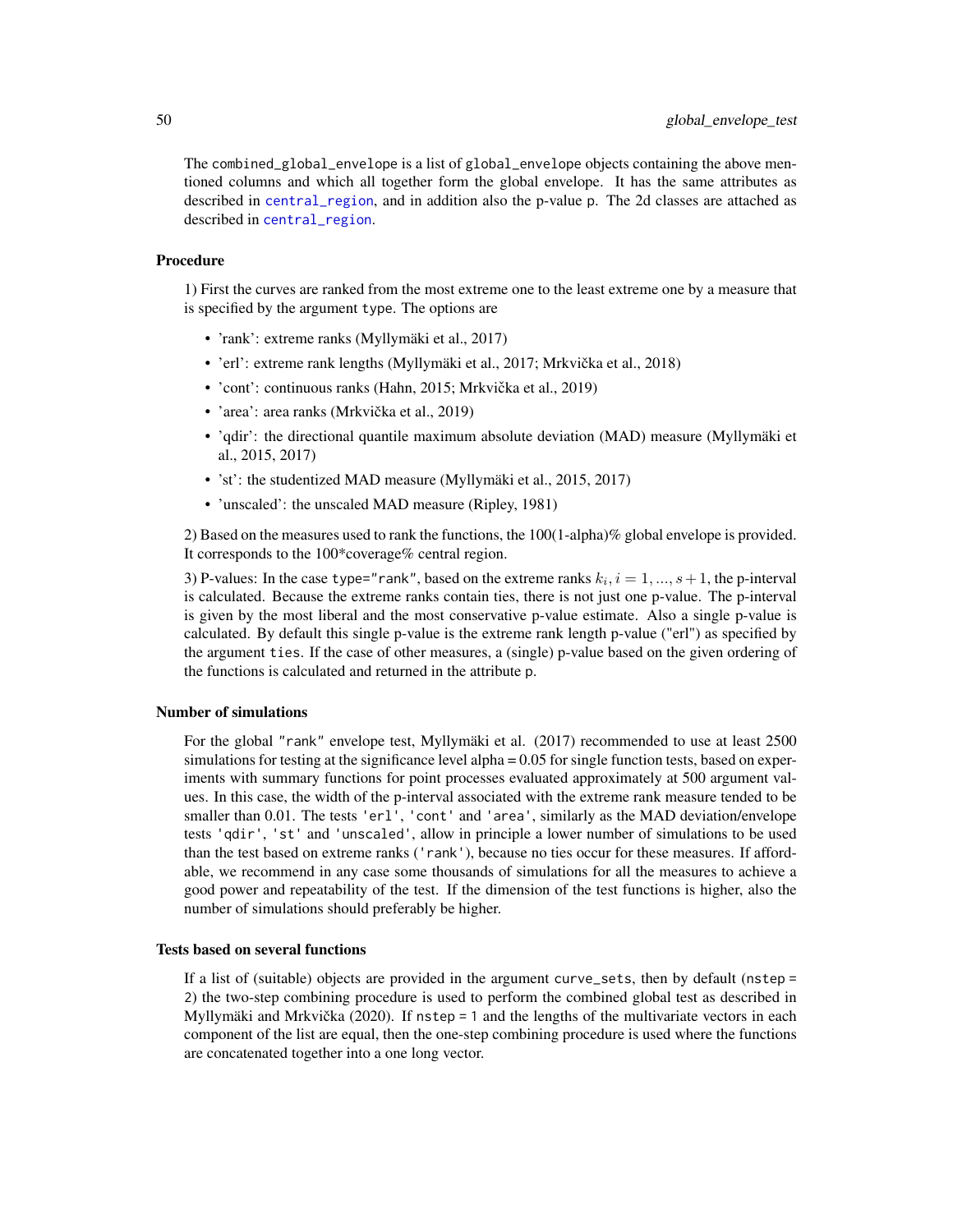The `combined_global_envelope` is a list of `global_envelope` objects containing the above mentioned columns and which all together form the global envelope. It has the same attributes as described in `central_region`, and in addition also the p-value `p`. The 2d classes are attached as described in `central_region`.

### Procedure

1) First the curves are ranked from the most extreme one to the least extreme one by a measure that is specified by the argument `type`. The options are

- 'rank': extreme ranks (Myllymäki et al., 2017)
- 'erl': extreme rank lengths (Myllymäki et al., 2017; Mrkvička et al., 2018)
- 'cont': continuous ranks (Hahn, 2015; Mrkvička et al., 2019)
- 'area': area ranks (Mrkvička et al., 2019)
- 'qdir': the directional quantile maximum absolute deviation (MAD) measure (Myllymäki et al., 2015, 2017)
- 'st': the studentized MAD measure (Myllymäki et al., 2015, 2017)
- 'unscaled': the unscaled MAD measure (Ripley, 1981)

2) Based on the measures used to rank the functions, the 100(1-alpha)% global envelope is provided. It corresponds to the 100*coverage% central region.

3) P-values: In the case `type="rank"`, based on the extreme ranks $k_i, i = 1, ..., s+1$, the p-interval is calculated. Because the extreme ranks contain ties, there is not just one p-value. The p-interval is given by the most liberal and the most conservative p-value estimate. Also a single p-value is calculated. By default this single p-value is the extreme rank length p-value ("erl") as specified by the argument `ties`. If the case of other measures, a (single) p-value based on the given ordering of the functions is calculated and returned in the attribute `p`.

### Number of simulations

For the global `"rank"` envelope test, Myllymäki et al. (2017) recommended to use at least 2500 simulations for testing at the significance level alpha = 0.05 for single function tests, based on experiments with summary functions for point processes evaluated approximately at 500 argument values. In this case, the width of the p-interval associated with the extreme rank measure tended to be smaller than 0.01. The tests `'erl'`, `'cont'` and `'area'`, similarly as the MAD deviation/envelope tests `'qdir'`, `'st'` and `'unscaled'`, allow in principle a lower number of simulations to be used than the test based on extreme ranks (`'rank'`), because no ties occur for these measures. If affordable, we recommend in any case some thousands of simulations for all the measures to achieve a good power and repeatability of the test. If the dimension of the test functions is higher, also the number of simulations should preferably be higher.

### Tests based on several functions

If a list of (suitable) objects are provided in the argument `curve_sets`, then by default (`nstep = 2`) the two-step combining procedure is used to perform the combined global test as described in Myllymäki and Mrkvička (2020). If `nstep = 1` and the lengths of the multivariate vectors in each component of the list are equal, then the one-step combining procedure is used where the functions are concatenated together into a one long vector.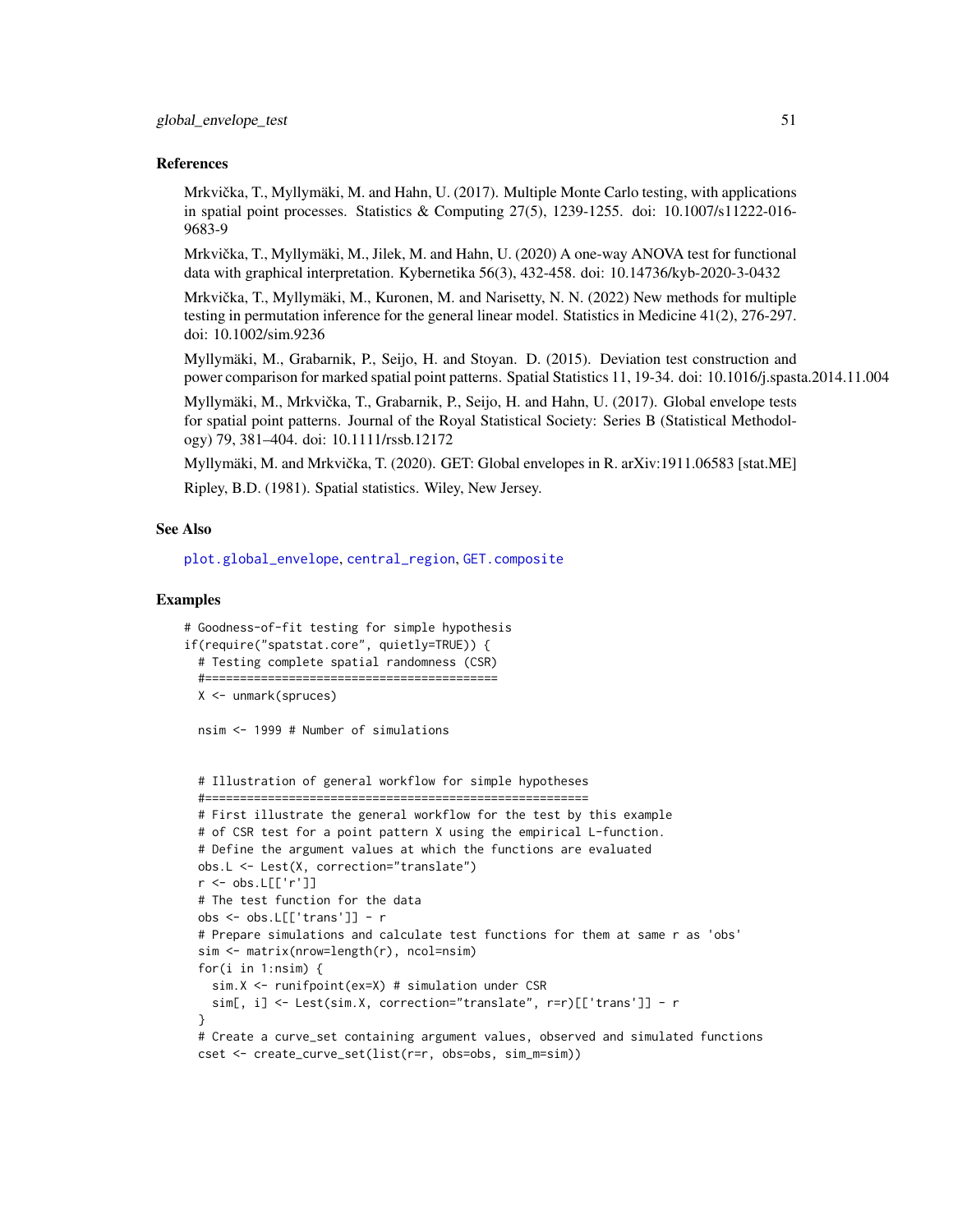## References

Mrkvička, T., Myllymäki, M. and Hahn, U. (2017). Multiple Monte Carlo testing, with applications in spatial point processes. Statistics & Computing 27(5), 1239-1255. doi: 10.1007/s11222-016-9683-9

Mrkvička, T., Myllymäki, M., Jilek, M. and Hahn, U. (2020) A one-way ANOVA test for functional data with graphical interpretation. Kybernetika 56(3), 432-458. doi: 10.14736/kyb-2020-3-0432

Mrkvička, T., Myllymäki, M., Kuronen, M. and Narisetty, N. N. (2022) New methods for multiple testing in permutation inference for the general linear model. Statistics in Medicine 41(2), 276-297. doi: 10.1002/sim.9236

Myllymäki, M., Grabarnik, P., Seijo, H. and Stoyan. D. (2015). Deviation test construction and power comparison for marked spatial point patterns. Spatial Statistics 11, 19-34. doi: 10.1016/j.spasta.2014.11.004

Myllymäki, M., Mrkvička, T., Grabarnik, P., Seijo, H. and Hahn, U. (2017). Global envelope tests for spatial point patterns. Journal of the Royal Statistical Society: Series B (Statistical Methodology) 79, 381–404. doi: 10.1111/rssb.12172

Myllymäki, M. and Mrkvička, T. (2020). GET: Global envelopes in R. arXiv:1911.06583 [stat.ME]

Ripley, B.D. (1981). Spatial statistics. Wiley, New Jersey.

## See Also

plot.global_envelope, central_region, GET.composite

## Examples

```
# Goodness-of-fit testing for simple hypothesis
if(require("spatstat.core", quietly=TRUE)) {
  # Testing complete spatial randomness (CSR)
  #==========================================
  X <- unmark(spruces)

  nsim <- 1999 # Number of simulations


  # Illustration of general workflow for simple hypotheses
  #=======================================================
  # First illustrate the general workflow for the test by this example
  # of CSR test for a point pattern X using the empirical L-function.
  # Define the argument values at which the functions are evaluated
  obs.L <- Lest(X, correction="translate")
  r <- obs.L[['r']]
  # The test function for the data
  obs <- obs.L[['trans']] - r
  # Prepare simulations and calculate test functions for them at same r as 'obs'
  sim <- matrix(nrow=length(r), ncol=nsim)
  for(i in 1:nsim) {
    sim.X <- runifpoint(ex=X) # simulation under CSR
    sim[, i] <- Lest(sim.X, correction="translate", r=r)[['trans']] - r
  }
  # Create a curve_set containing argument values, observed and simulated functions
  cset <- create_curve_set(list(r=r, obs=obs, sim_m=sim))
```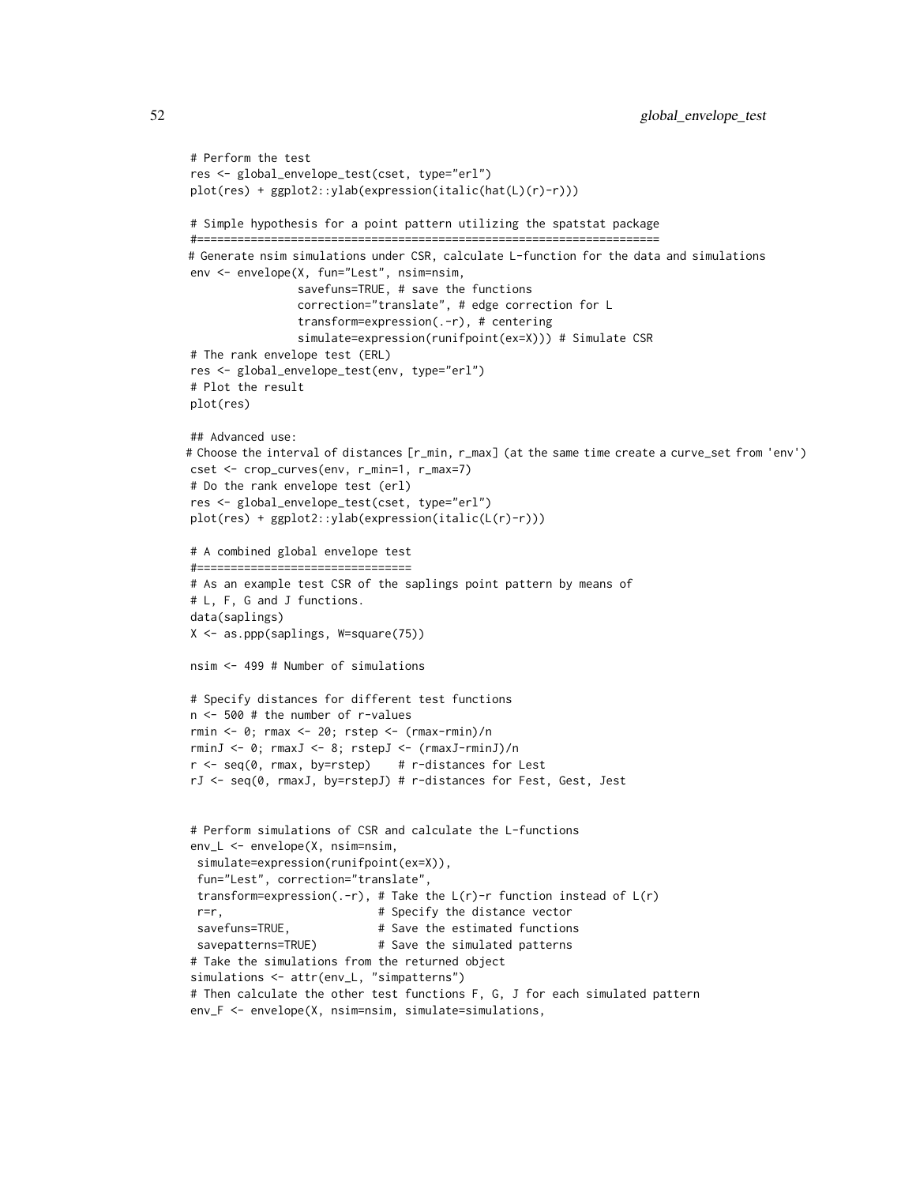```
# Perform the test
res <- global_envelope_test(cset, type="erl")
plot(res) + ggplot2::ylab(expression(italic(hat(L)(r)-r)))

# Simple hypothesis for a point pattern utilizing the spatstat package
#=====================================================================
# Generate nsim simulations under CSR, calculate L-function for the data and simulations
env <- envelope(X, fun="Lest", nsim=nsim,
                savefuns=TRUE, # save the functions
                correction="translate", # edge correction for L
                transform=expression(.-r), # centering
                simulate=expression(runifpoint(ex=X))) # Simulate CSR
# The rank envelope test (ERL)
res <- global_envelope_test(env, type="erl")
# Plot the result
plot(res)

## Advanced use:
# Choose the interval of distances [r_min, r_max] (at the same time create a curve_set from 'env')
cset <- crop_curves(env, r_min=1, r_max=7)
# Do the rank envelope test (erl)
res <- global_envelope_test(cset, type="erl")
plot(res) + ggplot2::ylab(expression(italic(L(r)-r)))

# A combined global envelope test
#================================
# As an example test CSR of the saplings point pattern by means of
# L, F, G and J functions.
data(saplings)
X <- as.ppp(saplings, W=square(75))

nsim <- 499 # Number of simulations

# Specify distances for different test functions
n <- 500 # the number of r-values
rmin <- 0; rmax <- 20; rstep <- (rmax-rmin)/n
rminJ <- 0; rmaxJ <- 8; rstepJ <- (rmaxJ-rminJ)/n
r <- seq(0, rmax, by=rstep)    # r-distances for Lest
rJ <- seq(0, rmaxJ, by=rstepJ) # r-distances for Fest, Gest, Jest


# Perform simulations of CSR and calculate the L-functions
env_L <- envelope(X, nsim=nsim,
 simulate=expression(runifpoint(ex=X)),
 fun="Lest", correction="translate",
 transform=expression(.-r), # Take the L(r)-r function instead of L(r)
 r=r,                       # Specify the distance vector
 savefuns=TRUE,             # Save the estimated functions
 savepatterns=TRUE)         # Save the simulated patterns
# Take the simulations from the returned object
simulations <- attr(env_L, "simpatterns")
# Then calculate the other test functions F, G, J for each simulated pattern
env_F <- envelope(X, nsim=nsim, simulate=simulations,
```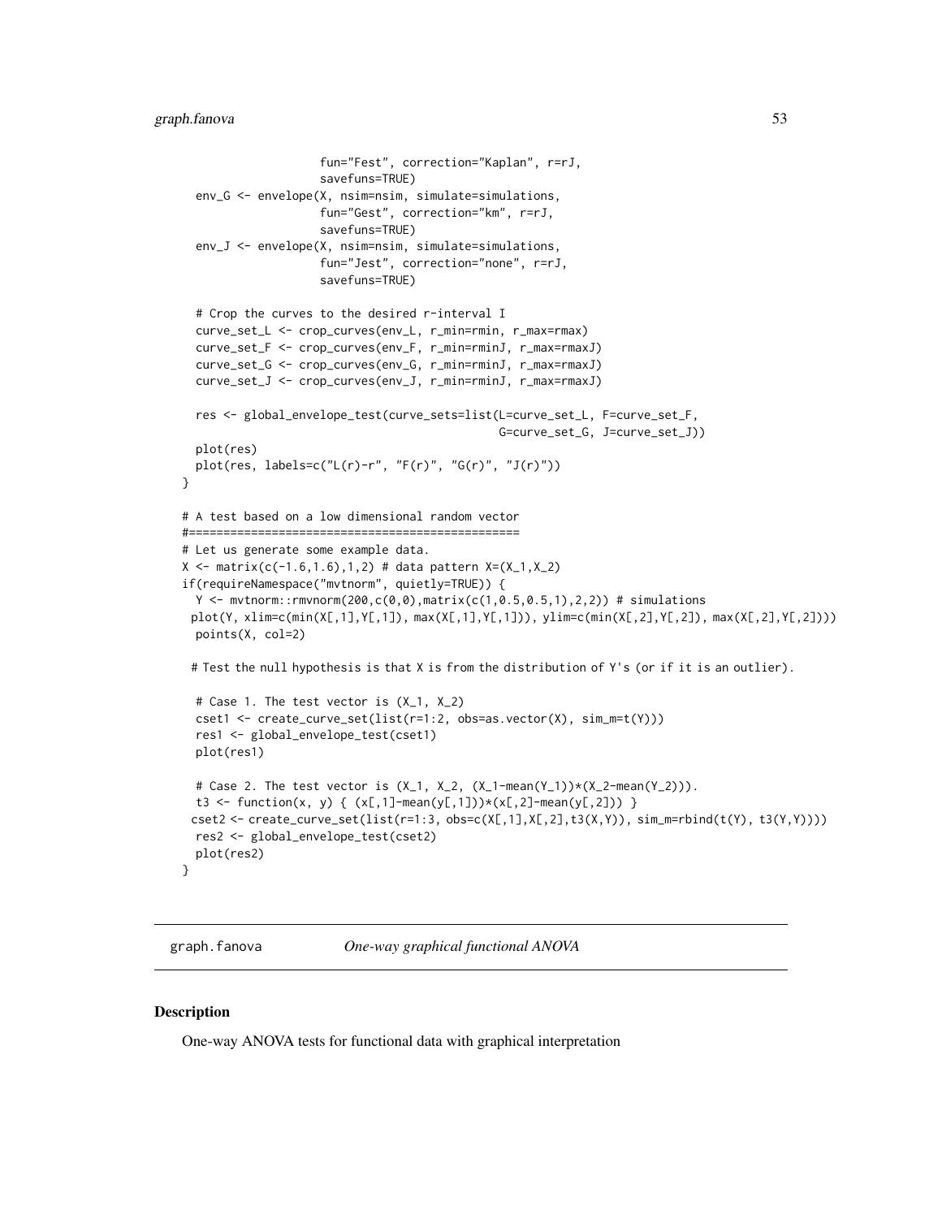```
                     fun="Fest", correction="Kaplan", r=rJ,
                     savefuns=TRUE)
  env_G <- envelope(X, nsim=nsim, simulate=simulations,
                     fun="Gest", correction="km", r=rJ,
                     savefuns=TRUE)
  env_J <- envelope(X, nsim=nsim, simulate=simulations,
                     fun="Jest", correction="none", r=rJ,
                     savefuns=TRUE)

  # Crop the curves to the desired r-interval I
  curve_set_L <- crop_curves(env_L, r_min=rmin, r_max=rmax)
  curve_set_F <- crop_curves(env_F, r_min=rminJ, r_max=rmaxJ)
  curve_set_G <- crop_curves(env_G, r_min=rminJ, r_max=rmaxJ)
  curve_set_J <- crop_curves(env_J, r_min=rminJ, r_max=rmaxJ)

  res <- global_envelope_test(curve_sets=list(L=curve_set_L, F=curve_set_F,
                                              G=curve_set_G, J=curve_set_J))
  plot(res)
  plot(res, labels=c("L(r)-r", "F(r)", "G(r)", "J(r)"))
}

# A test based on a low dimensional random vector
#==================================================
# Let us generate some example data.
X <- matrix(c(-1.6,1.6),1,2) # data pattern X=(X_1,X_2)
if(requireNamespace("mvtnorm", quietly=TRUE)) {
  Y <- mvtnorm::rmvnorm(200,c(0,0),matrix(c(1,0.5,0.5,1),2,2)) # simulations
  plot(Y, xlim=c(min(X[,1],Y[,1]), max(X[,1],Y[,1])), ylim=c(min(X[,2],Y[,2]), max(X[,2],Y[,2])))
  points(X, col=2)

  # Test the null hypothesis is that X is from the distribution of Y's (or if it is an outlier).

  # Case 1. The test vector is (X_1, X_2)
  cset1 <- create_curve_set(list(r=1:2, obs=as.vector(X), sim_m=t(Y)))
  res1 <- global_envelope_test(cset1)
  plot(res1)

  # Case 2. The test vector is (X_1, X_2, (X_1-mean(Y_1))*(X_2-mean(Y_2))).
  t3 <- function(x, y) { (x[,1]-mean(y[,1]))*(x[,2]-mean(y[,2])) }
  cset2 <- create_curve_set(list(r=1:3, obs=c(X[,1],X[,2],t3(X,Y)), sim_m=rbind(t(Y), t3(Y,Y))))
  res2 <- global_envelope_test(cset2)
  plot(res2)
}
```

## graph.fanova — *One-way graphical functional ANOVA*

### Description

One-way ANOVA tests for functional data with graphical interpretation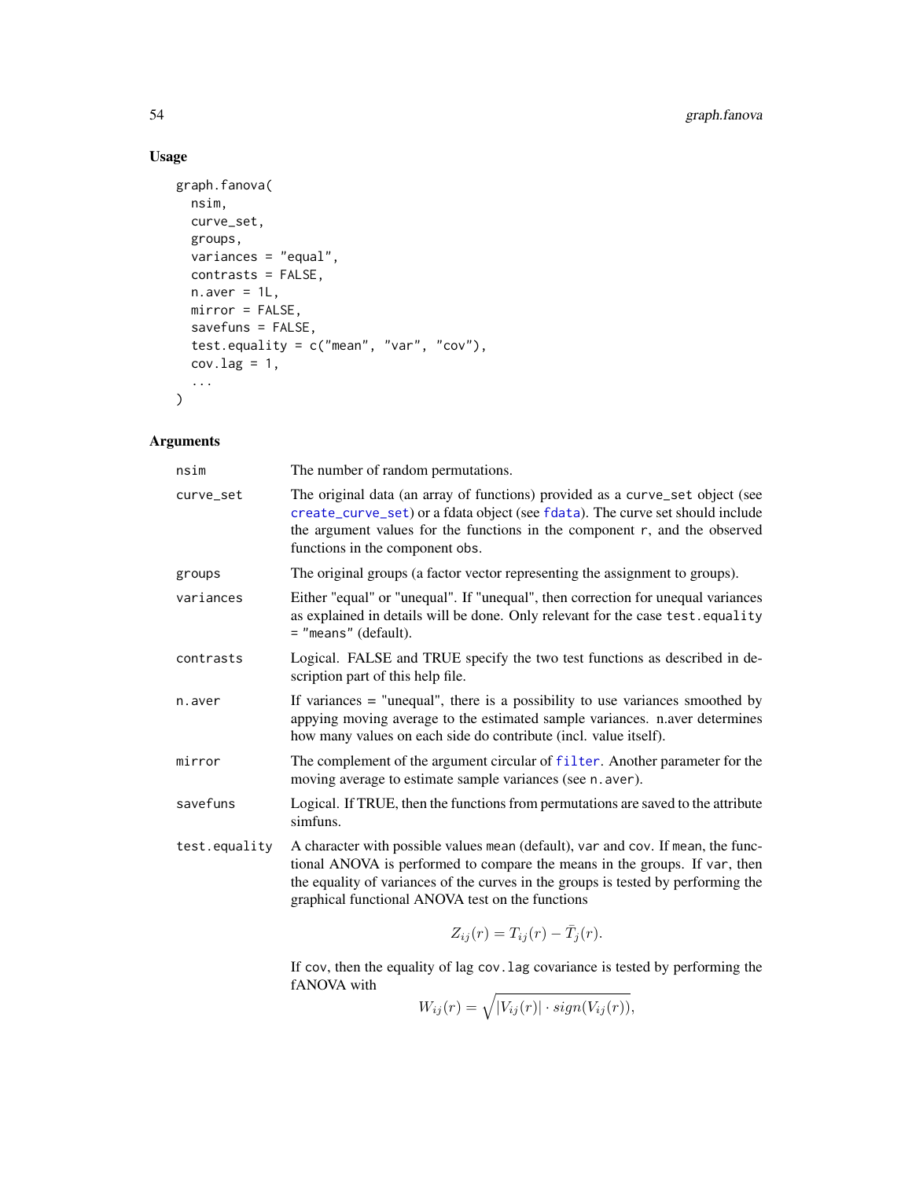## Usage

```
graph.fanova(
  nsim,
  curve_set,
  groups,
  variances = "equal",
  contrasts = FALSE,
  n.aver = 1L,
  mirror = FALSE,
  savefuns = FALSE,
  test.equality = c("mean", "var", "cov"),
  cov.lag = 1,
  ...
)
```

## Arguments

| | |
|---|---|
| nsim | The number of random permutations. |
| curve_set | The original data (an array of functions) provided as a curve_set object (see create_curve_set) or a fdata object (see fdata). The curve set should include the argument values for the functions in the component r, and the observed functions in the component obs. |
| groups | The original groups (a factor vector representing the assignment to groups). |
| variances | Either "equal" or "unequal". If "unequal", then correction for unequal variances as explained in details will be done. Only relevant for the case test.equality = "means" (default). |
| contrasts | Logical. FALSE and TRUE specify the two test functions as described in description part of this help file. |
| n.aver | If variances = "unequal", there is a possibility to use variances smoothed by appying moving average to the estimated sample variances. n.aver determines how many values on each side do contribute (incl. value itself). |
| mirror | The complement of the argument circular of filter. Another parameter for the moving average to estimate sample variances (see n.aver). |
| savefuns | Logical. If TRUE, then the functions from permutations are saved to the attribute simfuns. |
| test.equality | A character with possible values mean (default), var and cov. If mean, the functional ANOVA is performed to compare the means in the groups. If var, then the equality of variances of the curves in the groups is tested by performing the graphical functional ANOVA test on the functions $$Z_{ij}(r) = T_{ij}(r) - \bar{T}_j(r).$$ If cov, then the equality of lag cov.lag covariance is tested by performing the fANOVA with $$W_{ij}(r) = \sqrt{|V_{ij}(r)| \cdot sign(V_{ij}(r))},$$ |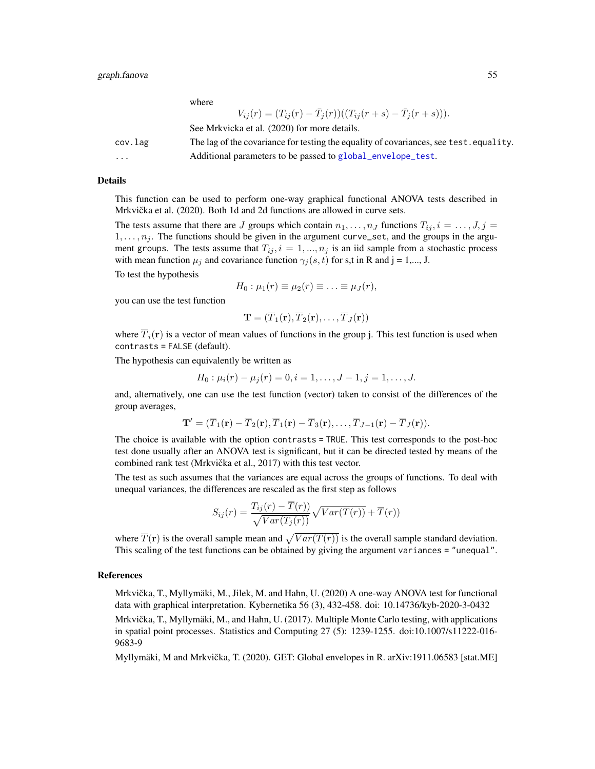where

$$V_{ij}(r) = (T_{ij}(r) - \bar{T}_j(r))((T_{ij}(r+s) - \bar{T}_j(r+s))).$$

See Mrkvicka et al. (2020) for more details.

`cov.lag` The lag of the covariance for testing the equality of covariances, see `test.equality`.

`...` Additional parameters to be passed to `global_envelope_test`.

## Details

This function can be used to perform one-way graphical functional ANOVA tests described in Mrkvička et al. (2020). Both 1d and 2d functions are allowed in curve sets.

The tests assume that there are $J$ groups which contain $n_1, \dots, n_J$ functions $T_{ij}, i = \dots, J, j = 1, \dots, n_j$. The functions should be given in the argument `curve_set`, and the groups in the argument `groups`. The tests assume that $T_{ij}, i = 1, ..., n_j$ is an iid sample from a stochastic process with mean function $\mu_j$ and covariance function $\gamma_j(s, t)$ for s,t in R and j = 1,..., J.

To test the hypothesis

$$H_0 : \mu_1(r) \equiv \mu_2(r) \equiv \dots \equiv \mu_J(r),$$

you can use the test function

$$\mathbf{T} = (\overline{T}_1(\mathbf{r}), \overline{T}_2(\mathbf{r}), \dots, \overline{T}_J(\mathbf{r}))$$

where $\overline{T}_i(\mathbf{r})$ is a vector of mean values of functions in the group j. This test function is used when `contrasts = FALSE` (default).

The hypothesis can equivalently be written as

$$H_0 : \mu_i(r) - \mu_j(r) = 0, i = 1, \dots, J-1, j = 1, \dots, J.$$

and, alternatively, one can use the test function (vector) taken to consist of the differences of the group averages,

$$\mathbf{T}' = (\overline{T}_1(\mathbf{r}) - \overline{T}_2(\mathbf{r}), \overline{T}_1(\mathbf{r}) - \overline{T}_3(\mathbf{r}), \dots, \overline{T}_{J-1}(\mathbf{r}) - \overline{T}_J(\mathbf{r})).$$

The choice is available with the option `contrasts = TRUE`. This test corresponds to the post-hoc test done usually after an ANOVA test is significant, but it can be directed tested by means of the combined rank test (Mrkvička et al., 2017) with this test vector.

The test as such assumes that the variances are equal across the groups of functions. To deal with unequal variances, the differences are rescaled as the first step as follows

$$S_{ij}(r) = \frac{T_{ij}(r) - \overline{T}(r))}{\sqrt{Var(T_j(r))}} \sqrt{Var(T(r))} + \overline{T}(r))$$

where $\overline{T}(\mathbf{r})$ is the overall sample mean and $\sqrt{Var(T(r))}$ is the overall sample standard deviation. This scaling of the test functions can be obtained by giving the argument `variances = "unequal"`.

## References

Mrkvička, T., Myllymäki, M., Jilek, M. and Hahn, U. (2020) A one-way ANOVA test for functional data with graphical interpretation. Kybernetika 56 (3), 432-458. doi: 10.14736/kyb-2020-3-0432

Mrkvička, T., Myllymäki, M., and Hahn, U. (2017). Multiple Monte Carlo testing, with applications in spatial point processes. Statistics and Computing 27 (5): 1239-1255. doi:10.1007/s11222-016-9683-9

Myllymäki, M and Mrkvička, T. (2020). GET: Global envelopes in R. arXiv:1911.06583 [stat.ME]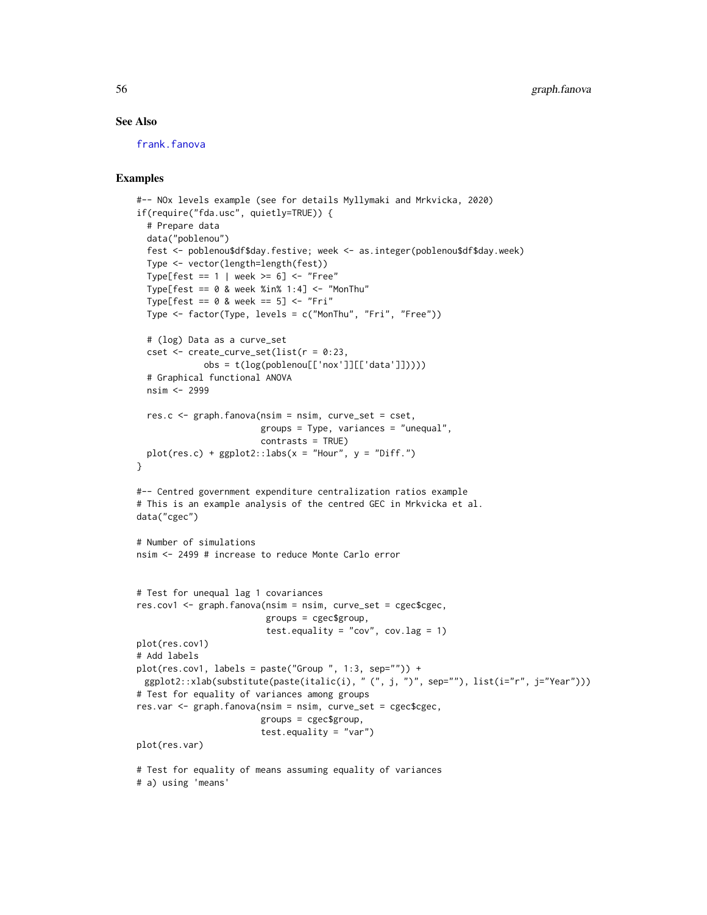## See Also

frank.fanova

## Examples

```
#-- NOx levels example (see for details Myllymaki and Mrkvicka, 2020)
if(require("fda.usc", quietly=TRUE)) {
  # Prepare data
  data("poblenou")
  fest <- poblenou$df$day.festive; week <- as.integer(poblenou$df$day.week)
  Type <- vector(length=length(fest))
  Type[fest == 1 | week >= 6] <- "Free"
  Type[fest == 0 & week %in% 1:4] <- "MonThu"
  Type[fest == 0 & week == 5] <- "Fri"
  Type <- factor(Type, levels = c("MonThu", "Fri", "Free"))

  # (log) Data as a curve_set
  cset <- create_curve_set(list(r = 0:23,
             obs = t(log(poblenou[['nox']][['data']]))))
  # Graphical functional ANOVA
  nsim <- 2999

  res.c <- graph.fanova(nsim = nsim, curve_set = cset,
                       groups = Type, variances = "unequal",
                       contrasts = TRUE)
  plot(res.c) + ggplot2::labs(x = "Hour", y = "Diff.")
}

#-- Centred government expenditure centralization ratios example
# This is an example analysis of the centred GEC in Mrkvicka et al.
data("cgec")

# Number of simulations
nsim <- 2499 # increase to reduce Monte Carlo error


# Test for unequal lag 1 covariances
res.cov1 <- graph.fanova(nsim = nsim, curve_set = cgec$cgec,
                         groups = cgec$group,
                         test.equality = "cov", cov.lag = 1)
plot(res.cov1)
# Add labels
plot(res.cov1, labels = paste("Group ", 1:3, sep="")) +
  ggplot2::xlab(substitute(paste(italic(i), " (", j, ")", sep=""), list(i="r", j="Year")))
# Test for equality of variances among groups
res.var <- graph.fanova(nsim = nsim, curve_set = cgec$cgec,
                       groups = cgec$group,
                       test.equality = "var")
plot(res.var)

# Test for equality of means assuming equality of variances
# a) using 'means'
```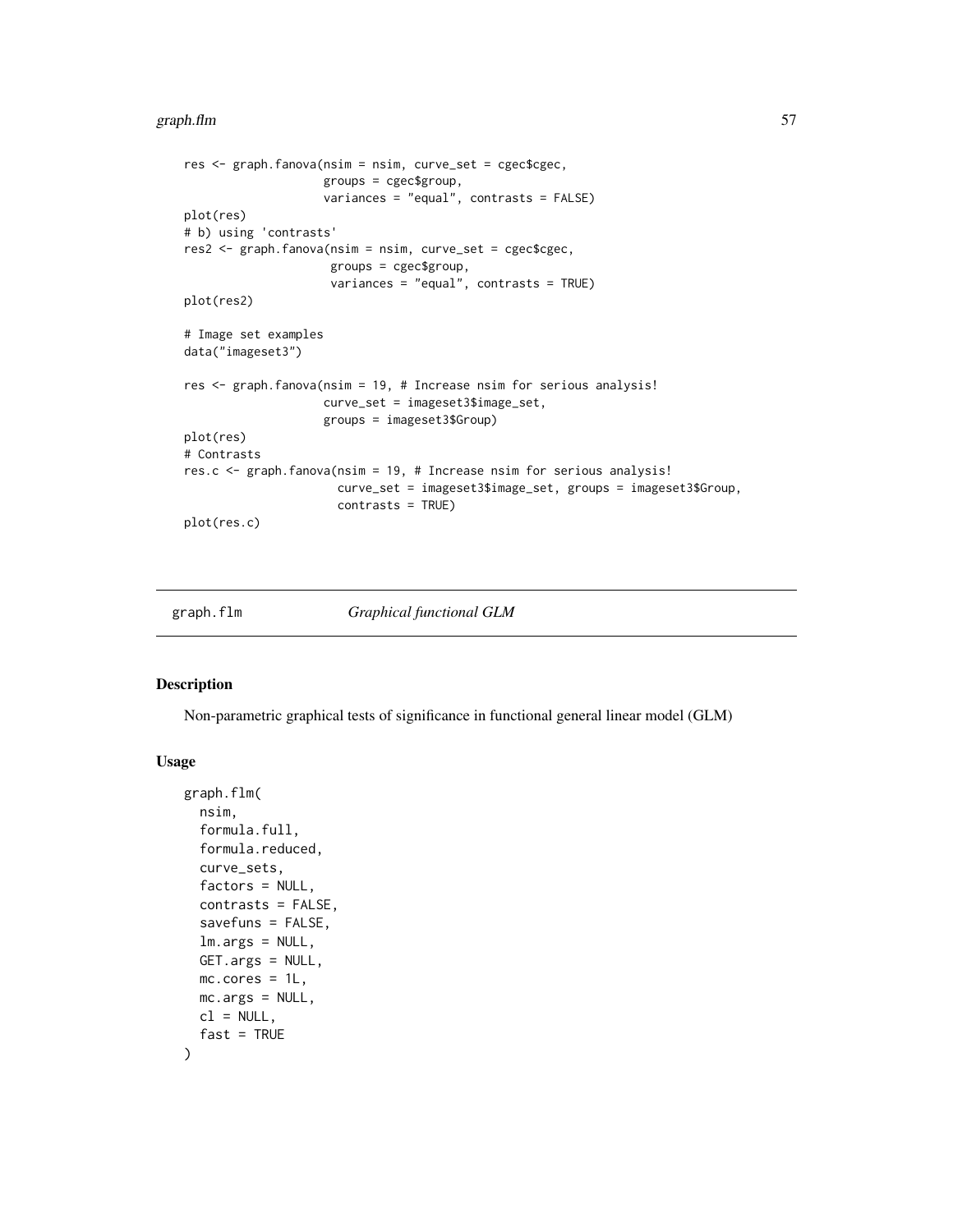```
res <- graph.fanova(nsim = nsim, curve_set = cgec$cgec,
                    groups = cgec$group,
                    variances = "equal", contrasts = FALSE)
plot(res)
# b) using 'contrasts'
res2 <- graph.fanova(nsim = nsim, curve_set = cgec$cgec,
                     groups = cgec$group,
                     variances = "equal", contrasts = TRUE)
plot(res2)

# Image set examples
data("imageset3")

res <- graph.fanova(nsim = 19, # Increase nsim for serious analysis!
                    curve_set = imageset3$image_set,
                    groups = imageset3$Group)
plot(res)
# Contrasts
res.c <- graph.fanova(nsim = 19, # Increase nsim for serious analysis!
                      curve_set = imageset3$image_set, groups = imageset3$Group,
                      contrasts = TRUE)
plot(res.c)
```

## graph.flm *Graphical functional GLM*

### Description

Non-parametric graphical tests of significance in functional general linear model (GLM)

### Usage

```
graph.flm(
  nsim,
  formula.full,
  formula.reduced,
  curve_sets,
  factors = NULL,
  contrasts = FALSE,
  savefuns = FALSE,
  lm.args = NULL,
  GET.args = NULL,
  mc.cores = 1L,
  mc.args = NULL,
  cl = NULL,
  fast = TRUE
)
```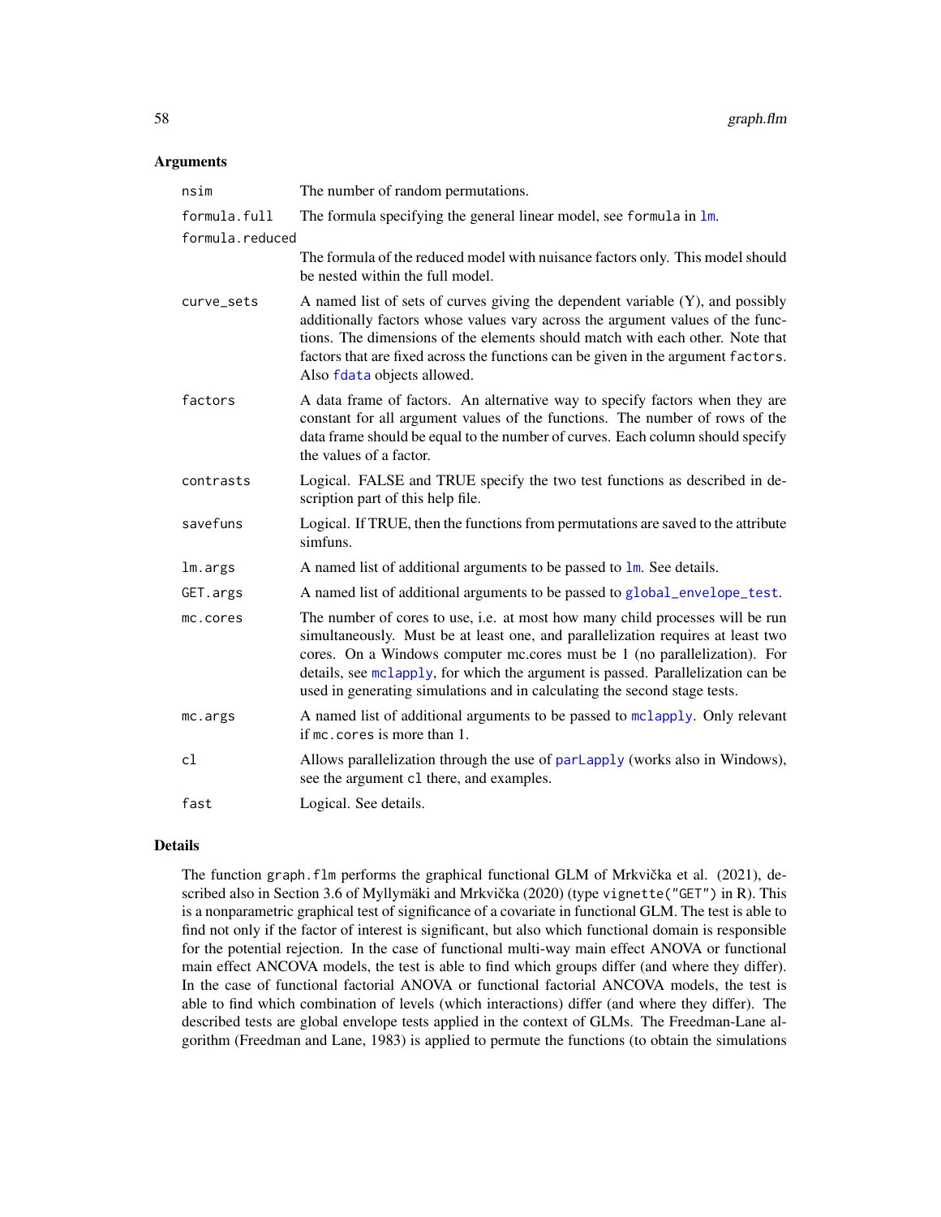## Arguments

| | |
|---|---|
| nsim | The number of random permutations. |
| formula.full | The formula specifying the general linear model, see formula in lm. |
| formula.reduced | The formula of the reduced model with nuisance factors only. This model should be nested within the full model. |
| curve_sets | A named list of sets of curves giving the dependent variable (Y), and possibly additionally factors whose values vary across the argument values of the functions. The dimensions of the elements should match with each other. Note that factors that are fixed across the functions can be given in the argument factors. Also fdata objects allowed. |
| factors | A data frame of factors. An alternative way to specify factors when they are constant for all argument values of the functions. The number of rows of the data frame should be equal to the number of curves. Each column should specify the values of a factor. |
| contrasts | Logical. FALSE and TRUE specify the two test functions as described in description part of this help file. |
| savefuns | Logical. If TRUE, then the functions from permutations are saved to the attribute simfuns. |
| lm.args | A named list of additional arguments to be passed to lm. See details. |
| GET.args | A named list of additional arguments to be passed to global_envelope_test. |
| mc.cores | The number of cores to use, i.e. at most how many child processes will be run simultaneously. Must be at least one, and parallelization requires at least two cores. On a Windows computer mc.cores must be 1 (no parallelization). For details, see mclapply, for which the argument is passed. Parallelization can be used in generating simulations and in calculating the second stage tests. |
| mc.args | A named list of additional arguments to be passed to mclapply. Only relevant if mc.cores is more than 1. |
| cl | Allows parallelization through the use of parLapply (works also in Windows), see the argument cl there, and examples. |
| fast | Logical. See details. |

## Details

The function graph.flm performs the graphical functional GLM of Mrkvička et al. (2021), described also in Section 3.6 of Myllymäki and Mrkvička (2020) (type vignette("GET") in R). This is a nonparametric graphical test of significance of a covariate in functional GLM. The test is able to find not only if the factor of interest is significant, but also which functional domain is responsible for the potential rejection. In the case of functional multi-way main effect ANOVA or functional main effect ANCOVA models, the test is able to find which groups differ (and where they differ). In the case of functional factorial ANOVA or functional factorial ANCOVA models, the test is able to find which combination of levels (which interactions) differ (and where they differ). The described tests are global envelope tests applied in the context of GLMs. The Freedman-Lane algorithm (Freedman and Lane, 1983) is applied to permute the functions (to obtain the simulations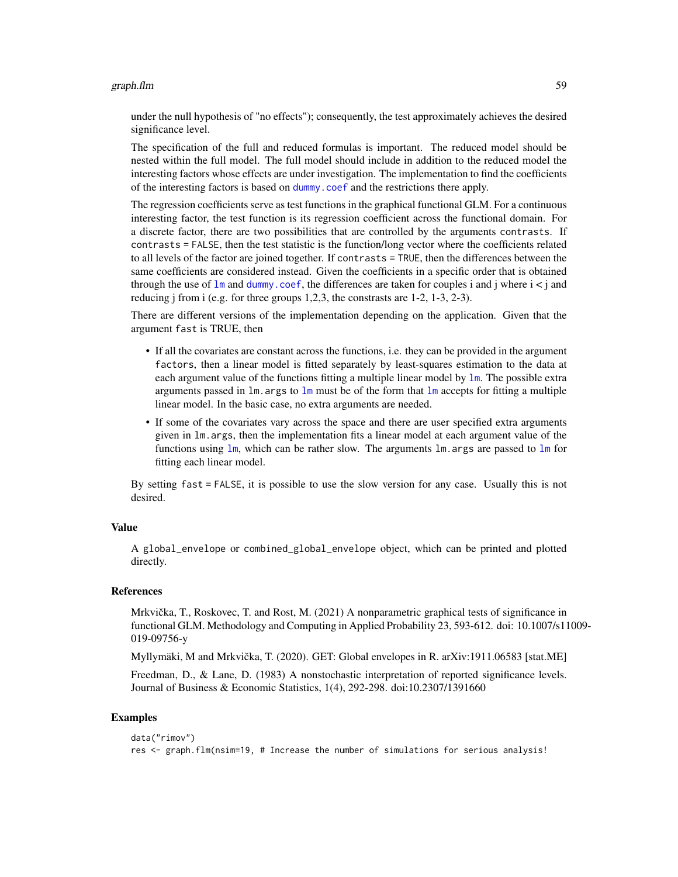under the null hypothesis of "no effects"); consequently, the test approximately achieves the desired significance level.

The specification of the full and reduced formulas is important. The reduced model should be nested within the full model. The full model should include in addition to the reduced model the interesting factors whose effects are under investigation. The implementation to find the coefficients of the interesting factors is based on `dummy.coef` and the restrictions there apply.

The regression coefficients serve as test functions in the graphical functional GLM. For a continuous interesting factor, the test function is its regression coefficient across the functional domain. For a discrete factor, there are two possibilities that are controlled by the arguments `contrasts`. If `contrasts = FALSE`, then the test statistic is the function/long vector where the coefficients related to all levels of the factor are joined together. If `contrasts = TRUE`, then the differences between the same coefficients are considered instead. Given the coefficients in a specific order that is obtained through the use of `lm` and `dummy.coef`, the differences are taken for couples i and j where i < j and reducing j from i (e.g. for three groups 1,2,3, the constrasts are 1-2, 1-3, 2-3).

There are different versions of the implementation depending on the application. Given that the argument `fast` is TRUE, then

- If all the covariates are constant across the functions, i.e. they can be provided in the argument `factors`, then a linear model is fitted separately by least-squares estimation to the data at each argument value of the functions fitting a multiple linear model by `lm`. The possible extra arguments passed in `lm.args` to `lm` must be of the form that `lm` accepts for fitting a multiple linear model. In the basic case, no extra arguments are needed.
- If some of the covariates vary across the space and there are user specified extra arguments given in `lm.args`, then the implementation fits a linear model at each argument value of the functions using `lm`, which can be rather slow. The arguments `lm.args` are passed to `lm` for fitting each linear model.

By setting `fast = FALSE`, it is possible to use the slow version for any case. Usually this is not desired.

## Value

A `global_envelope` or `combined_global_envelope` object, which can be printed and plotted directly.

## References

Mrkvička, T., Roskovec, T. and Rost, M. (2021) A nonparametric graphical tests of significance in functional GLM. Methodology and Computing in Applied Probability 23, 593-612. doi: 10.1007/s11009-019-09756-y

Myllymäki, M and Mrkvička, T. (2020). GET: Global envelopes in R. arXiv:1911.06583 [stat.ME]

Freedman, D., & Lane, D. (1983) A nonstochastic interpretation of reported significance levels. Journal of Business & Economic Statistics, 1(4), 292-298. doi:10.2307/1391660

## Examples

```
data("rimov")
res <- graph.flm(nsim=19, # Increase the number of simulations for serious analysis!
```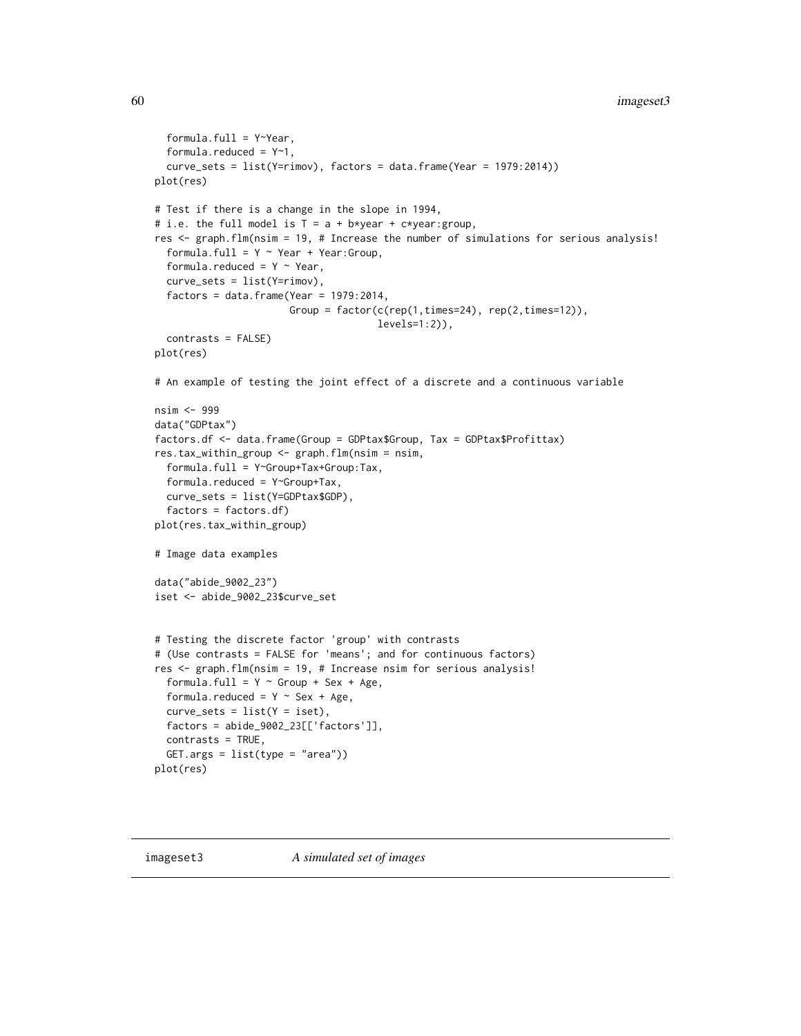```
  formula.full = Y~Year,
  formula.reduced = Y~1,
  curve_sets = list(Y=rimov), factors = data.frame(Year = 1979:2014))
plot(res)

# Test if there is a change in the slope in 1994,
# i.e. the full model is T = a + b*year + c*year:group,
res <- graph.flm(nsim = 19, # Increase the number of simulations for serious analysis!
  formula.full = Y ~ Year + Year:Group,
  formula.reduced = Y ~ Year,
  curve_sets = list(Y=rimov),
  factors = data.frame(Year = 1979:2014,
                       Group = factor(c(rep(1,times=24), rep(2,times=12)),
                                      levels=1:2)),
  contrasts = FALSE)
plot(res)

# An example of testing the joint effect of a discrete and a continuous variable

nsim <- 999
data("GDPtax")
factors.df <- data.frame(Group = GDPtax$Group, Tax = GDPtax$Profittax)
res.tax_within_group <- graph.flm(nsim = nsim,
  formula.full = Y~Group+Tax+Group:Tax,
  formula.reduced = Y~Group+Tax,
  curve_sets = list(Y=GDPtax$GDP),
  factors = factors.df)
plot(res.tax_within_group)

# Image data examples

data("abide_9002_23")
iset <- abide_9002_23$curve_set


# Testing the discrete factor 'group' with contrasts
# (Use contrasts = FALSE for 'means'; and for continuous factors)
res <- graph.flm(nsim = 19, # Increase nsim for serious analysis!
  formula.full = Y ~ Group + Sex + Age,
  formula.reduced = Y ~ Sex + Age,
  curve_sets = list(Y = iset),
  factors = abide_9002_23[['factors']],
  contrasts = TRUE,
  GET.args = list(type = "area"))
plot(res)
```

---

imageset3 *A simulated set of images*

---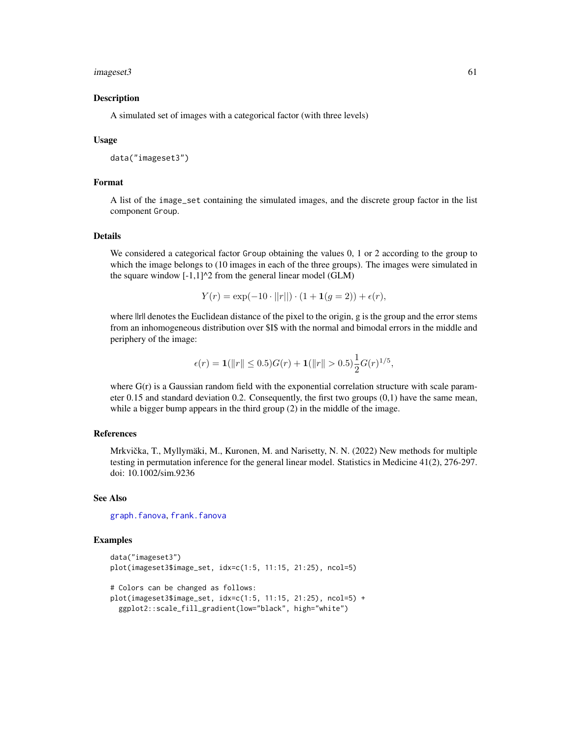## Description

A simulated set of images with a categorical factor (with three levels)

## Usage

```
data("imageset3")
```

## Format

A list of the `image_set` containing the simulated images, and the discrete group factor in the list component `Group`.

## Details

We considered a categorical factor `Group` obtaining the values 0, 1 or 2 according to the group to which the image belongs to (10 images in each of the three groups). The images were simulated in the square window [-1,1]^2 from the general linear model (GLM)

$$Y(r) = \exp(-10 \cdot ||r||) \cdot (1 + \mathbf{1}(g = 2)) + \epsilon(r),$$

where ||r|| denotes the Euclidean distance of the pixel to the origin, g is the group and the error stems from an inhomogeneous distribution over $I$ with the normal and bimodal errors in the middle and periphery of the image:

$$\epsilon(r) = \mathbf{1}(\|r\| \leq 0.5)G(r) + \mathbf{1}(\|r\| > 0.5)\frac{1}{2}G(r)^{1/5},$$

where G(r) is a Gaussian random field with the exponential correlation structure with scale parameter 0.15 and standard deviation 0.2. Consequently, the first two groups (0,1) have the same mean, while a bigger bump appears in the third group (2) in the middle of the image.

## References

Mrkvička, T., Myllymäki, M., Kuronen, M. and Narisetty, N. N. (2022) New methods for multiple testing in permutation inference for the general linear model. Statistics in Medicine 41(2), 276-297. doi: 10.1002/sim.9236

## See Also

`graph.fanova`, `frank.fanova`

## Examples

```
data("imageset3")
plot(imageset3$image_set, idx=c(1:5, 11:15, 21:25), ncol=5)

# Colors can be changed as follows:
plot(imageset3$image_set, idx=c(1:5, 11:15, 21:25), ncol=5) +
  ggplot2::scale_fill_gradient(low="black", high="white")
```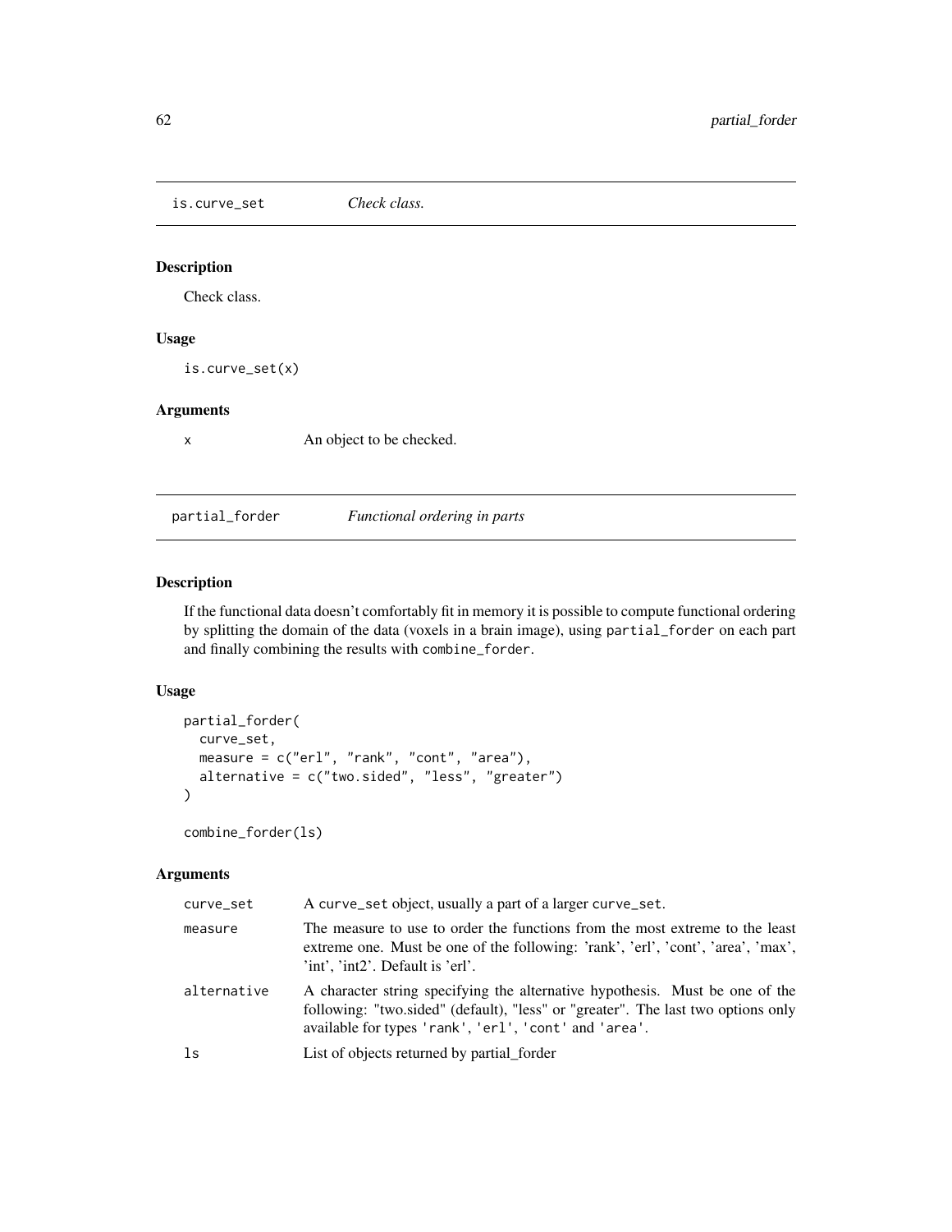## is.curve_set *Check class.*

### Description

Check class.

### Usage

```
is.curve_set(x)
```

### Arguments

| | |
|---|---|
| x | An object to be checked. |

## partial_forder *Functional ordering in parts*

### Description

If the functional data doesn't comfortably fit in memory it is possible to compute functional ordering by splitting the domain of the data (voxels in a brain image), using `partial_forder` on each part and finally combining the results with `combine_forder`.

### Usage

```
partial_forder(
  curve_set,
  measure = c("erl", "rank", "cont", "area"),
  alternative = c("two.sided", "less", "greater")
)

combine_forder(ls)
```

### Arguments

| | |
|---|---|
| curve_set | A `curve_set` object, usually a part of a larger `curve_set`. |
| measure | The measure to use to order the functions from the most extreme to the least extreme one. Must be one of the following: 'rank', 'erl', 'cont', 'area', 'max', 'int', 'int2'. Default is 'erl'. |
| alternative | A character string specifying the alternative hypothesis. Must be one of the following: "two.sided" (default), "less" or "greater". The last two options only available for types `'rank'`, `'erl'`, `'cont'` and `'area'`. |
| ls | List of objects returned by partial_forder |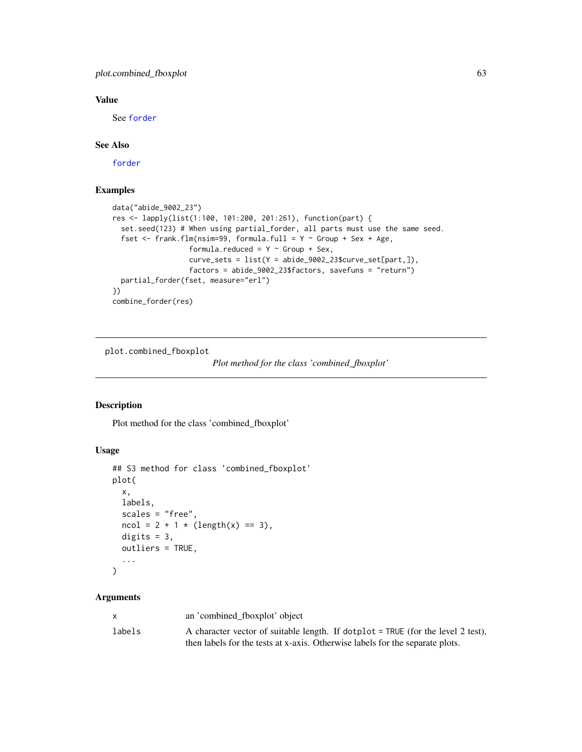### Value

See forder

### See Also

forder

### Examples

```
data("abide_9002_23")
res <- lapply(list(1:100, 101:200, 201:261), function(part) {
  set.seed(123) # When using partial_forder, all parts must use the same seed.
  fset <- frank.flm(nsim=99, formula.full = Y ~ Group + Sex + Age,
                    formula.reduced = Y ~ Group + Sex,
                    curve_sets = list(Y = abide_9002_23$curve_set[part,]),
                    factors = abide_9002_23$factors, savefuns = "return")
  partial_forder(fset, measure="erl")
})
combine_forder(res)
```

---

## plot.combined_fboxplot

*Plot method for the class 'combined_fboxplot'*

### Description

Plot method for the class 'combined_fboxplot'

### Usage

```
## S3 method for class 'combined_fboxplot'
plot(
  x,
  labels,
  scales = "free",
  ncol = 2 + 1 * (length(x) == 3),
  digits = 3,
  outliers = TRUE,
  ...
)
```

### Arguments

| | |
|---|---|
| x | an 'combined_fboxplot' object |
| labels | A character vector of suitable length. If dotplot = TRUE (for the level 2 test), then labels for the tests at x-axis. Otherwise labels for the separate plots. |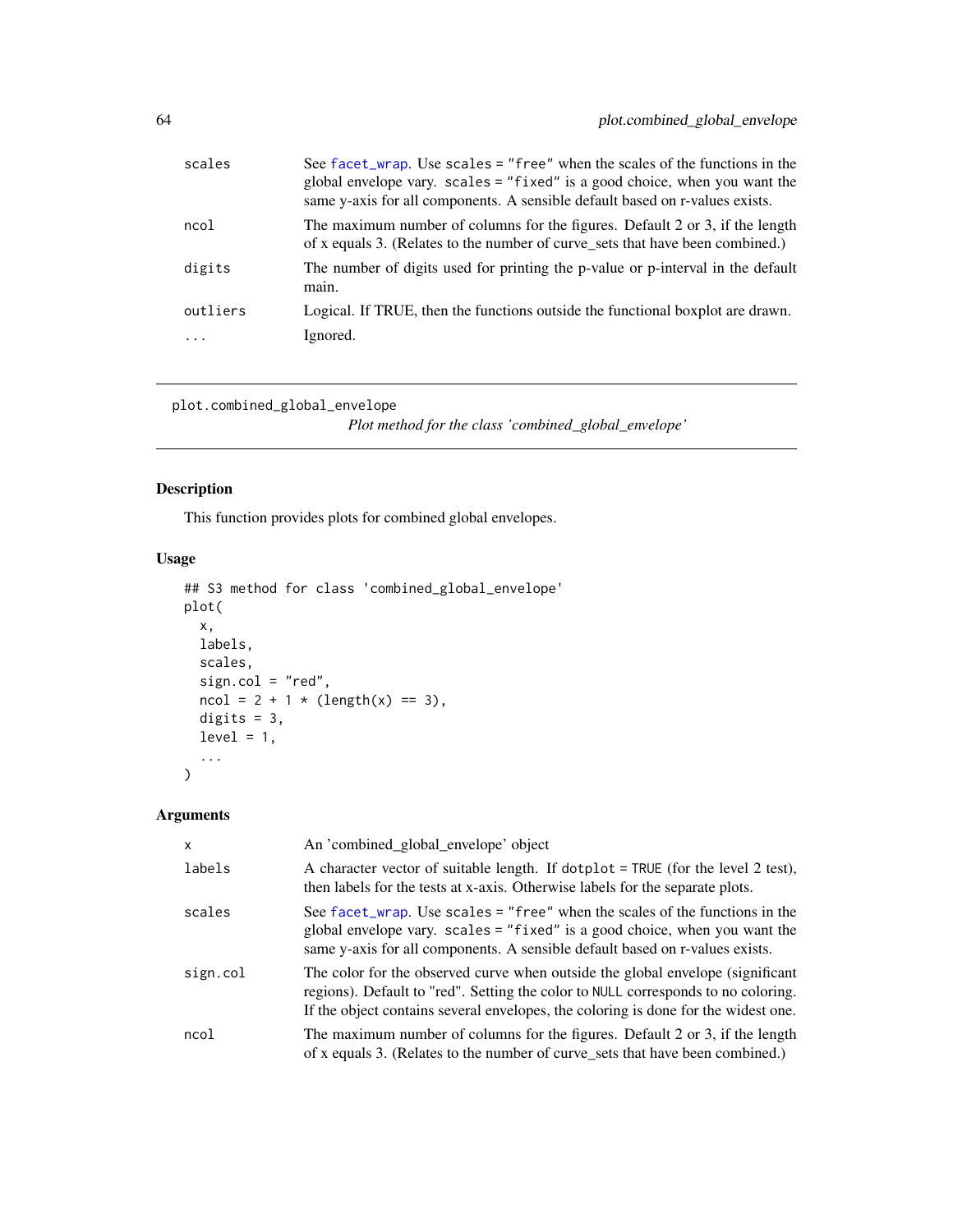| | |
|---|---|
| scales | See facet_wrap. Use scales = "free" when the scales of the functions in the global envelope vary. scales = "fixed" is a good choice, when you want the same y-axis for all components. A sensible default based on r-values exists. |
| ncol | The maximum number of columns for the figures. Default 2 or 3, if the length of x equals 3. (Relates to the number of curve_sets that have been combined.) |
| digits | The number of digits used for printing the p-value or p-interval in the default main. |
| outliers | Logical. If TRUE, then the functions outside the functional boxplot are drawn. |
| ... | Ignored. |

---

plot.combined_global_envelope

*Plot method for the class 'combined_global_envelope'*

---

## Description

This function provides plots for combined global envelopes.

## Usage

```
## S3 method for class 'combined_global_envelope'
plot(
  x,
  labels,
  scales,
  sign.col = "red",
  ncol = 2 + 1 * (length(x) == 3),
  digits = 3,
  level = 1,
  ...
)
```

## Arguments

| | |
|---|---|
| x | An 'combined_global_envelope' object |
| labels | A character vector of suitable length. If dotplot = TRUE (for the level 2 test), then labels for the tests at x-axis. Otherwise labels for the separate plots. |
| scales | See facet_wrap. Use scales = "free" when the scales of the functions in the global envelope vary. scales = "fixed" is a good choice, when you want the same y-axis for all components. A sensible default based on r-values exists. |
| sign.col | The color for the observed curve when outside the global envelope (significant regions). Default to "red". Setting the color to NULL corresponds to no coloring. If the object contains several envelopes, the coloring is done for the widest one. |
| ncol | The maximum number of columns for the figures. Default 2 or 3, if the length of x equals 3. (Relates to the number of curve_sets that have been combined.) |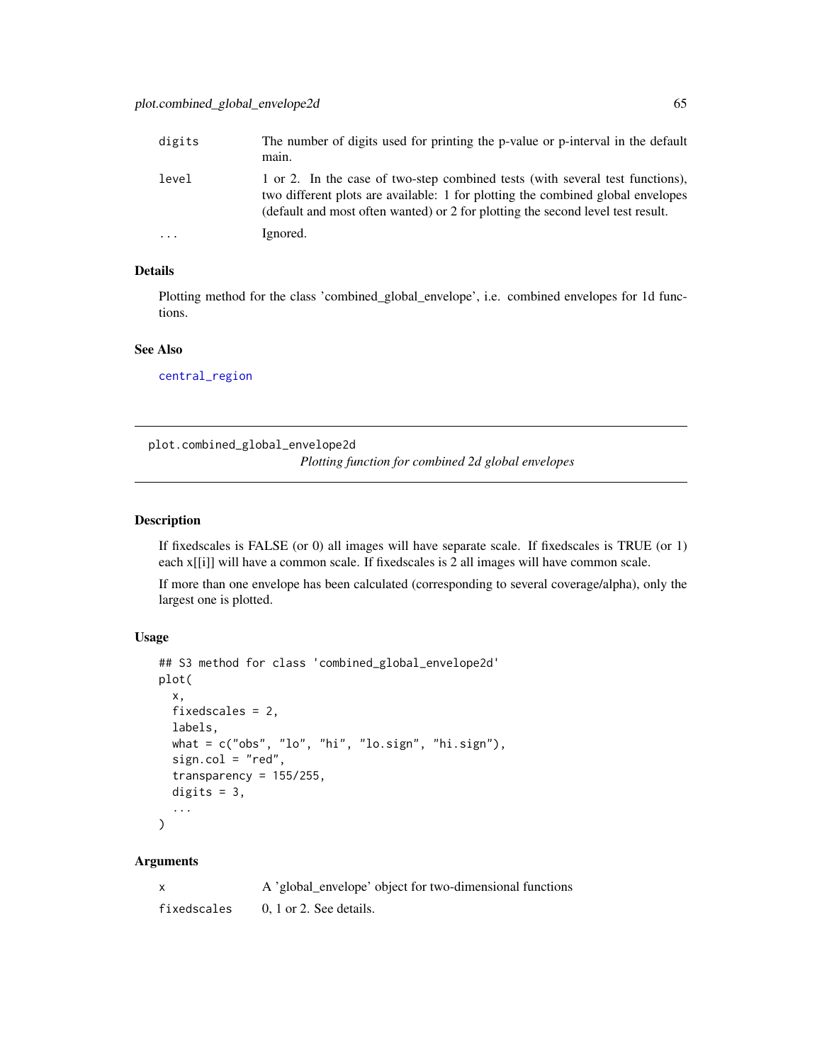| | |
|---|---|
| digits | The number of digits used for printing the p-value or p-interval in the default main. |
| level | 1 or 2. In the case of two-step combined tests (with several test functions), two different plots are available: 1 for plotting the combined global envelopes (default and most often wanted) or 2 for plotting the second level test result. |
| ... | Ignored. |

### Details

Plotting method for the class 'combined_global_envelope', i.e. combined envelopes for 1d functions.

### See Also

central_region

---

## plot.combined_global_envelope2d

*Plotting function for combined 2d global envelopes*

---

### Description

If fixedscales is FALSE (or 0) all images will have separate scale. If fixedscales is TRUE (or 1) each x[[i]] will have a common scale. If fixedscales is 2 all images will have common scale.

If more than one envelope has been calculated (corresponding to several coverage/alpha), only the largest one is plotted.

### Usage

```
## S3 method for class 'combined_global_envelope2d'
plot(
  x,
  fixedscales = 2,
  labels,
  what = c("obs", "lo", "hi", "lo.sign", "hi.sign"),
  sign.col = "red",
  transparency = 155/255,
  digits = 3,
  ...
)
```

### Arguments

| | |
|---|---|
| x | A 'global_envelope' object for two-dimensional functions |
| fixedscales | 0, 1 or 2. See details. |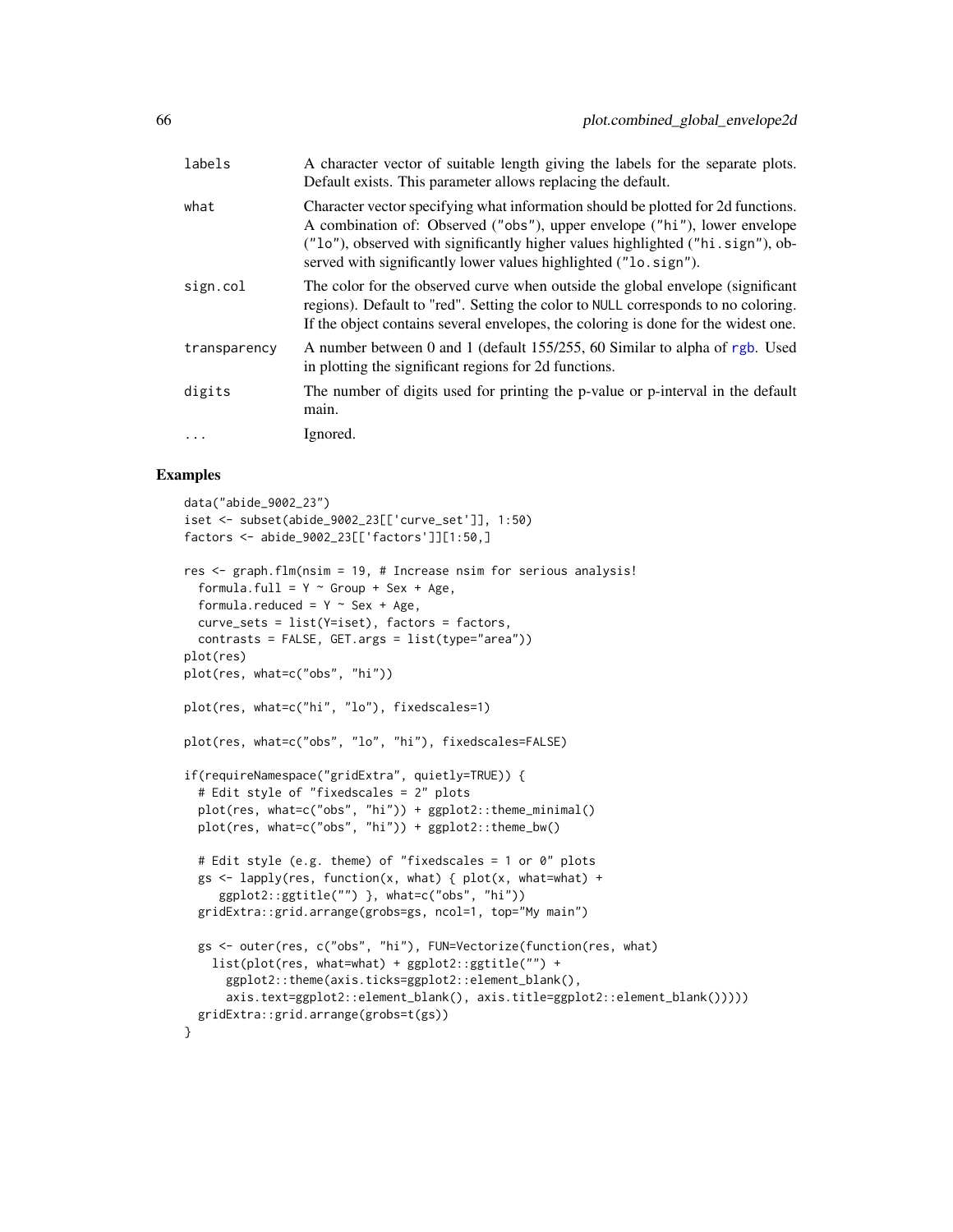| | |
|---|---|
| labels | A character vector of suitable length giving the labels for the separate plots. Default exists. This parameter allows replacing the default. |
| what | Character vector specifying what information should be plotted for 2d functions. A combination of: Observed ("obs"), upper envelope ("hi"), lower envelope ("lo"), observed with significantly higher values highlighted ("hi.sign"), observed with significantly lower values highlighted ("lo.sign"). |
| sign.col | The color for the observed curve when outside the global envelope (significant regions). Default to "red". Setting the color to NULL corresponds to no coloring. If the object contains several envelopes, the coloring is done for the widest one. |
| transparency | A number between 0 and 1 (default 155/255, 60 Similar to alpha of rgb. Used in plotting the significant regions for 2d functions. |
| digits | The number of digits used for printing the p-value or p-interval in the default main. |
| ... | Ignored. |

## Examples

```
data("abide_9002_23")
iset <- subset(abide_9002_23[['curve_set']], 1:50)
factors <- abide_9002_23[['factors']][1:50,]

res <- graph.flm(nsim = 19, # Increase nsim for serious analysis!
  formula.full = Y ~ Group + Sex + Age,
  formula.reduced = Y ~ Sex + Age,
  curve_sets = list(Y=iset), factors = factors,
  contrasts = FALSE, GET.args = list(type="area"))
plot(res)
plot(res, what=c("obs", "hi"))

plot(res, what=c("hi", "lo"), fixedscales=1)

plot(res, what=c("obs", "lo", "hi"), fixedscales=FALSE)

if(requireNamespace("gridExtra", quietly=TRUE)) {
  # Edit style of "fixedscales = 2" plots
  plot(res, what=c("obs", "hi")) + ggplot2::theme_minimal()
  plot(res, what=c("obs", "hi")) + ggplot2::theme_bw()

  # Edit style (e.g. theme) of "fixedscales = 1 or 0" plots
  gs <- lapply(res, function(x, what) { plot(x, what=what) +
     ggplot2::ggtitle("") }, what=c("obs", "hi"))
  gridExtra::grid.arrange(grobs=gs, ncol=1, top="My main")

  gs <- outer(res, c("obs", "hi"), FUN=Vectorize(function(res, what)
    list(plot(res, what=what) + ggplot2::ggtitle("") +
      ggplot2::theme(axis.ticks=ggplot2::element_blank(),
      axis.text=ggplot2::element_blank(), axis.title=ggplot2::element_blank()))))
  gridExtra::grid.arrange(grobs=t(gs))
}
```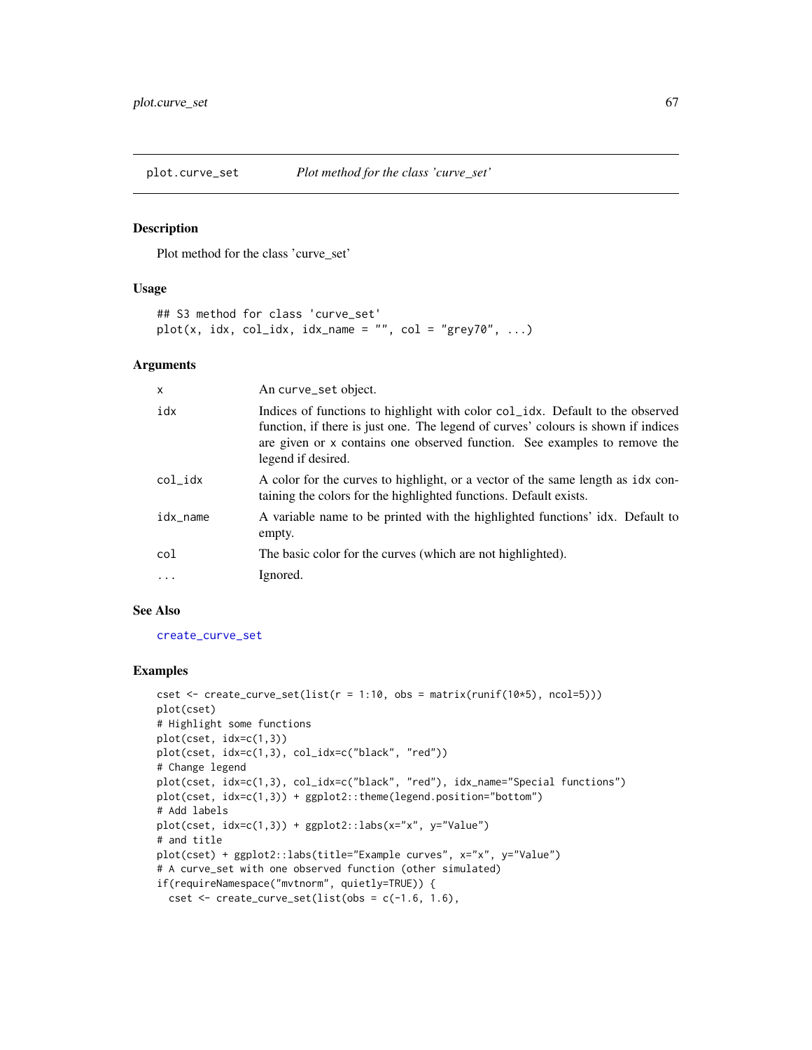## plot.curve_set *Plot method for the class 'curve_set'*

### Description

Plot method for the class 'curve_set'

### Usage

```
## S3 method for class 'curve_set'
plot(x, idx, col_idx, idx_name = "", col = "grey70", ...)
```

### Arguments

| | |
|---|---|
| `x` | An `curve_set` object. |
| `idx` | Indices of functions to highlight with color `col_idx`. Default to the observed function, if there is just one. The legend of curves' colours is shown if indices are given or `x` contains one observed function. See examples to remove the legend if desired. |
| `col_idx` | A color for the curves to highlight, or a vector of the same length as `idx` containing the colors for the highlighted functions. Default exists. |
| `idx_name` | A variable name to be printed with the highlighted functions' idx. Default to empty. |
| `col` | The basic color for the curves (which are not highlighted). |
| `...` | Ignored. |

### See Also

`create_curve_set`

### Examples

```
cset <- create_curve_set(list(r = 1:10, obs = matrix(runif(10*5), ncol=5)))
plot(cset)
# Highlight some functions
plot(cset, idx=c(1,3))
plot(cset, idx=c(1,3), col_idx=c("black", "red"))
# Change legend
plot(cset, idx=c(1,3), col_idx=c("black", "red"), idx_name="Special functions")
plot(cset, idx=c(1,3)) + ggplot2::theme(legend.position="bottom")
# Add labels
plot(cset, idx=c(1,3)) + ggplot2::labs(x="x", y="Value")
# and title
plot(cset) + ggplot2::labs(title="Example curves", x="x", y="Value")
# A curve_set with one observed function (other simulated)
if(requireNamespace("mvtnorm", quietly=TRUE)) {
  cset <- create_curve_set(list(obs = c(-1.6, 1.6),
```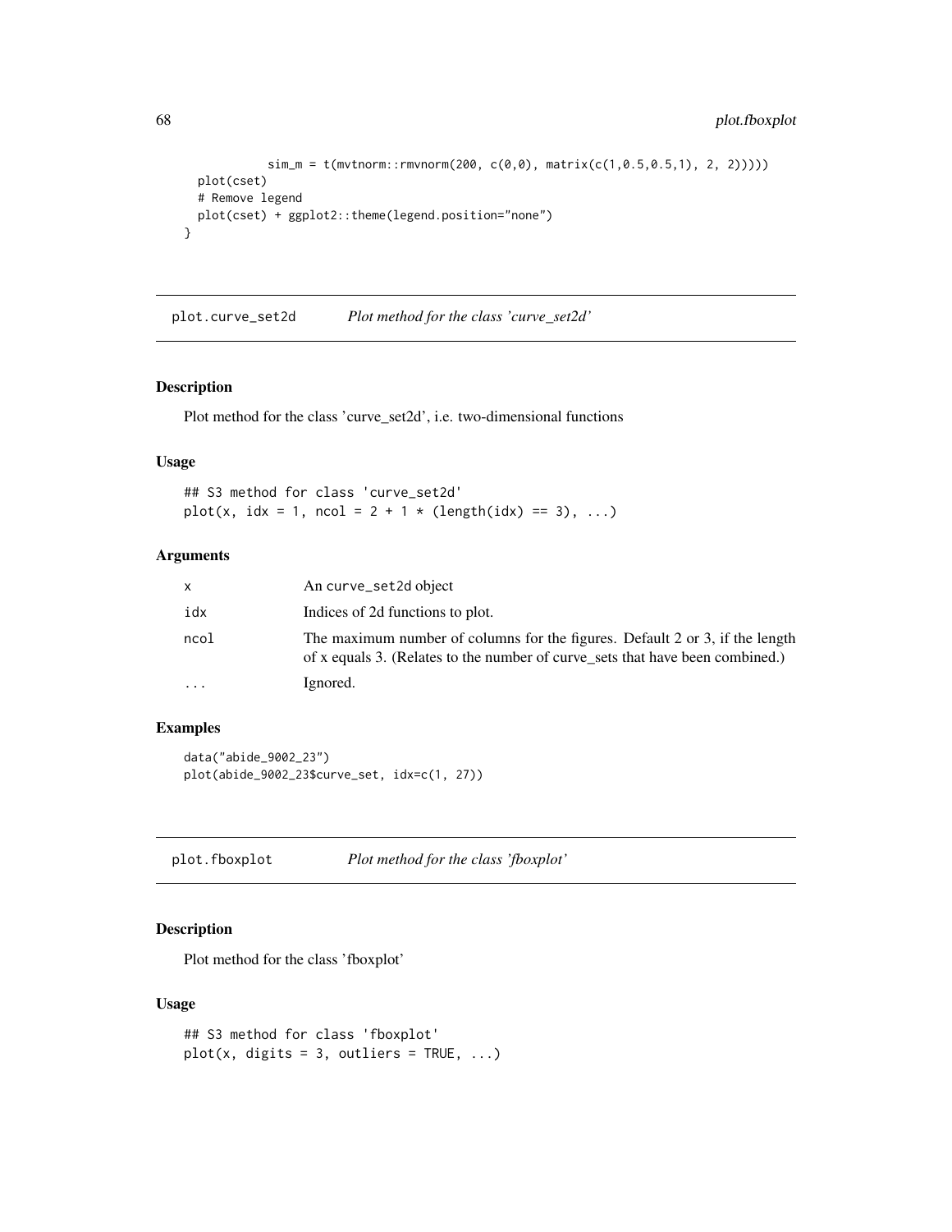```
            sim_m = t(mvtnorm::rmvnorm(200, c(0,0), matrix(c(1,0.5,0.5,1), 2, 2)))))
  plot(cset)
  # Remove legend
  plot(cset) + ggplot2::theme(legend.position="none")
}
```

## plot.curve_set2d — *Plot method for the class 'curve_set2d'*

### Description

Plot method for the class 'curve_set2d', i.e. two-dimensional functions

### Usage

```
## S3 method for class 'curve_set2d'
plot(x, idx = 1, ncol = 2 + 1 * (length(idx) == 3), ...)
```

### Arguments

| | |
|---|---|
| `x` | An `curve_set2d` object |
| `idx` | Indices of 2d functions to plot. |
| `ncol` | The maximum number of columns for the figures. Default 2 or 3, if the length of x equals 3. (Relates to the number of curve_sets that have been combined.) |
| `...` | Ignored. |

### Examples

```
data("abide_9002_23")
plot(abide_9002_23$curve_set, idx=c(1, 27))
```

## plot.fboxplot — *Plot method for the class 'fboxplot'*

### Description

Plot method for the class 'fboxplot'

### Usage

```
## S3 method for class 'fboxplot'
plot(x, digits = 3, outliers = TRUE, ...)
```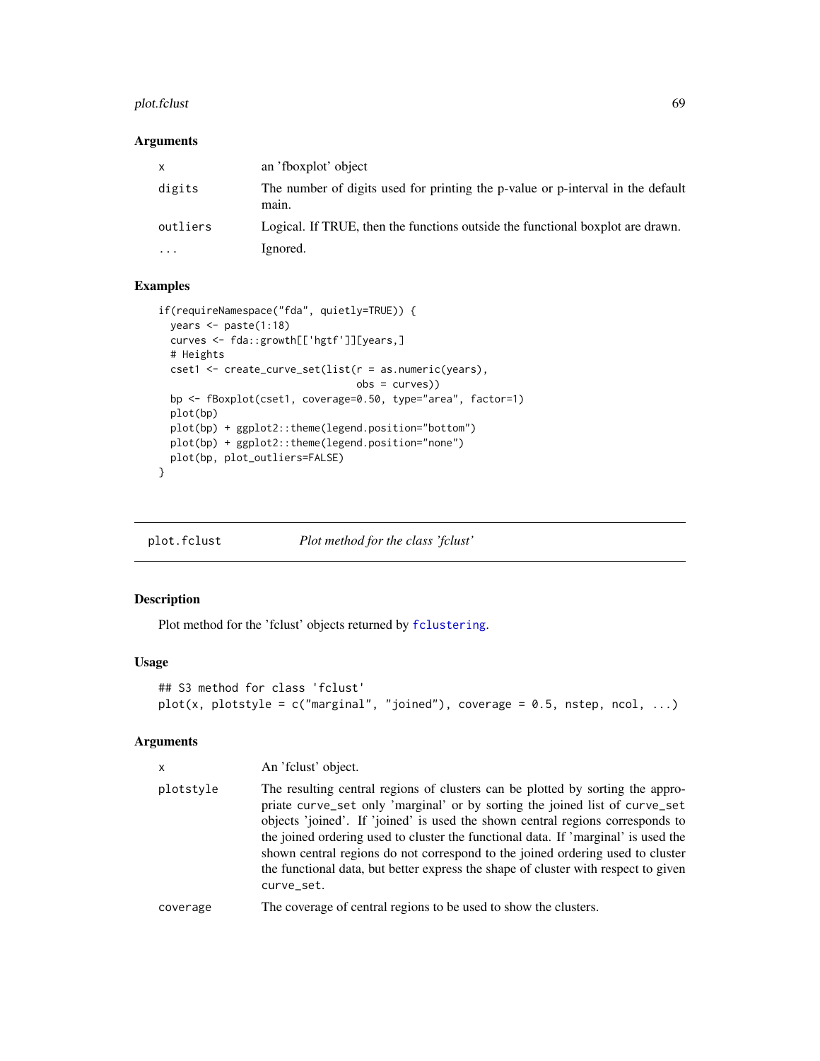### Arguments

| | |
|---|---|
| x | an 'fboxplot' object |
| digits | The number of digits used for printing the p-value or p-interval in the default main. |
| outliers | Logical. If TRUE, then the functions outside the functional boxplot are drawn. |
| ... | Ignored. |

### Examples

```
if(requireNamespace("fda", quietly=TRUE)) {
  years <- paste(1:18)
  curves <- fda::growth[['hgtf']][years,]
  # Heights
  cset1 <- create_curve_set(list(r = as.numeric(years),
                                 obs = curves))
  bp <- fBoxplot(cset1, coverage=0.50, type="area", factor=1)
  plot(bp)
  plot(bp) + ggplot2::theme(legend.position="bottom")
  plot(bp) + ggplot2::theme(legend.position="none")
  plot(bp, plot_outliers=FALSE)
}
```

---

## plot.fclust — *Plot method for the class 'fclust'*

### Description

Plot method for the 'fclust' objects returned by fclustering.

### Usage

```
## S3 method for class 'fclust'
plot(x, plotstyle = c("marginal", "joined"), coverage = 0.5, nstep, ncol, ...)
```

### Arguments

| | |
|---|---|
| x | An 'fclust' object. |
| plotstyle | The resulting central regions of clusters can be plotted by sorting the appropriate `curve_set` only 'marginal' or by sorting the joined list of `curve_set` objects 'joined'. If 'joined' is used the shown central regions corresponds to the joined ordering used to cluster the functional data. If 'marginal' is used the shown central regions do not correspond to the joined ordering used to cluster the functional data, but better express the shape of cluster with respect to given `curve_set`. |
| coverage | The coverage of central regions to be used to show the clusters. |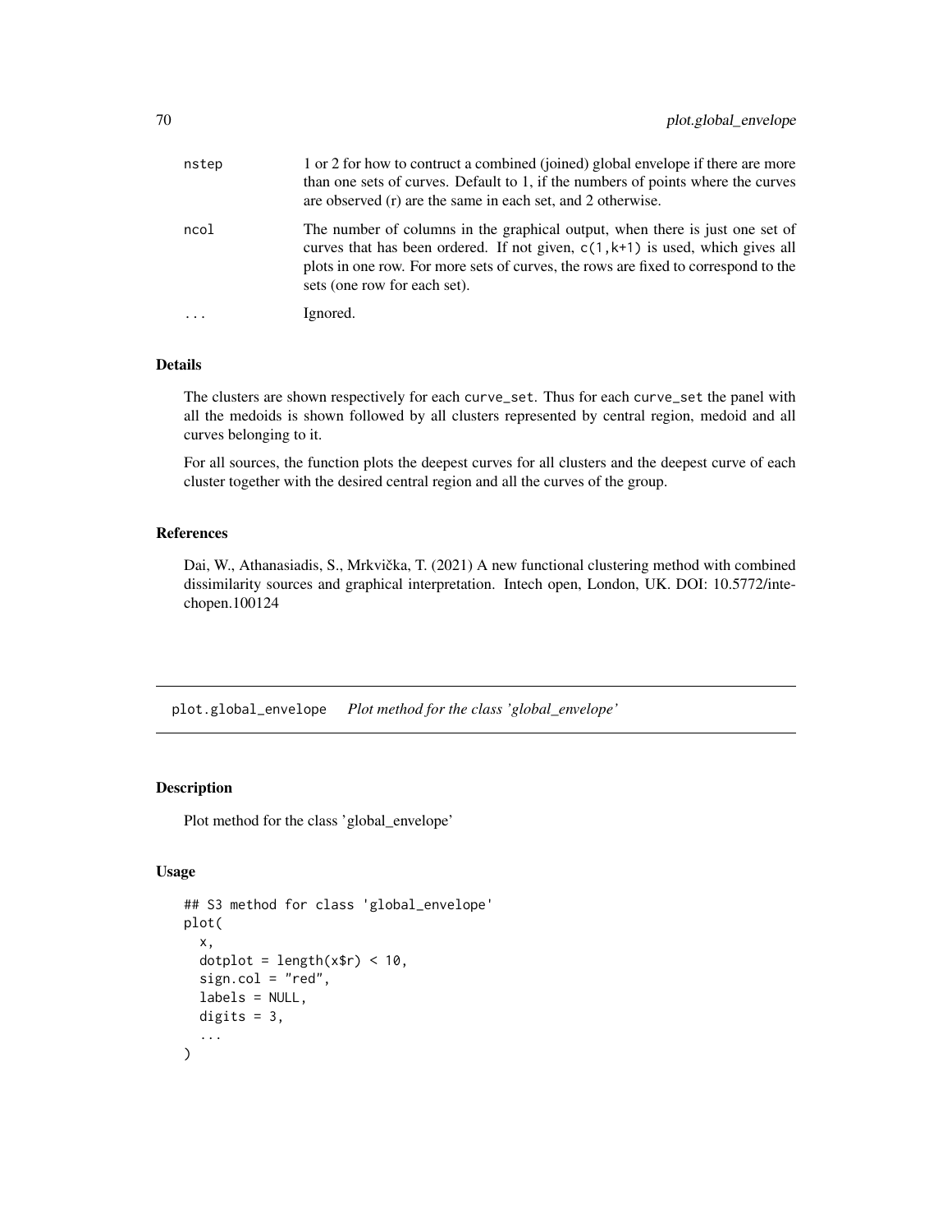| | |
|---|---|
| nstep | 1 or 2 for how to contruct a combined (joined) global envelope if there are more than one sets of curves. Default to 1, if the numbers of points where the curves are observed (r) are the same in each set, and 2 otherwise. |
| ncol | The number of columns in the graphical output, when there is just one set of curves that has been ordered. If not given, `c(1,k+1)` is used, which gives all plots in one row. For more sets of curves, the rows are fixed to correspond to the sets (one row for each set). |
| ... | Ignored. |

### Details

The clusters are shown respectively for each `curve_set`. Thus for each `curve_set` the panel with all the medoids is shown followed by all clusters represented by central region, medoid and all curves belonging to it.

For all sources, the function plots the deepest curves for all clusters and the deepest curve of each cluster together with the desired central region and all the curves of the group.

### References

Dai, W., Athanasiadis, S., Mrkvička, T. (2021) A new functional clustering method with combined dissimilarity sources and graphical interpretation. Intech open, London, UK. DOI: 10.5772/intechopen.100124

---

## plot.global_envelope *Plot method for the class 'global_envelope'*

### Description

Plot method for the class 'global_envelope'

### Usage

```
## S3 method for class 'global_envelope'
plot(
  x,
  dotplot = length(x$r) < 10,
  sign.col = "red",
  labels = NULL,
  digits = 3,
  ...
)
```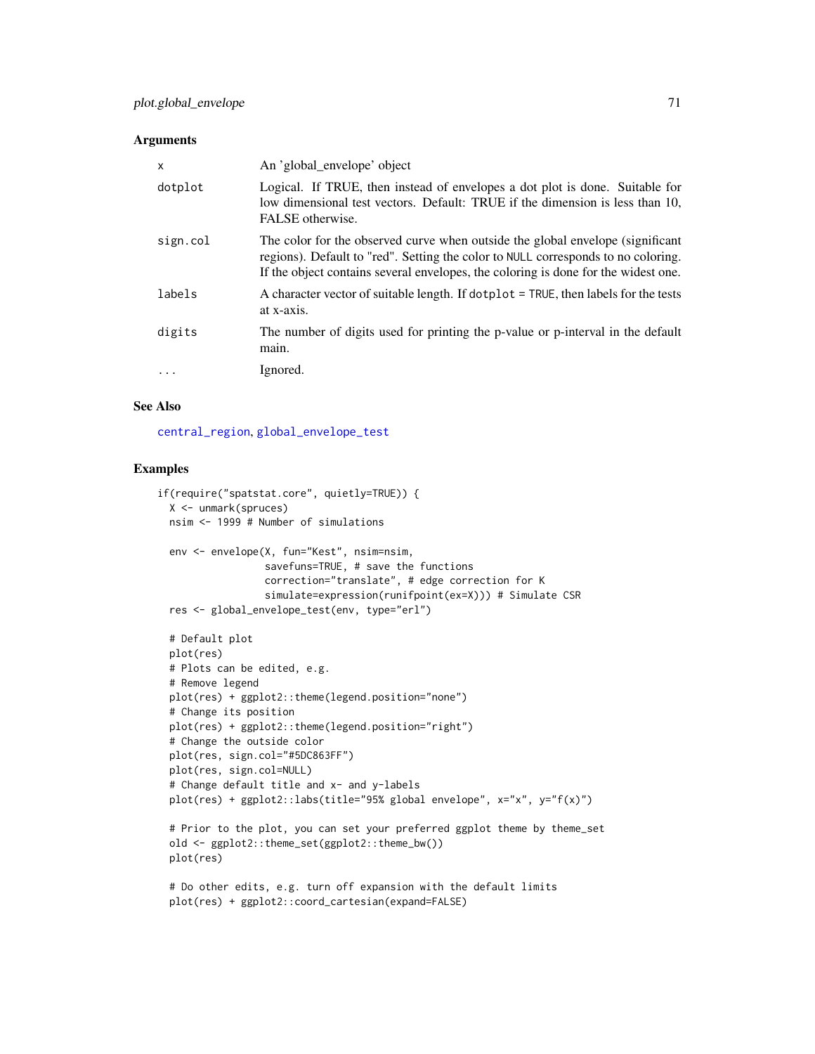### Arguments

| | |
|---|---|
| `x` | An 'global_envelope' object |
| `dotplot` | Logical. If TRUE, then instead of envelopes a dot plot is done. Suitable for low dimensional test vectors. Default: TRUE if the dimension is less than 10, FALSE otherwise. |
| `sign.col` | The color for the observed curve when outside the global envelope (significant regions). Default to "red". Setting the color to `NULL` corresponds to no coloring. If the object contains several envelopes, the coloring is done for the widest one. |
| `labels` | A character vector of suitable length. If `dotplot = TRUE`, then labels for the tests at x-axis. |
| `digits` | The number of digits used for printing the p-value or p-interval in the default main. |
| `...` | Ignored. |

### See Also

`central_region`, `global_envelope_test`

### Examples

```
if(require("spatstat.core", quietly=TRUE)) {
  X <- unmark(spruces)
  nsim <- 1999 # Number of simulations

  env <- envelope(X, fun="Kest", nsim=nsim,
                  savefuns=TRUE, # save the functions
                  correction="translate", # edge correction for K
                  simulate=expression(runifpoint(ex=X))) # Simulate CSR
  res <- global_envelope_test(env, type="erl")

  # Default plot
  plot(res)
  # Plots can be edited, e.g.
  # Remove legend
  plot(res) + ggplot2::theme(legend.position="none")
  # Change its position
  plot(res) + ggplot2::theme(legend.position="right")
  # Change the outside color
  plot(res, sign.col="#5DC863FF")
  plot(res, sign.col=NULL)
  # Change default title and x- and y-labels
  plot(res) + ggplot2::labs(title="95% global envelope", x="x", y="f(x)")

  # Prior to the plot, you can set your preferred ggplot theme by theme_set
  old <- ggplot2::theme_set(ggplot2::theme_bw())
  plot(res)

  # Do other edits, e.g. turn off expansion with the default limits
  plot(res) + ggplot2::coord_cartesian(expand=FALSE)
```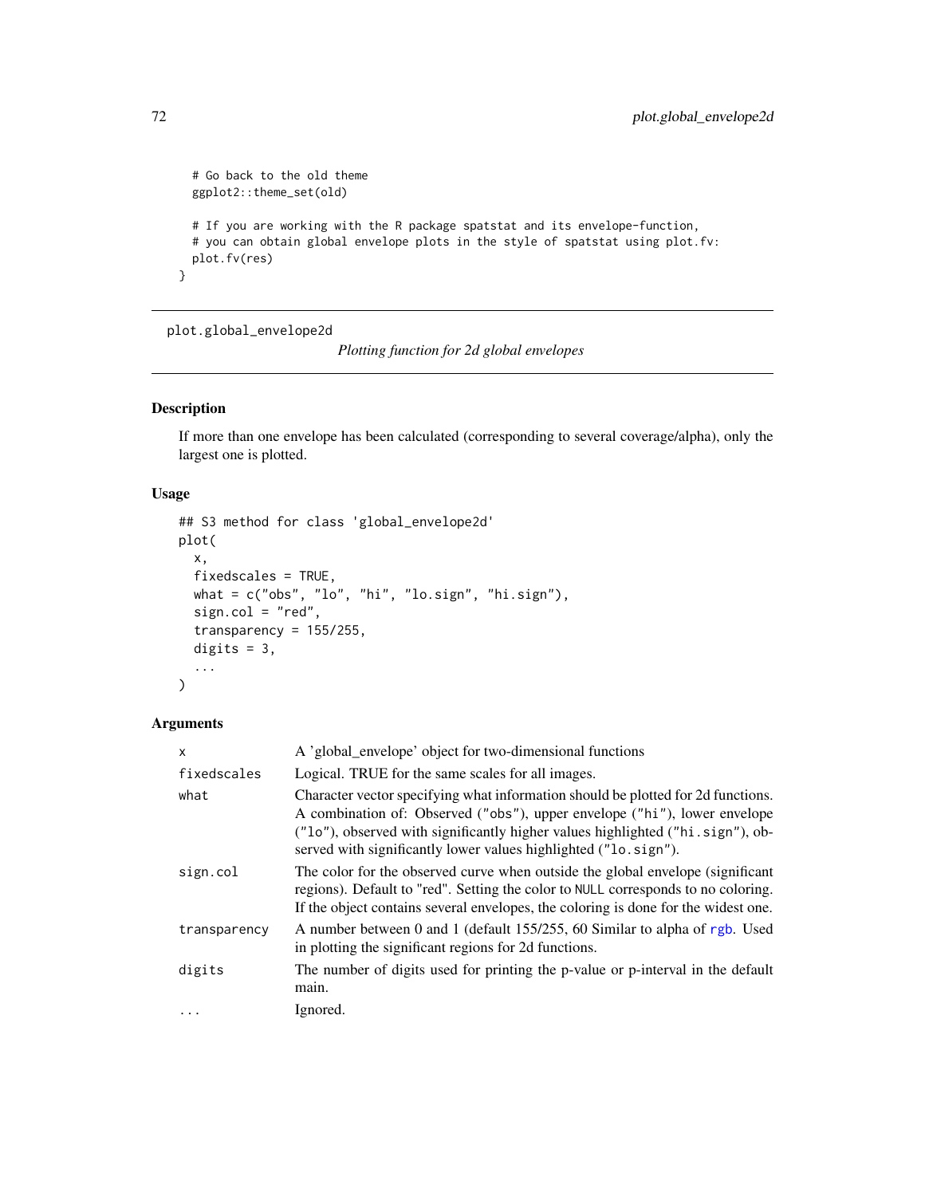```
  # Go back to the old theme
  ggplot2::theme_set(old)

  # If you are working with the R package spatstat and its envelope-function,
  # you can obtain global envelope plots in the style of spatstat using plot.fv:
  plot.fv(res)
}
```

---

## plot.global_envelope2d

*Plotting function for 2d global envelopes*

---

### Description

If more than one envelope has been calculated (corresponding to several coverage/alpha), only the largest one is plotted.

### Usage

```
## S3 method for class 'global_envelope2d'
plot(
  x,
  fixedscales = TRUE,
  what = c("obs", "lo", "hi", "lo.sign", "hi.sign"),
  sign.col = "red",
  transparency = 155/255,
  digits = 3,
  ...
)
```

### Arguments

| | |
|---|---|
| x | A 'global_envelope' object for two-dimensional functions |
| fixedscales | Logical. TRUE for the same scales for all images. |
| what | Character vector specifying what information should be plotted for 2d functions. A combination of: Observed ("obs"), upper envelope ("hi"), lower envelope ("lo"), observed with significantly higher values highlighted ("hi.sign"), observed with significantly lower values highlighted ("lo.sign"). |
| sign.col | The color for the observed curve when outside the global envelope (significant regions). Default to "red". Setting the color to NULL corresponds to no coloring. If the object contains several envelopes, the coloring is done for the widest one. |
| transparency | A number between 0 and 1 (default 155/255, 60 Similar to alpha of rgb. Used in plotting the significant regions for 2d functions. |
| digits | The number of digits used for printing the p-value or p-interval in the default main. |
| ... | Ignored. |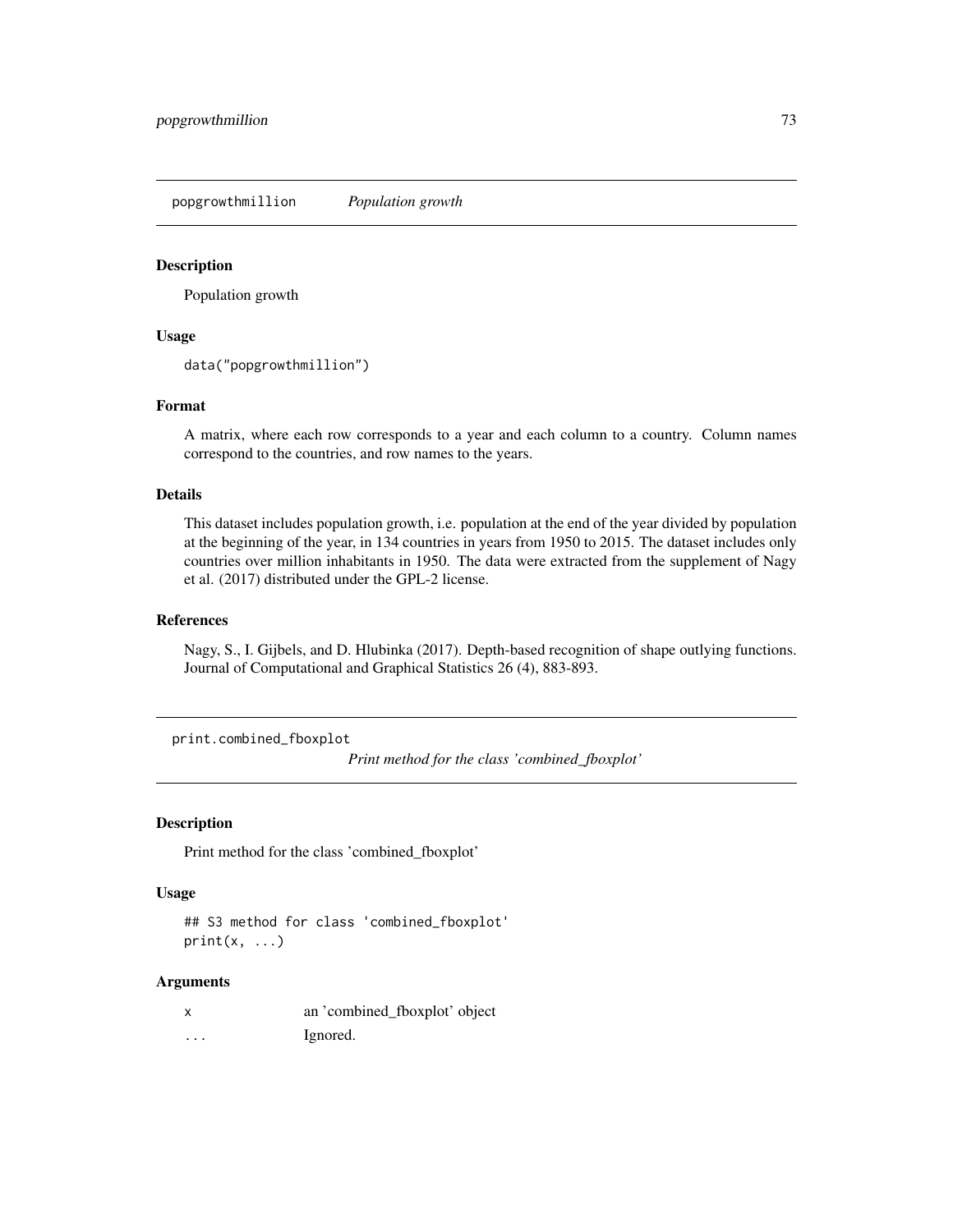## popgrowthmillion *Population growth*

### Description

Population growth

### Usage

```
data("popgrowthmillion")
```

### Format

A matrix, where each row corresponds to a year and each column to a country. Column names correspond to the countries, and row names to the years.

### Details

This dataset includes population growth, i.e. population at the end of the year divided by population at the beginning of the year, in 134 countries in years from 1950 to 2015. The dataset includes only countries over million inhabitants in 1950. The data were extracted from the supplement of Nagy et al. (2017) distributed under the GPL-2 license.

### References

Nagy, S., I. Gijbels, and D. Hlubinka (2017). Depth-based recognition of shape outlying functions. Journal of Computational and Graphical Statistics 26 (4), 883-893.

## print.combined_fboxplot *Print method for the class 'combined_fboxplot'*

### Description

Print method for the class 'combined_fboxplot'

### Usage

```
## S3 method for class 'combined_fboxplot'
print(x, ...)
```

### Arguments

| | |
|---|---|
| x | an 'combined_fboxplot' object |
| ... | Ignored. |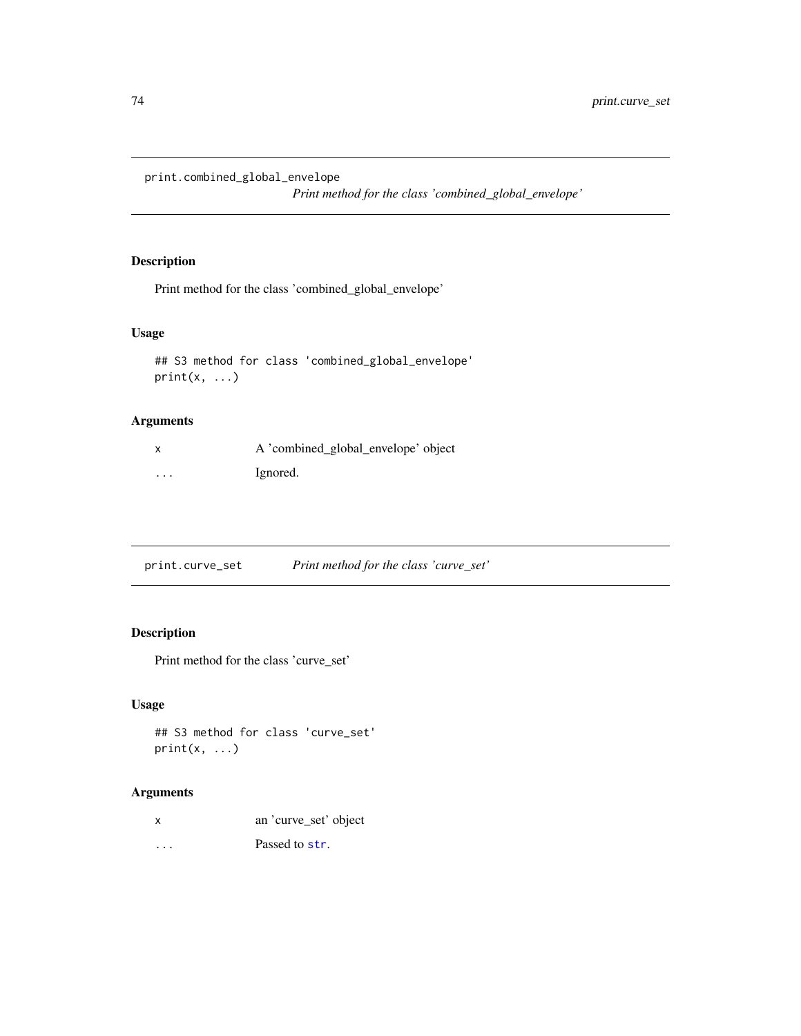## print.combined_global_envelope

*Print method for the class 'combined_global_envelope'*

### Description

Print method for the class 'combined_global_envelope'

### Usage

```
## S3 method for class 'combined_global_envelope'
print(x, ...)
```

### Arguments

| | |
|---|---|
| x | A 'combined_global_envelope' object |
| ... | Ignored. |

## print.curve_set

*Print method for the class 'curve_set'*

### Description

Print method for the class 'curve_set'

### Usage

```
## S3 method for class 'curve_set'
print(x, ...)
```

### Arguments

| | |
|---|---|
| x | an 'curve_set' object |
| ... | Passed to `str`. |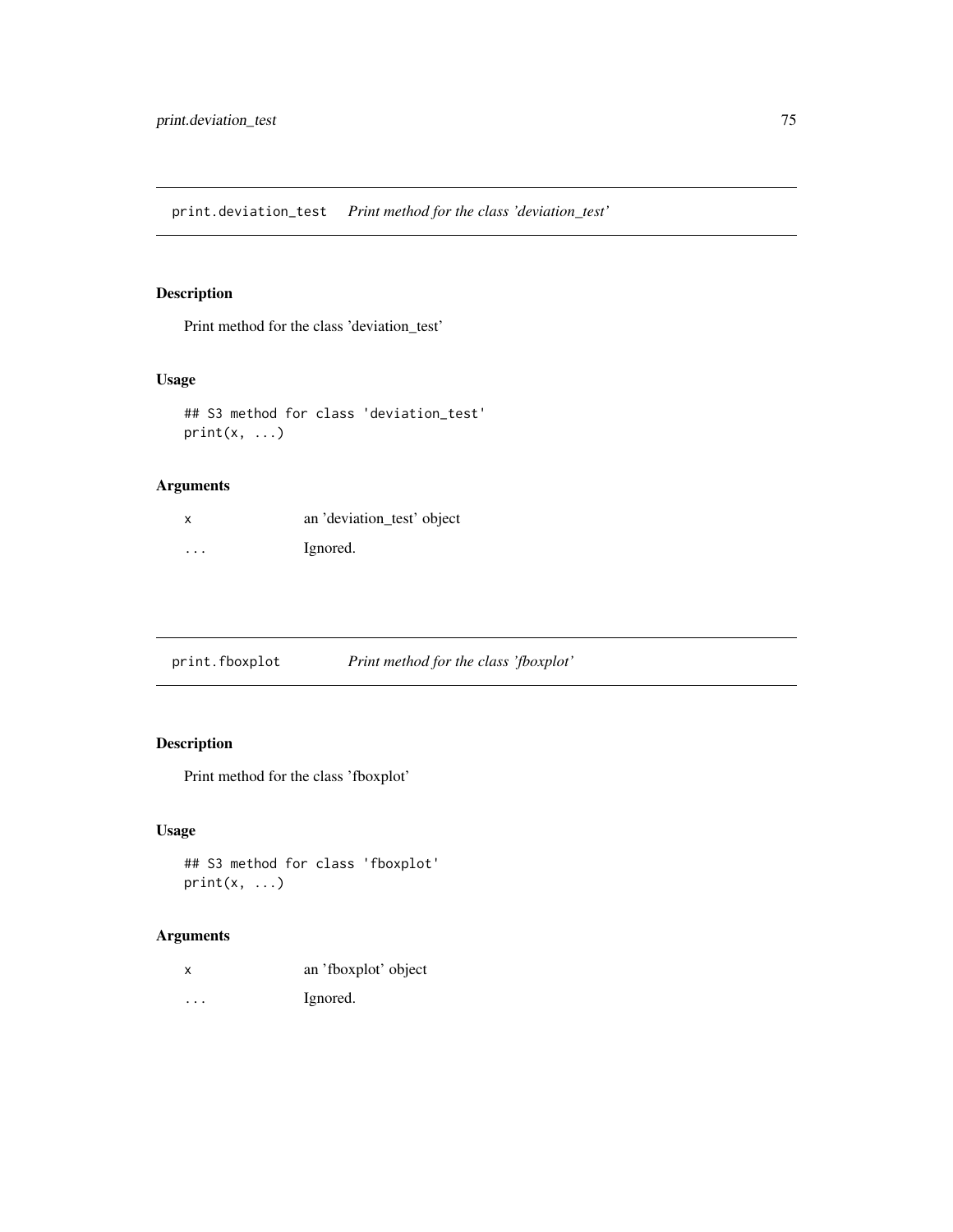## print.deviation_test    *Print method for the class 'deviation_test'*

### Description

Print method for the class 'deviation_test'

### Usage

```
## S3 method for class 'deviation_test'
print(x, ...)
```

### Arguments

| | |
|---|---|
| x | an 'deviation_test' object |
| ... | Ignored. |

## print.fboxplot    *Print method for the class 'fboxplot'*

### Description

Print method for the class 'fboxplot'

### Usage

```
## S3 method for class 'fboxplot'
print(x, ...)
```

### Arguments

| | |
|---|---|
| x | an 'fboxplot' object |
| ... | Ignored. |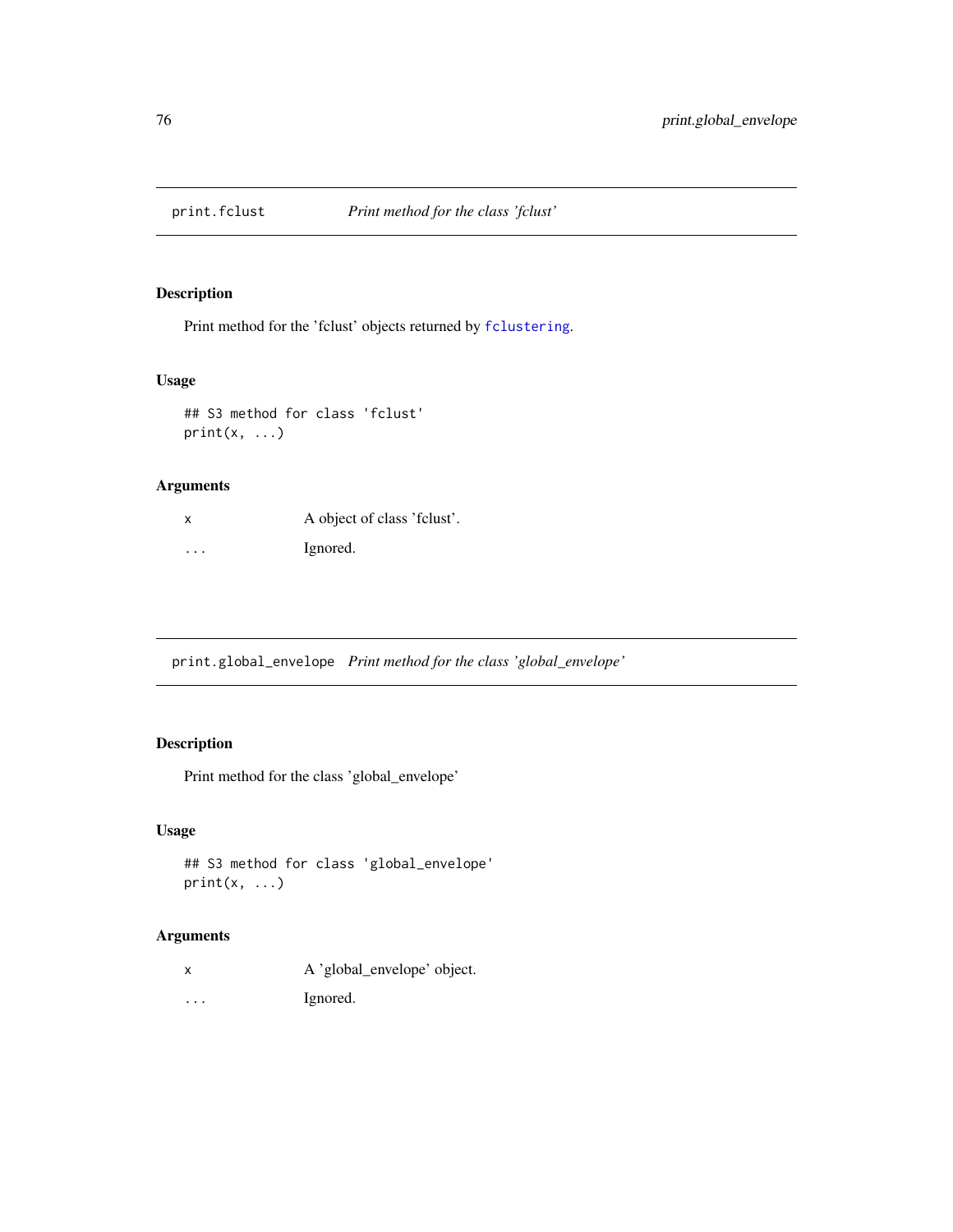## print.fclust *Print method for the class 'fclust'*

### Description

Print method for the 'fclust' objects returned by `fclustering`.

### Usage

```
## S3 method for class 'fclust'
print(x, ...)
```

### Arguments

| | |
|---|---|
| x | A object of class 'fclust'. |
| ... | Ignored. |

## print.global_envelope *Print method for the class 'global_envelope'*

### Description

Print method for the class 'global_envelope'

### Usage

```
## S3 method for class 'global_envelope'
print(x, ...)
```

### Arguments

| | |
|---|---|
| x | A 'global_envelope' object. |
| ... | Ignored. |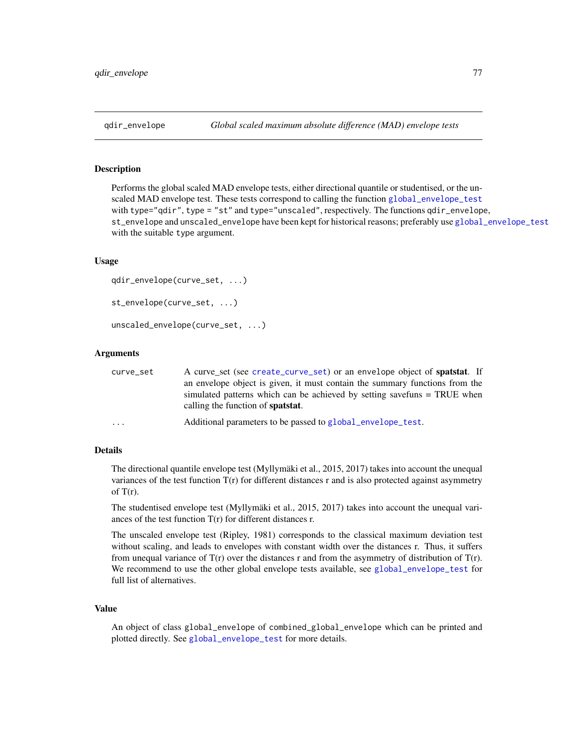# qdir_envelope — *Global scaled maximum absolute difference (MAD) envelope tests*

## Description

Performs the global scaled MAD envelope tests, either directional quantile or studentised, or the unscaled MAD envelope test. These tests correspond to calling the function `global_envelope_test` with `type="qdir"`, `type = "st"` and `type="unscaled"`, respectively. The functions `qdir_envelope`, `st_envelope` and `unscaled_envelope` have been kept for historical reasons; preferably use `global_envelope_test` with the suitable `type` argument.

## Usage

```
qdir_envelope(curve_set, ...)

st_envelope(curve_set, ...)

unscaled_envelope(curve_set, ...)
```

## Arguments

| | |
|---|---|
| `curve_set` | A curve_set (see `create_curve_set`) or an `envelope` object of **spatstat**. If an envelope object is given, it must contain the summary functions from the simulated patterns which can be achieved by setting savefuns = TRUE when calling the function of **spatstat**. |
| `...` | Additional parameters to be passed to `global_envelope_test`. |

## Details

The directional quantile envelope test (Myllymäki et al., 2015, 2017) takes into account the unequal variances of the test function T(r) for different distances r and is also protected against asymmetry of T(r).

The studentised envelope test (Myllymäki et al., 2015, 2017) takes into account the unequal variances of the test function T(r) for different distances r.

The unscaled envelope test (Ripley, 1981) corresponds to the classical maximum deviation test without scaling, and leads to envelopes with constant width over the distances r. Thus, it suffers from unequal variance of T(r) over the distances r and from the asymmetry of distribution of T(r). We recommend to use the other global envelope tests available, see `global_envelope_test` for full list of alternatives.

## Value

An object of class `global_envelope` of `combined_global_envelope` which can be printed and plotted directly. See `global_envelope_test` for more details.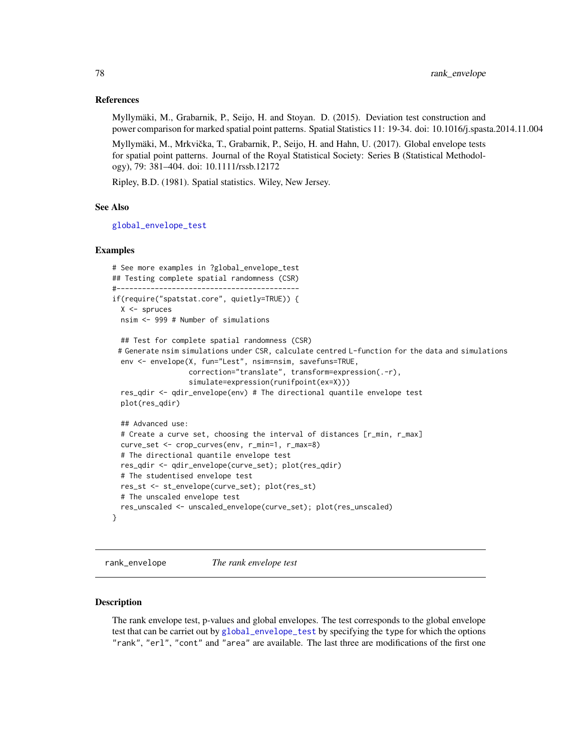### References

Myllymäki, M., Grabarnik, P., Seijo, H. and Stoyan. D. (2015). Deviation test construction and power comparison for marked spatial point patterns. Spatial Statistics 11: 19-34. doi: 10.1016/j.spasta.2014.11.004

Myllymäki, M., Mrkvička, T., Grabarnik, P., Seijo, H. and Hahn, U. (2017). Global envelope tests for spatial point patterns. Journal of the Royal Statistical Society: Series B (Statistical Methodology), 79: 381–404. doi: 10.1111/rssb.12172

Ripley, B.D. (1981). Spatial statistics. Wiley, New Jersey.

### See Also

global_envelope_test

### Examples

```
# See more examples in ?global_envelope_test
## Testing complete spatial randomness (CSR)
#-------------------------------------------
if(require("spatstat.core", quietly=TRUE)) {
  X <- spruces
  nsim <- 999 # Number of simulations

  ## Test for complete spatial randomness (CSR)
 # Generate nsim simulations under CSR, calculate centred L-function for the data and simulations
  env <- envelope(X, fun="Lest", nsim=nsim, savefuns=TRUE,
                  correction="translate", transform=expression(.-r),
                  simulate=expression(runifpoint(ex=X)))
  res_qdir <- qdir_envelope(env) # The directional quantile envelope test
  plot(res_qdir)

  ## Advanced use:
  # Create a curve set, choosing the interval of distances [r_min, r_max]
  curve_set <- crop_curves(env, r_min=1, r_max=8)
  # The directional quantile envelope test
  res_qdir <- qdir_envelope(curve_set); plot(res_qdir)
  # The studentised envelope test
  res_st <- st_envelope(curve_set); plot(res_st)
  # The unscaled envelope test
  res_unscaled <- unscaled_envelope(curve_set); plot(res_unscaled)
}
```

---

## rank_envelope *The rank envelope test*

---

### Description

The rank envelope test, p-values and global envelopes. The test corresponds to the global envelope test that can be carriet out by global_envelope_test by specifying the type for which the options "rank", "erl", "cont" and "area" are available. The last three are modifications of the first one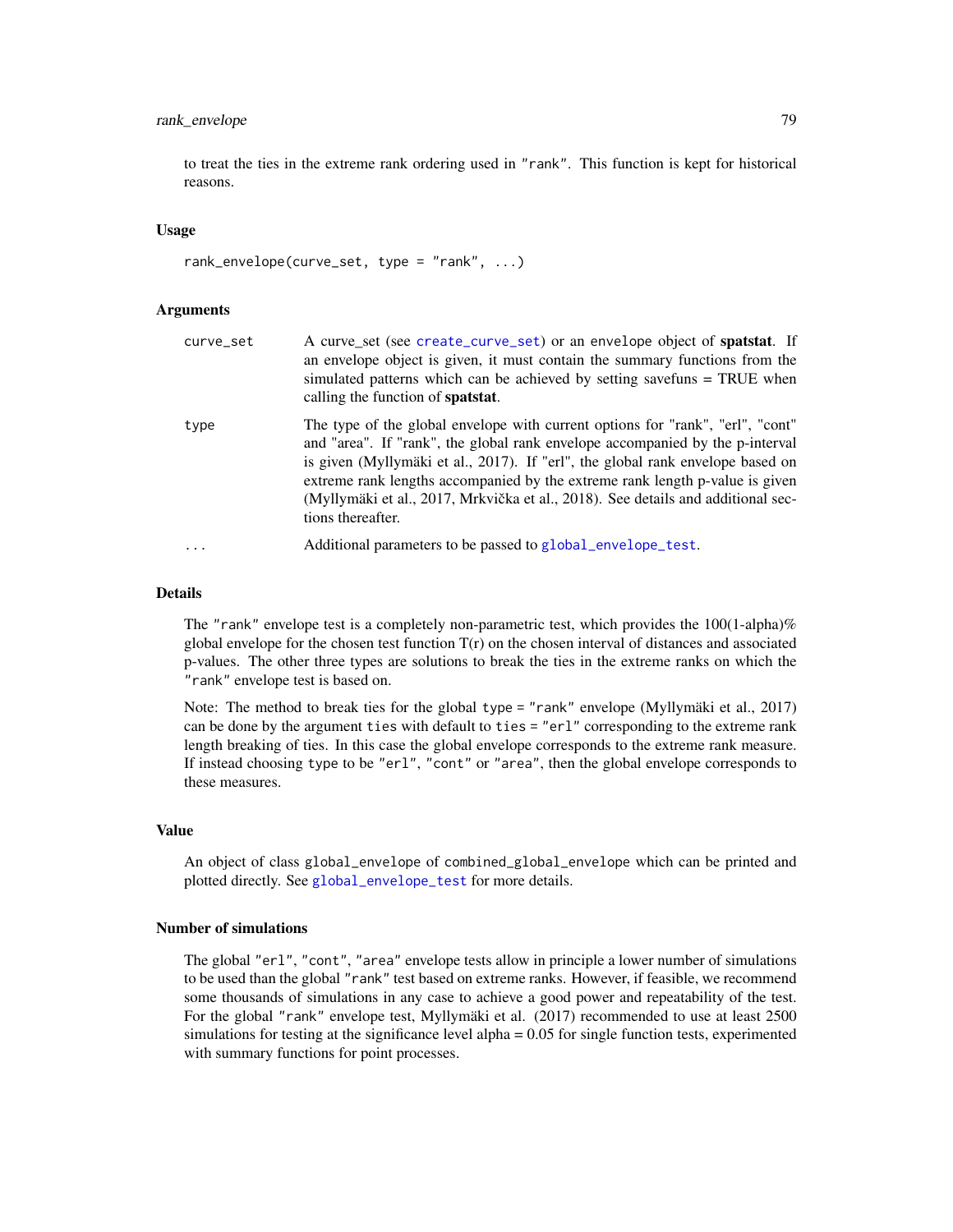to treat the ties in the extreme rank ordering used in "rank". This function is kept for historical reasons.

### Usage

```
rank_envelope(curve_set, type = "rank", ...)
```

### Arguments

| | |
|---|---|
| curve_set | A curve_set (see create_curve_set) or an envelope object of **spatstat**. If an envelope object is given, it must contain the summary functions from the simulated patterns which can be achieved by setting savefuns = TRUE when calling the function of **spatstat**. |
| type | The type of the global envelope with current options for "rank", "erl", "cont" and "area". If "rank", the global rank envelope accompanied by the p-interval is given (Myllymäki et al., 2017). If "erl", the global rank envelope based on extreme rank lengths accompanied by the extreme rank length p-value is given (Myllymäki et al., 2017, Mrkvička et al., 2018). See details and additional sections thereafter. |
| ... | Additional parameters to be passed to global_envelope_test. |

### Details

The "rank" envelope test is a completely non-parametric test, which provides the 100(1-alpha)% global envelope for the chosen test function T(r) on the chosen interval of distances and associated p-values. The other three types are solutions to break the ties in the extreme ranks on which the "rank" envelope test is based on.

Note: The method to break ties for the global type = "rank" envelope (Myllymäki et al., 2017) can be done by the argument ties with default to ties = "erl" corresponding to the extreme rank length breaking of ties. In this case the global envelope corresponds to the extreme rank measure. If instead choosing type to be "erl", "cont" or "area", then the global envelope corresponds to these measures.

### Value

An object of class global_envelope of combined_global_envelope which can be printed and plotted directly. See global_envelope_test for more details.

### Number of simulations

The global "erl", "cont", "area" envelope tests allow in principle a lower number of simulations to be used than the global "rank" test based on extreme ranks. However, if feasible, we recommend some thousands of simulations in any case to achieve a good power and repeatability of the test. For the global "rank" envelope test, Myllymäki et al. (2017) recommended to use at least 2500 simulations for testing at the significance level alpha = 0.05 for single function tests, experimented with summary functions for point processes.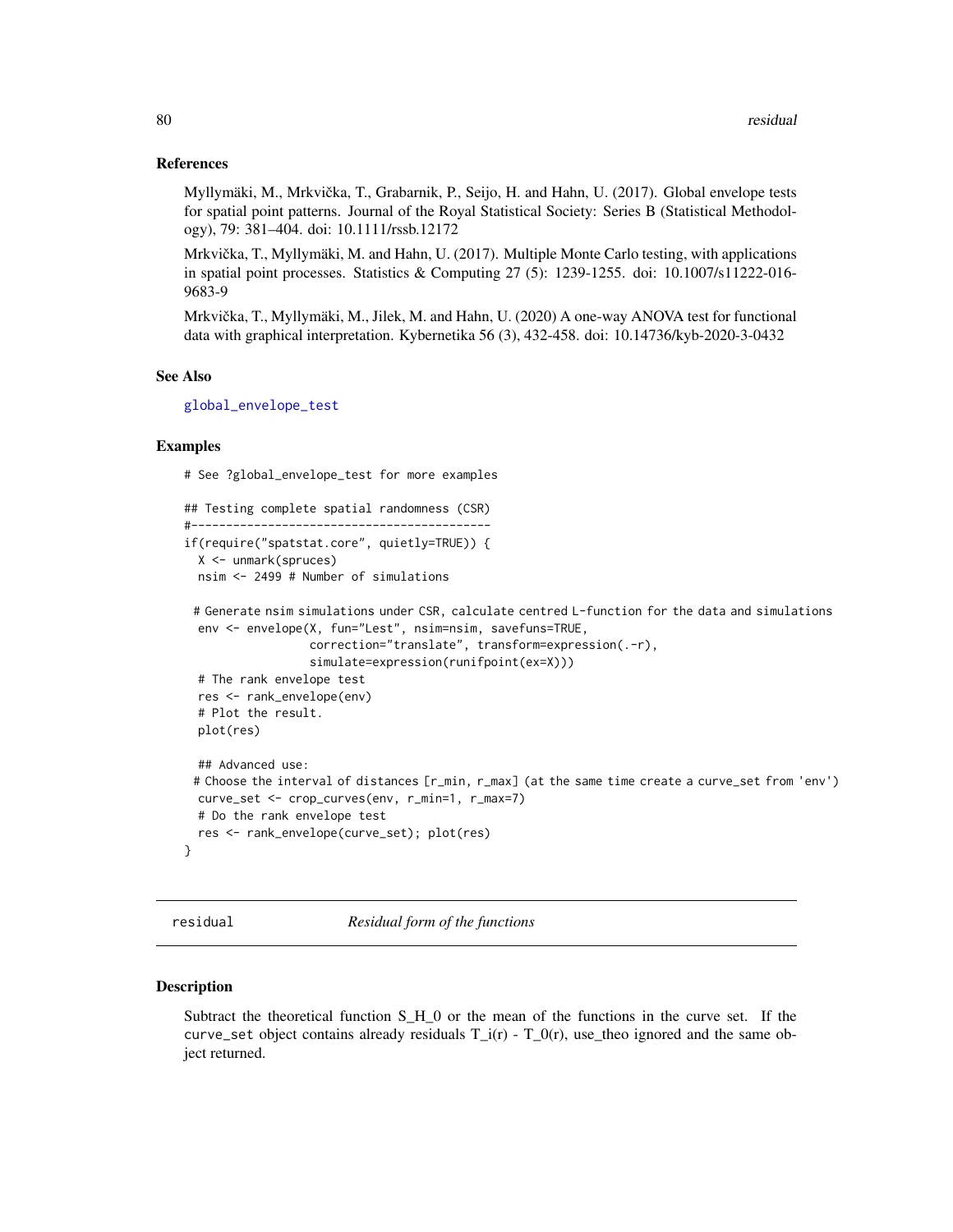### References

Myllymäki, M., Mrkvička, T., Grabarnik, P., Seijo, H. and Hahn, U. (2017). Global envelope tests for spatial point patterns. Journal of the Royal Statistical Society: Series B (Statistical Methodology), 79: 381–404. doi: 10.1111/rssb.12172

Mrkvička, T., Myllymäki, M. and Hahn, U. (2017). Multiple Monte Carlo testing, with applications in spatial point processes. Statistics & Computing 27 (5): 1239-1255. doi: 10.1007/s11222-016-9683-9

Mrkvička, T., Myllymäki, M., Jilek, M. and Hahn, U. (2020) A one-way ANOVA test for functional data with graphical interpretation. Kybernetika 56 (3), 432-458. doi: 10.14736/kyb-2020-3-0432

### See Also

global_envelope_test

### Examples

```
# See ?global_envelope_test for more examples

## Testing complete spatial randomness (CSR)
#-------------------------------------------
if(require("spatstat.core", quietly=TRUE)) {
  X <- unmark(spruces)
  nsim <- 2499 # Number of simulations

 # Generate nsim simulations under CSR, calculate centred L-function for the data and simulations
  env <- envelope(X, fun="Lest", nsim=nsim, savefuns=TRUE,
                  correction="translate", transform=expression(.-r),
                  simulate=expression(runifpoint(ex=X)))
  # The rank envelope test
  res <- rank_envelope(env)
  # Plot the result.
  plot(res)

  ## Advanced use:
 # Choose the interval of distances [r_min, r_max] (at the same time create a curve_set from 'env')
  curve_set <- crop_curves(env, r_min=1, r_max=7)
  # Do the rank envelope test
  res <- rank_envelope(curve_set); plot(res)
}
```

---

## residual — *Residual form of the functions*

### Description

Subtract the theoretical function S_H_0 or the mean of the functions in the curve set. If the curve_set object contains already residuals T_i(r) - T_0(r), use_theo ignored and the same object returned.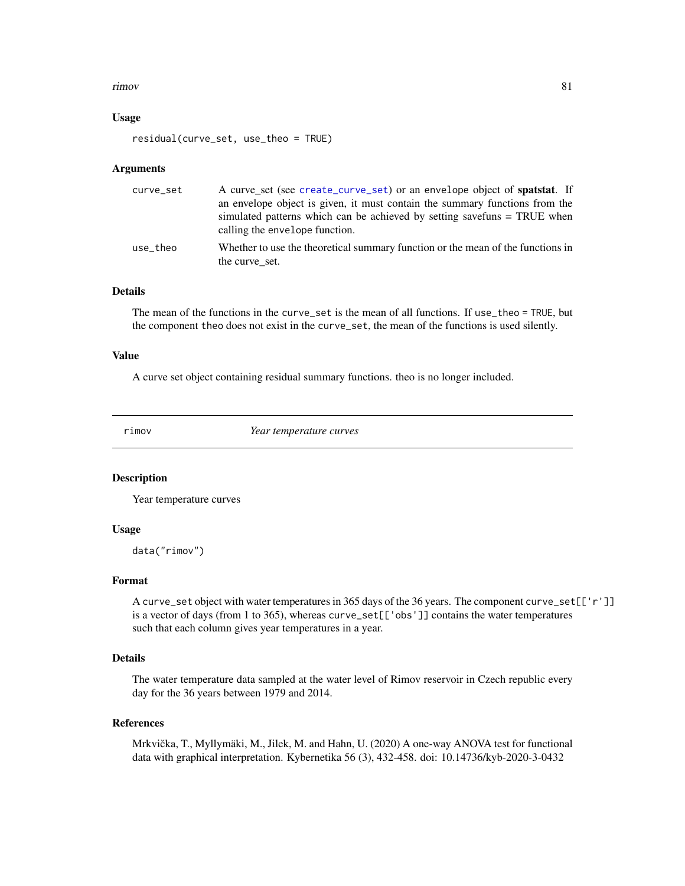### Usage

```
residual(curve_set, use_theo = TRUE)
```

### Arguments

| | |
|---|---|
| curve_set | A curve_set (see create_curve_set) or an envelope object of **spatstat**. If an envelope object is given, it must contain the summary functions from the simulated patterns which can be achieved by setting savefuns = TRUE when calling the envelope function. |
| use_theo | Whether to use the theoretical summary function or the mean of the functions in the curve_set. |

### Details

The mean of the functions in the curve_set is the mean of all functions. If use_theo = TRUE, but the component theo does not exist in the curve_set, the mean of the functions is used silently.

### Value

A curve set object containing residual summary functions. theo is no longer included.

---

## rimov — *Year temperature curves*

### Description

Year temperature curves

### Usage

```
data("rimov")
```

### Format

A curve_set object with water temperatures in 365 days of the 36 years. The component curve_set[['r']] is a vector of days (from 1 to 365), whereas curve_set[['obs']] contains the water temperatures such that each column gives year temperatures in a year.

### Details

The water temperature data sampled at the water level of Rimov reservoir in Czech republic every day for the 36 years between 1979 and 2014.

### References

Mrkvička, T., Myllymäki, M., Jilek, M. and Hahn, U. (2020) A one-way ANOVA test for functional data with graphical interpretation. Kybernetika 56 (3), 432-458. doi: 10.14736/kyb-2020-3-0432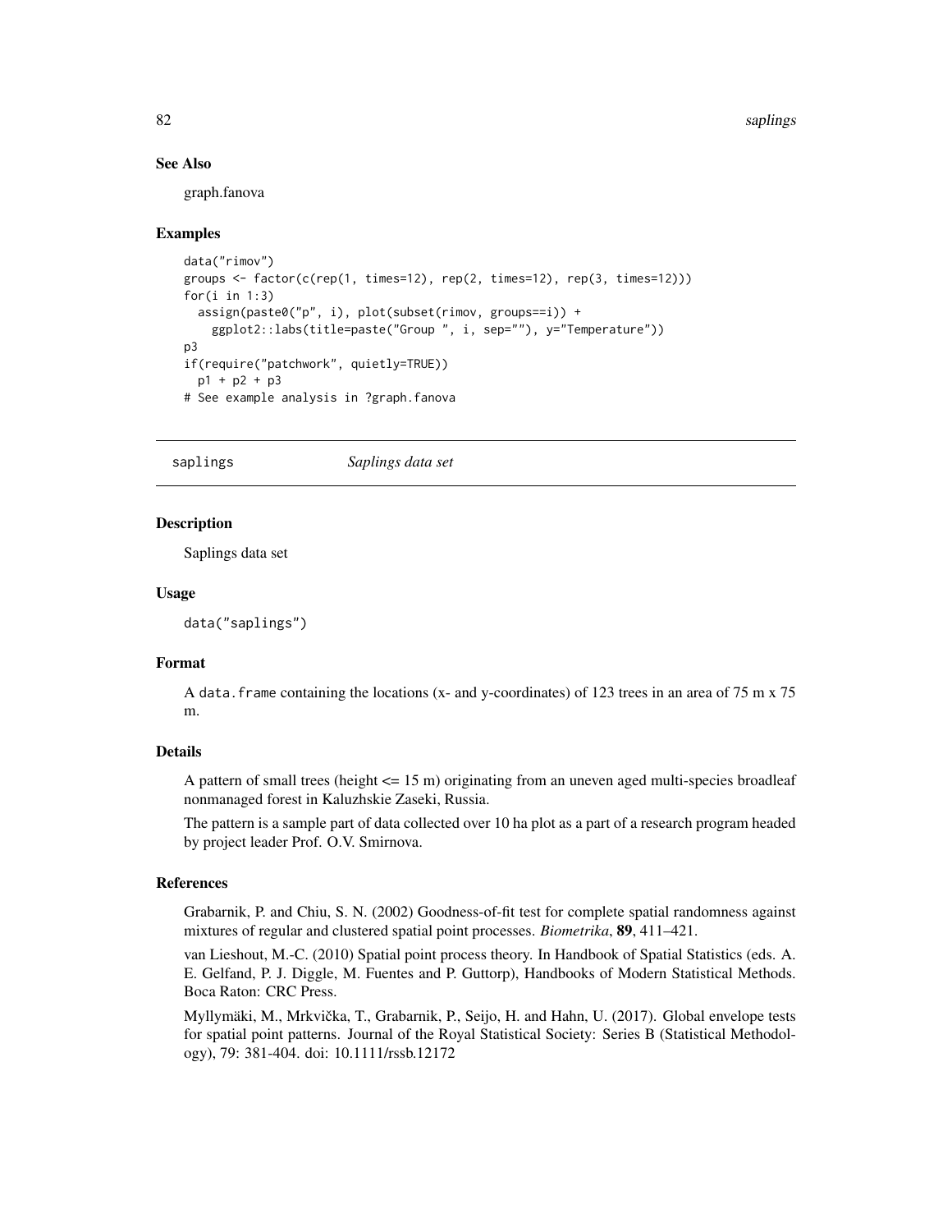### See Also

graph.fanova

### Examples

```
data("rimov")
groups <- factor(c(rep(1, times=12), rep(2, times=12), rep(3, times=12)))
for(i in 1:3)
  assign(paste0("p", i), plot(subset(rimov, groups==i)) +
    ggplot2::labs(title=paste("Group ", i, sep=""), y="Temperature"))
p3
if(require("patchwork", quietly=TRUE))
  p1 + p2 + p3
# See example analysis in ?graph.fanova
```

---

## saplings    *Saplings data set*

---

### Description

Saplings data set

### Usage

```
data("saplings")
```

### Format

A `data.frame` containing the locations (x- and y-coordinates) of 123 trees in an area of 75 m x 75 m.

### Details

A pattern of small trees (height <= 15 m) originating from an uneven aged multi-species broadleaf nonmanaged forest in Kaluzhskie Zaseki, Russia.

The pattern is a sample part of data collected over 10 ha plot as a part of a research program headed by project leader Prof. O.V. Smirnova.

### References

Grabarnik, P. and Chiu, S. N. (2002) Goodness-of-fit test for complete spatial randomness against mixtures of regular and clustered spatial point processes. *Biometrika*, **89**, 411–421.

van Lieshout, M.-C. (2010) Spatial point process theory. In Handbook of Spatial Statistics (eds. A. E. Gelfand, P. J. Diggle, M. Fuentes and P. Guttorp), Handbooks of Modern Statistical Methods. Boca Raton: CRC Press.

Myllymäki, M., Mrkvička, T., Grabarnik, P., Seijo, H. and Hahn, U. (2017). Global envelope tests for spatial point patterns. Journal of the Royal Statistical Society: Series B (Statistical Methodology), 79: 381-404. doi: 10.1111/rssb.12172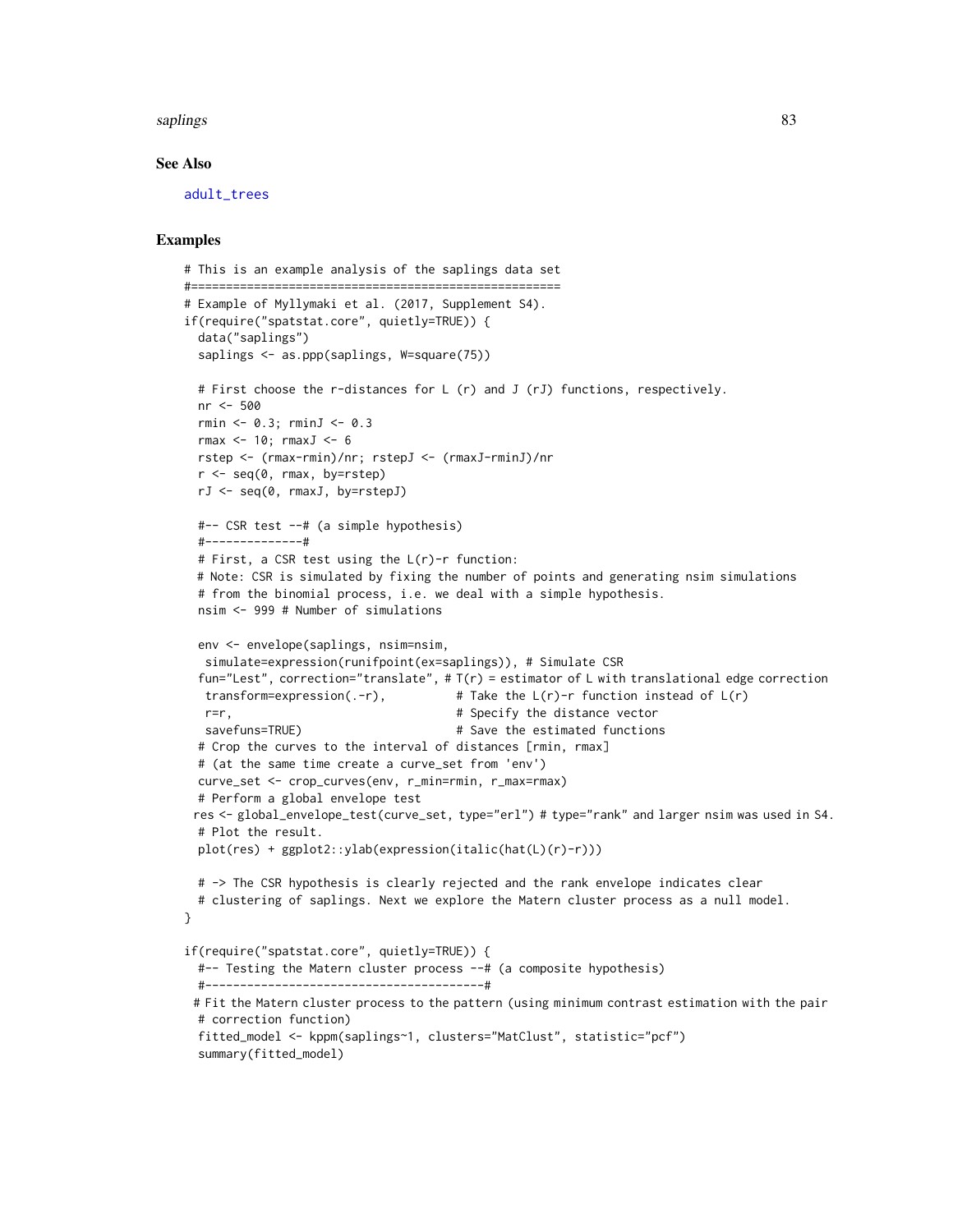### See Also

adult_trees

### Examples

```
# This is an example analysis of the saplings data set
#=====================================================
# Example of Myllymaki et al. (2017, Supplement S4).
if(require("spatstat.core", quietly=TRUE)) {
  data("saplings")
  saplings <- as.ppp(saplings, W=square(75))

  # First choose the r-distances for L (r) and J (rJ) functions, respectively.
  nr <- 500
  rmin <- 0.3; rminJ <- 0.3
  rmax <- 10; rmaxJ <- 6
  rstep <- (rmax-rmin)/nr; rstepJ <- (rmaxJ-rminJ)/nr
  r <- seq(0, rmax, by=rstep)
  rJ <- seq(0, rmaxJ, by=rstepJ)

  #-- CSR test --# (a simple hypothesis)
  #--------------#
  # First, a CSR test using the L(r)-r function:
  # Note: CSR is simulated by fixing the number of points and generating nsim simulations
  # from the binomial process, i.e. we deal with a simple hypothesis.
  nsim <- 999 # Number of simulations

  env <- envelope(saplings, nsim=nsim,
   simulate=expression(runifpoint(ex=saplings)), # Simulate CSR
  fun="Lest", correction="translate", # T(r) = estimator of L with translational edge correction
   transform=expression(.-r),          # Take the L(r)-r function instead of L(r)
   r=r,                                # Specify the distance vector
   savefuns=TRUE)                      # Save the estimated functions
  # Crop the curves to the interval of distances [rmin, rmax]
  # (at the same time create a curve_set from 'env')
  curve_set <- crop_curves(env, r_min=rmin, r_max=rmax)
  # Perform a global envelope test
 res <- global_envelope_test(curve_set, type="erl") # type="rank" and larger nsim was used in S4.
  # Plot the result.
  plot(res) + ggplot2::ylab(expression(italic(hat(L)(r)-r)))

  # -> The CSR hypothesis is clearly rejected and the rank envelope indicates clear
  # clustering of saplings. Next we explore the Matern cluster process as a null model.
}

if(require("spatstat.core", quietly=TRUE)) {
  #-- Testing the Matern cluster process --# (a composite hypothesis)
  #----------------------------------------#
 # Fit the Matern cluster process to the pattern (using minimum contrast estimation with the pair
  # correction function)
  fitted_model <- kppm(saplings~1, clusters="MatClust", statistic="pcf")
  summary(fitted_model)
```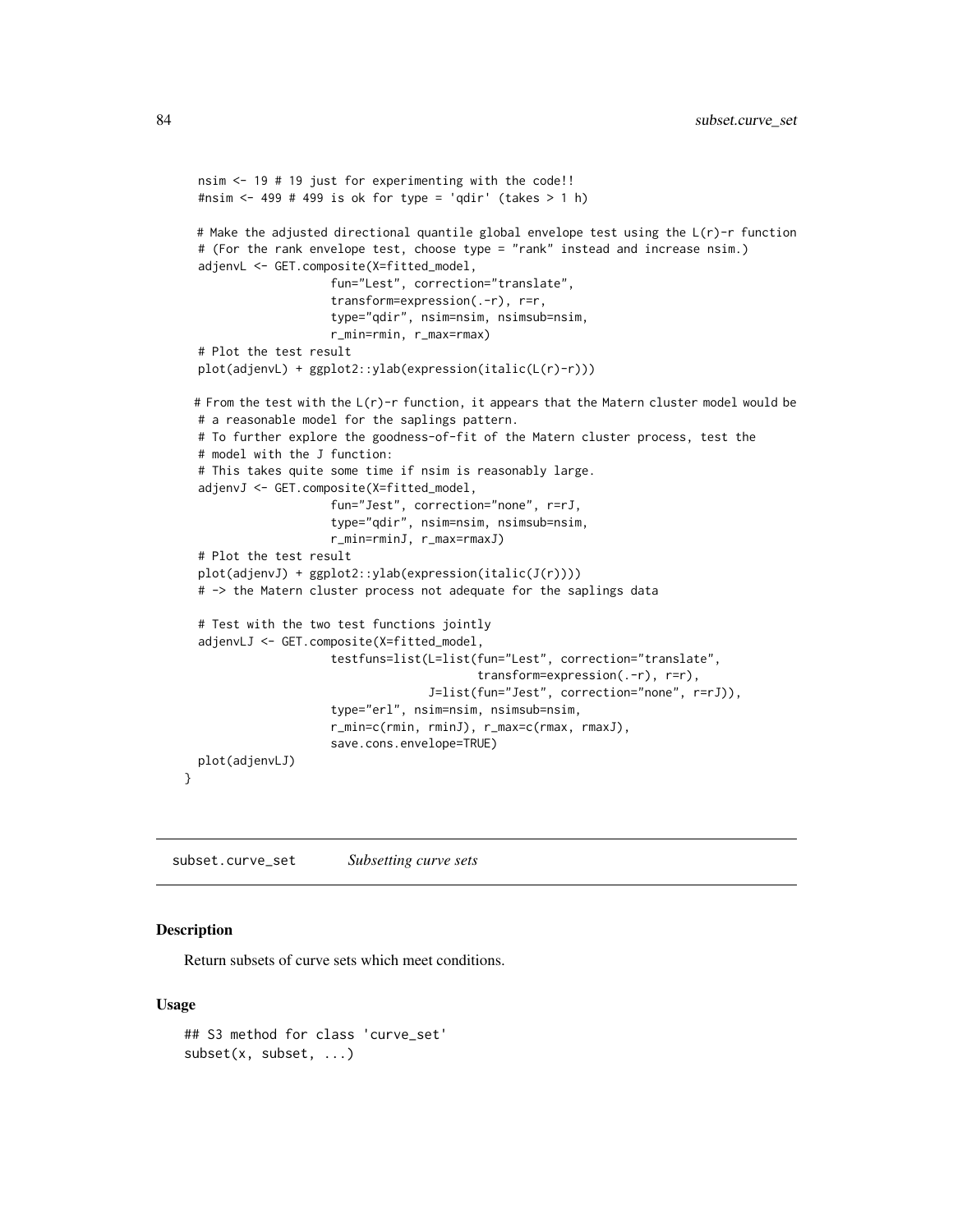```
  nsim <- 19 # 19 just for experimenting with the code!!
  #nsim <- 499 # 499 is ok for type = 'qdir' (takes > 1 h)

  # Make the adjusted directional quantile global envelope test using the L(r)-r function
  # (For the rank envelope test, choose type = "rank" instead and increase nsim.)
  adjenvL <- GET.composite(X=fitted_model,
                    fun="Lest", correction="translate",
                    transform=expression(.-r), r=r,
                    type="qdir", nsim=nsim, nsimsub=nsim,
                    r_min=rmin, r_max=rmax)
  # Plot the test result
  plot(adjenvL) + ggplot2::ylab(expression(italic(L(r)-r)))

 # From the test with the L(r)-r function, it appears that the Matern cluster model would be
  # a reasonable model for the saplings pattern.
  # To further explore the goodness-of-fit of the Matern cluster process, test the
  # model with the J function:
  # This takes quite some time if nsim is reasonably large.
  adjenvJ <- GET.composite(X=fitted_model,
                    fun="Jest", correction="none", r=rJ,
                    type="qdir", nsim=nsim, nsimsub=nsim,
                    r_min=rminJ, r_max=rmaxJ)
  # Plot the test result
  plot(adjenvJ) + ggplot2::ylab(expression(italic(J(r))))
  # -> the Matern cluster process not adequate for the saplings data

  # Test with the two test functions jointly
  adjenvLJ <- GET.composite(X=fitted_model,
                    testfuns=list(L=list(fun="Lest", correction="translate",
                                    transform=expression(.-r), r=r),
                                J=list(fun="Jest", correction="none", r=rJ)),
                    type="erl", nsim=nsim, nsimsub=nsim,
                    r_min=c(rmin, rminJ), r_max=c(rmax, rmaxJ),
                    save.cons.envelope=TRUE)
  plot(adjenvLJ)
}
```

---

subset.curve_set    *Subsetting curve sets*

---

### Description

Return subsets of curve sets which meet conditions.

### Usage

```
## S3 method for class 'curve_set'
subset(x, subset, ...)
```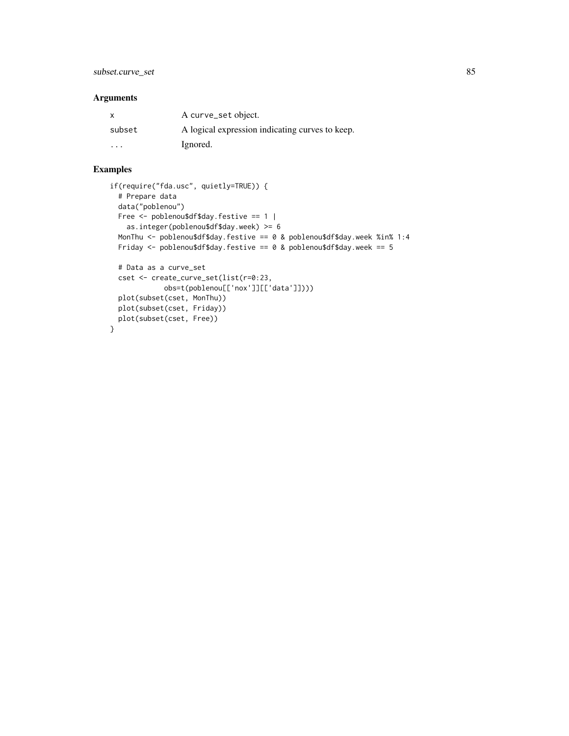## Arguments

| | |
|---|---|
| x | A curve_set object. |
| subset | A logical expression indicating curves to keep. |
| ... | Ignored. |

## Examples

```
if(require("fda.usc", quietly=TRUE)) {
  # Prepare data
  data("poblenou")
  Free <- poblenou$df$day.festive == 1 |
    as.integer(poblenou$df$day.week) >= 6
  MonThu <- poblenou$df$day.festive == 0 & poblenou$df$day.week %in% 1:4
  Friday <- poblenou$df$day.festive == 0 & poblenou$df$day.week == 5

  # Data as a curve_set
  cset <- create_curve_set(list(r=0:23,
             obs=t(poblenou[['nox']][['data']])))
  plot(subset(cset, MonThu))
  plot(subset(cset, Friday))
  plot(subset(cset, Free))
}
```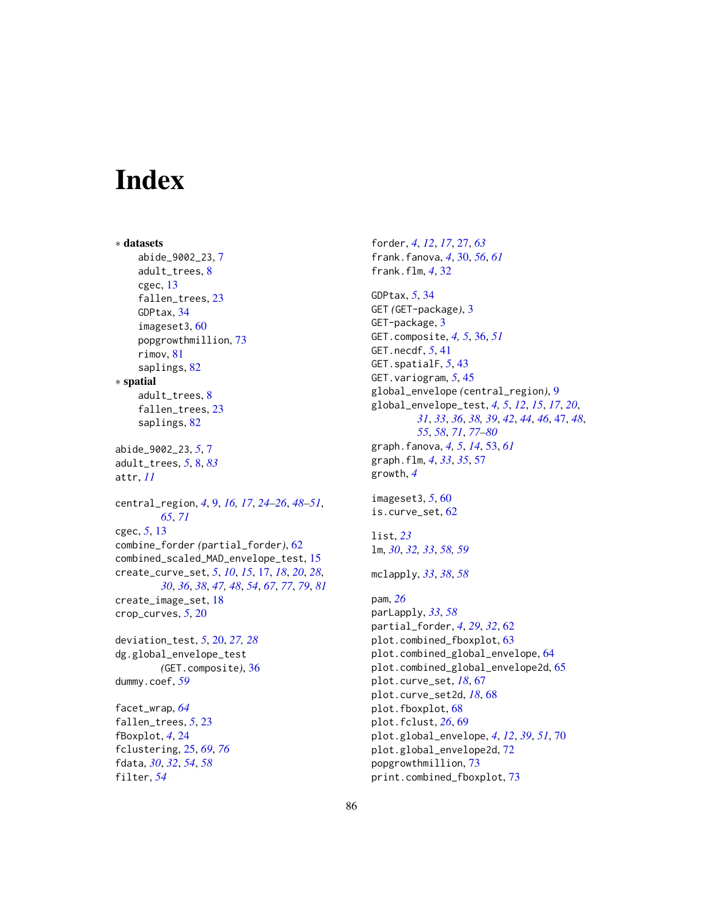# Index

∗ **datasets**
- abide_9002_23, 7
- adult_trees, 8
- cgec, 13
- fallen_trees, 23
- GDPtax, 34
- imageset3, 60
- popgrowthmillion, 73
- rimov, 81
- saplings, 82

∗ **spatial**
- adult_trees, 8
- fallen_trees, 23
- saplings, 82

abide_9002_23, *5*, 7
adult_trees, *5*, 8, *83*
attr, *11*

central_region, *4*, 9, *16, 17*, *24–26*, *48–51*, *65*, *71*
cgec, *5*, 13
combine_forder *(*partial_forder*)*, 62
combined_scaled_MAD_envelope_test, 15
create_curve_set, *5*, *10*, *15*, 17, *18*, *20*, *28*, *30*, *36*, *38*, *47, 48*, *54*, *67*, *77*, *79*, *81*
create_image_set, 18
crop_curves, *5*, 20

deviation_test, *5*, 20, *27, 28*
dg.global_envelope_test *(*GET.composite*)*, 36
dummy.coef, *59*

facet_wrap, *64*
fallen_trees, *5*, 23
fBoxplot, *4*, 24
fclustering, 25, *69*, *76*
fdata, *30*, *32*, *54*, *58*
filter, *54*
forder, *4*, *12*, *17*, 27, *63*
frank.fanova, *4*, 30, *56*, *61*
frank.flm, *4*, 32

GDPtax, *5*, 34
GET *(*GET-package*)*, 3
GET-package, 3
GET.composite, *4, 5*, 36, *51*
GET.necdf, *5*, 41
GET.spatialF, *5*, 43
GET.variogram, *5*, 45
global_envelope *(*central_region*)*, 9
global_envelope_test, *4, 5*, *12*, *15*, *17*, *20*, *31*, *33*, *36*, *38, 39*, *42*, *44*, *46*, 47, *48*, *55*, *58*, *71*, *77–80*
graph.fanova, *4, 5*, *14*, 53, *61*
graph.flm, *4*, *33*, *35*, 57
growth, *4*

imageset3, *5*, 60
is.curve_set, 62

list, *23*
lm, *30*, *32, 33*, *58, 59*

mclapply, *33*, *38*, *58*

pam, *26*
parLapply, *33*, *58*
partial_forder, *4*, *29*, *32*, 62
plot.combined_fboxplot, 63
plot.combined_global_envelope, 64
plot.combined_global_envelope2d, 65
plot.curve_set, *18*, 67
plot.curve_set2d, *18*, 68
plot.fboxplot, 68
plot.fclust, *26*, 69
plot.global_envelope, *4*, *12*, *39*, *51*, 70
plot.global_envelope2d, 72
popgrowthmillion, 73
print.combined_fboxplot, 73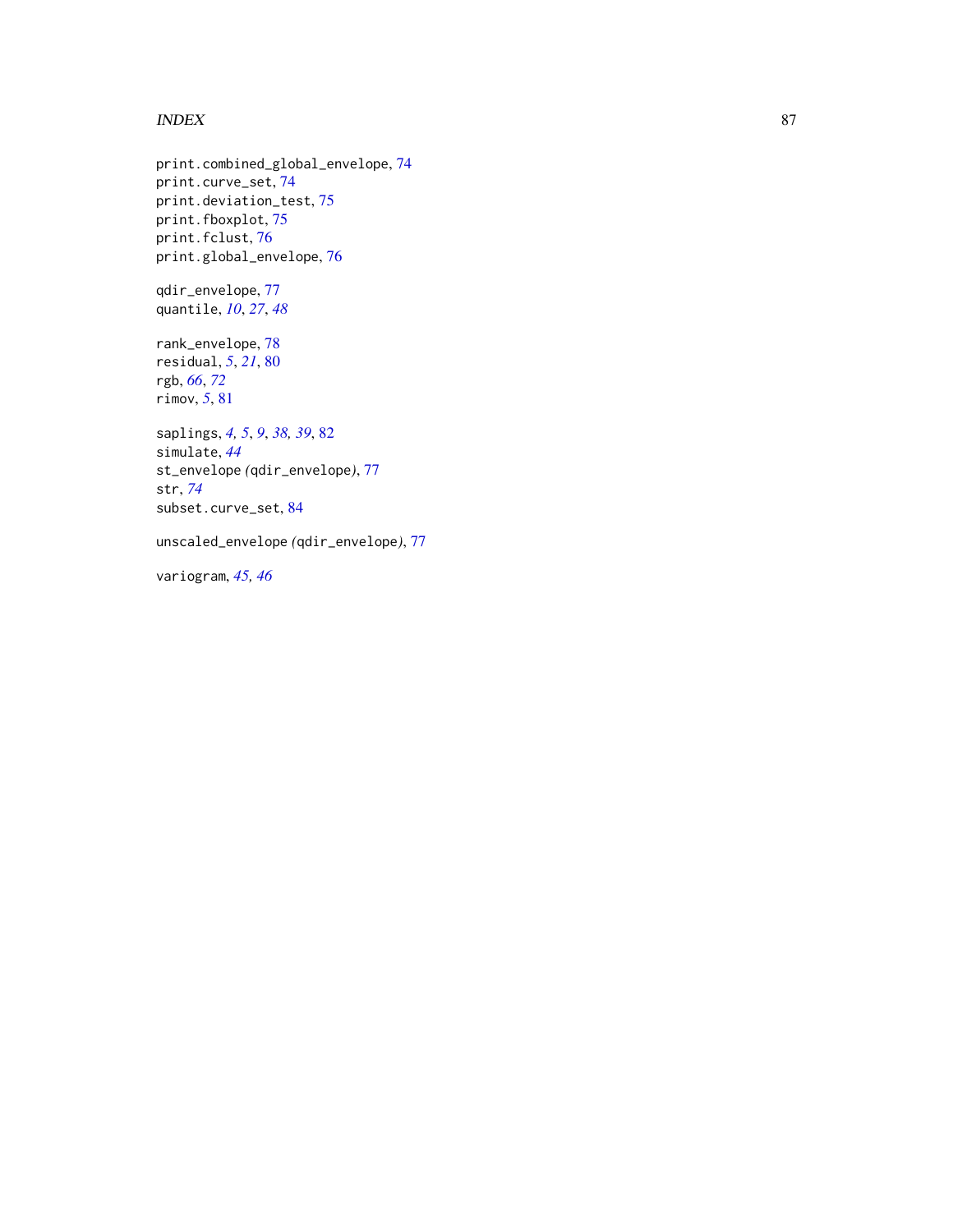print.combined_global_envelope, 74
print.curve_set, 74
print.deviation_test, 75
print.fboxplot, 75
print.fclust, 76
print.global_envelope, 76

qdir_envelope, 77
quantile, *10*, *27*, *48*

rank_envelope, 78
residual, *5*, *21*, 80
rgb, *66*, *72*
rimov, *5*, 81

saplings, *4, 5*, *9*, *38, 39*, 82
simulate, *44*
st_envelope *(*qdir_envelope*)*, 77
str, *74*
subset.curve_set, 84

unscaled_envelope *(*qdir_envelope*)*, 77

variogram, *45, 46*